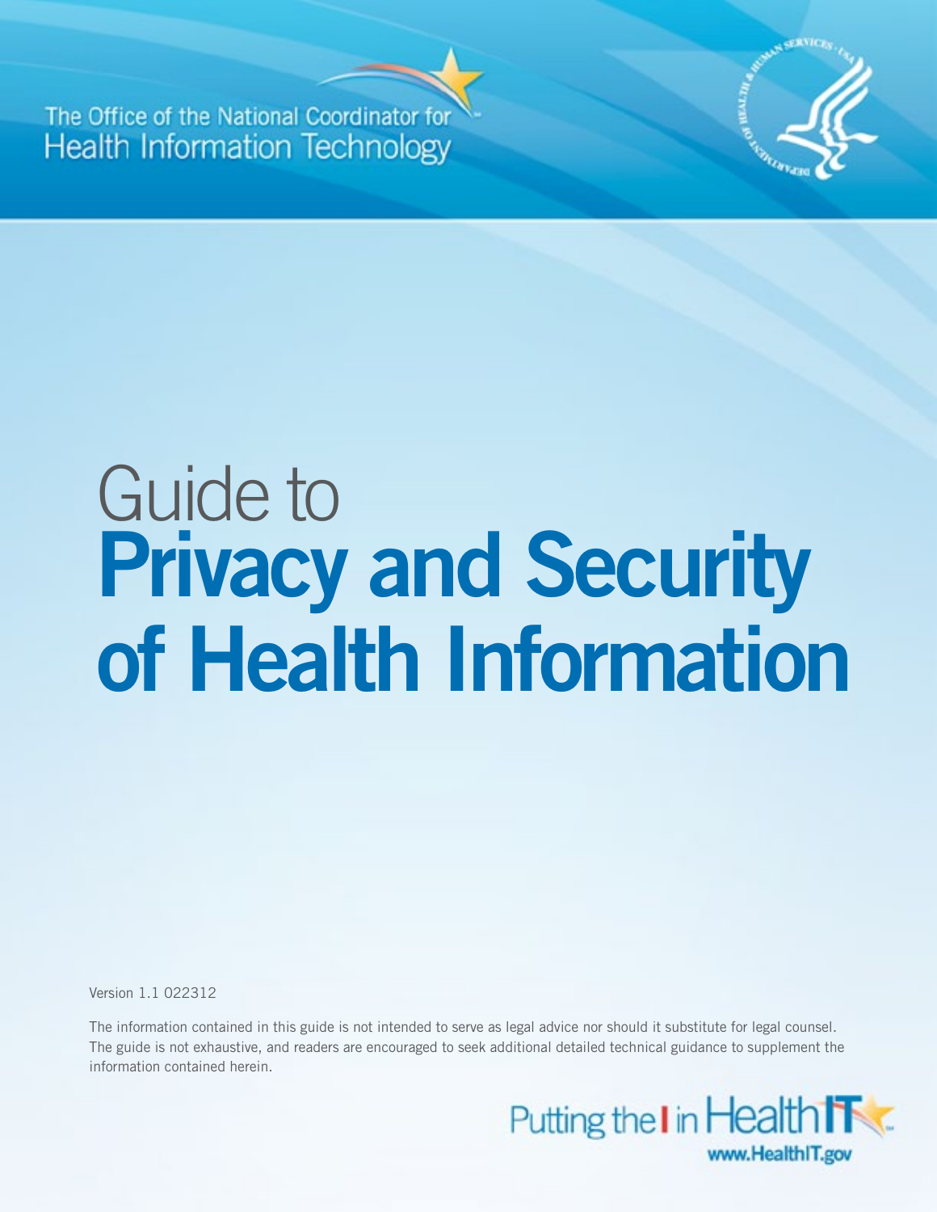The Office of the National Coordinator for Health Information Technology

# Guide to **Privacy and Security of Health Information**

Version 1.1 022312

The information contained in this guide is not intended to serve as legal advice nor should it substitute for legal counsel. The guide is not exhaustive, and readers are encouraged to seek additional detailed technical guidance to supplement the information contained herein.

Putting the I in Health IT
www.HealthIT.gov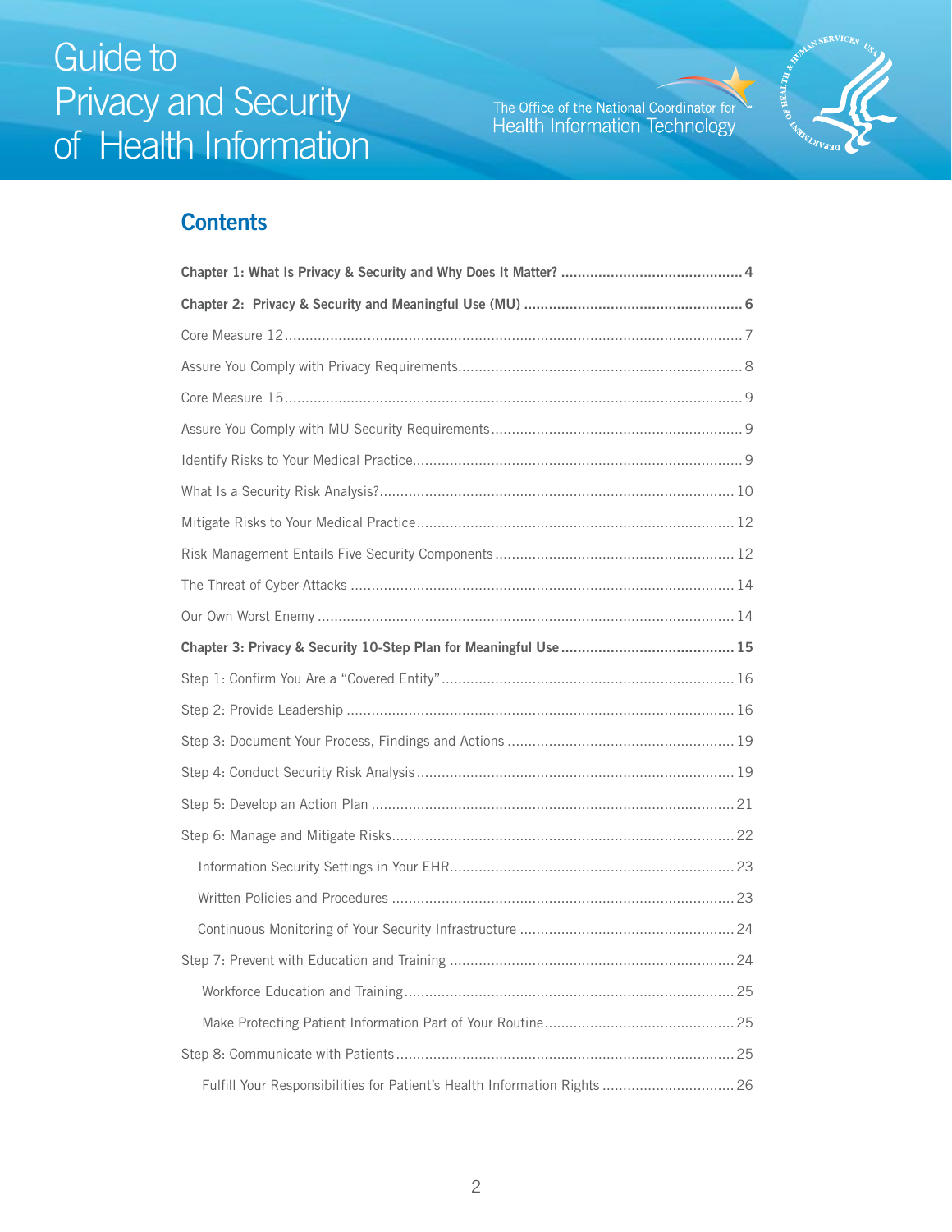# Guide to Privacy and Security of Health Information

The Office of the National Coordinator for Health Information Technology

## Contents

**Chapter 1: What Is Privacy & Security and Why Does It Matter?** ........ 4

**Chapter 2: Privacy & Security and Meaningful Use (MU)** ........ 6

Core Measure 12 ........ 7

Assure You Comply with Privacy Requirements ........ 8

Core Measure 15 ........ 9

Assure You Comply with MU Security Requirements ........ 9

Identify Risks to Your Medical Practice ........ 9

What Is a Security Risk Analysis? ........ 10

Mitigate Risks to Your Medical Practice ........ 12

Risk Management Entails Five Security Components ........ 12

The Threat of Cyber-Attacks ........ 14

Our Own Worst Enemy ........ 14

**Chapter 3: Privacy & Security 10-Step Plan for Meaningful Use** ........ 15

Step 1: Confirm You Are a "Covered Entity" ........ 16

Step 2: Provide Leadership ........ 16

Step 3: Document Your Process, Findings and Actions ........ 19

Step 4: Conduct Security Risk Analysis ........ 19

Step 5: Develop an Action Plan ........ 21

Step 6: Manage and Mitigate Risks ........ 22

- Information Security Settings in Your EHR ........ 23
- Written Policies and Procedures ........ 23
- Continuous Monitoring of Your Security Infrastructure ........ 24

Step 7: Prevent with Education and Training ........ 24

- Workforce Education and Training ........ 25
- Make Protecting Patient Information Part of Your Routine ........ 25

Step 8: Communicate with Patients ........ 25

- Fulfill Your Responsibilities for Patient's Health Information Rights ........ 26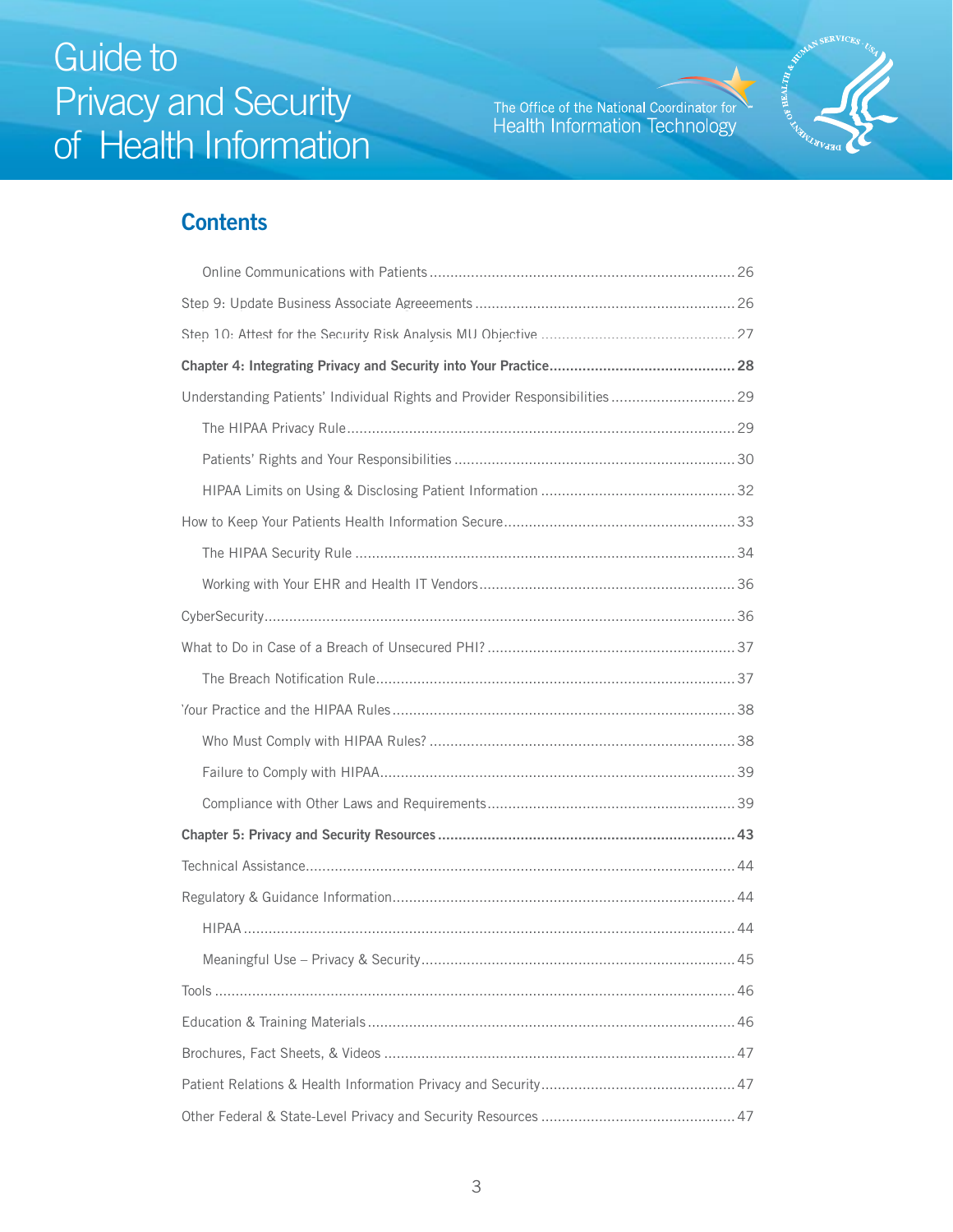## Contents

- Online Communications with Patients ... 26
- Step 9: Update Business Associate Agreements ... 26
- Step 10: Attest for the Security Risk Analysis MU Objective ... 27

**Chapter 4: Integrating Privacy and Security into Your Practice ... 28**

- Understanding Patients' Individual Rights and Provider Responsibilities ... 29
  - The HIPAA Privacy Rule ... 29
  - Patients' Rights and Your Responsibilities ... 30
  - HIPAA Limits on Using & Disclosing Patient Information ... 32
- How to Keep Your Patients Health Information Secure ... 33
  - The HIPAA Security Rule ... 34
  - Working with Your EHR and Health IT Vendors ... 36
- CyberSecurity ... 36
- What to Do in Case of a Breach of Unsecured PHI? ... 37
  - The Breach Notification Rule ... 37
- Your Practice and the HIPAA Rules ... 38
  - Who Must Comply with HIPAA Rules? ... 38
  - Failure to Comply with HIPAA ... 39
  - Compliance with Other Laws and Requirements ... 39

**Chapter 5: Privacy and Security Resources ... 43**

- Technical Assistance ... 44
- Regulatory & Guidance Information ... 44
  - HIPAA ... 44
  - Meaningful Use – Privacy & Security ... 45
- Tools ... 46
- Education & Training Materials ... 46
- Brochures, Fact Sheets, & Videos ... 47
- Patient Relations & Health Information Privacy and Security ... 47
- Other Federal & State-Level Privacy and Security Resources ... 47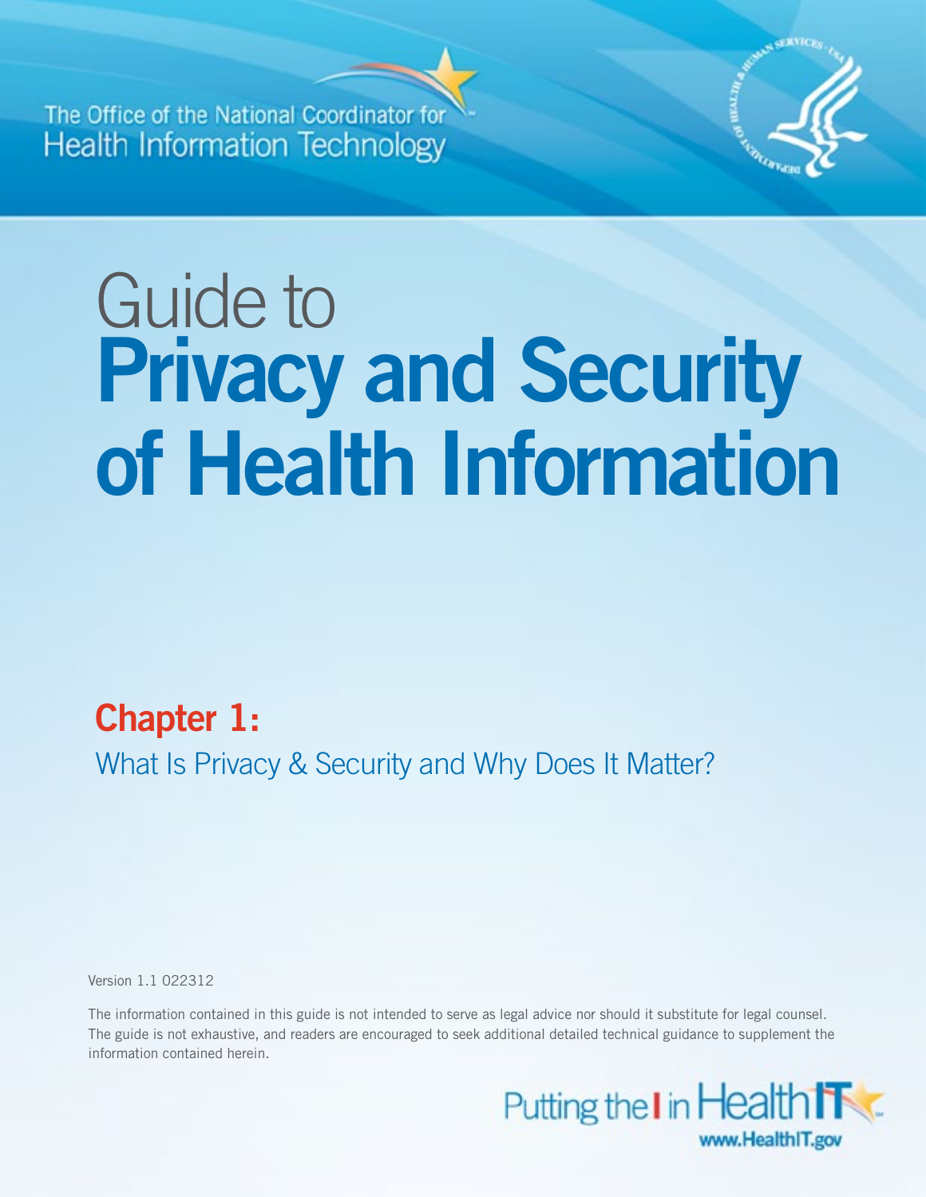The Office of the National Coordinator for
Health Information Technology

# Guide to **Privacy and Security of Health Information**

## Chapter 1:

What Is Privacy & Security and Why Does It Matter?

Version 1.1 022312

The information contained in this guide is not intended to serve as legal advice nor should it substitute for legal counsel. The guide is not exhaustive, and readers are encouraged to seek additional detailed technical guidance to supplement the information contained herein.

Putting the I in Health IT
www.HealthIT.gov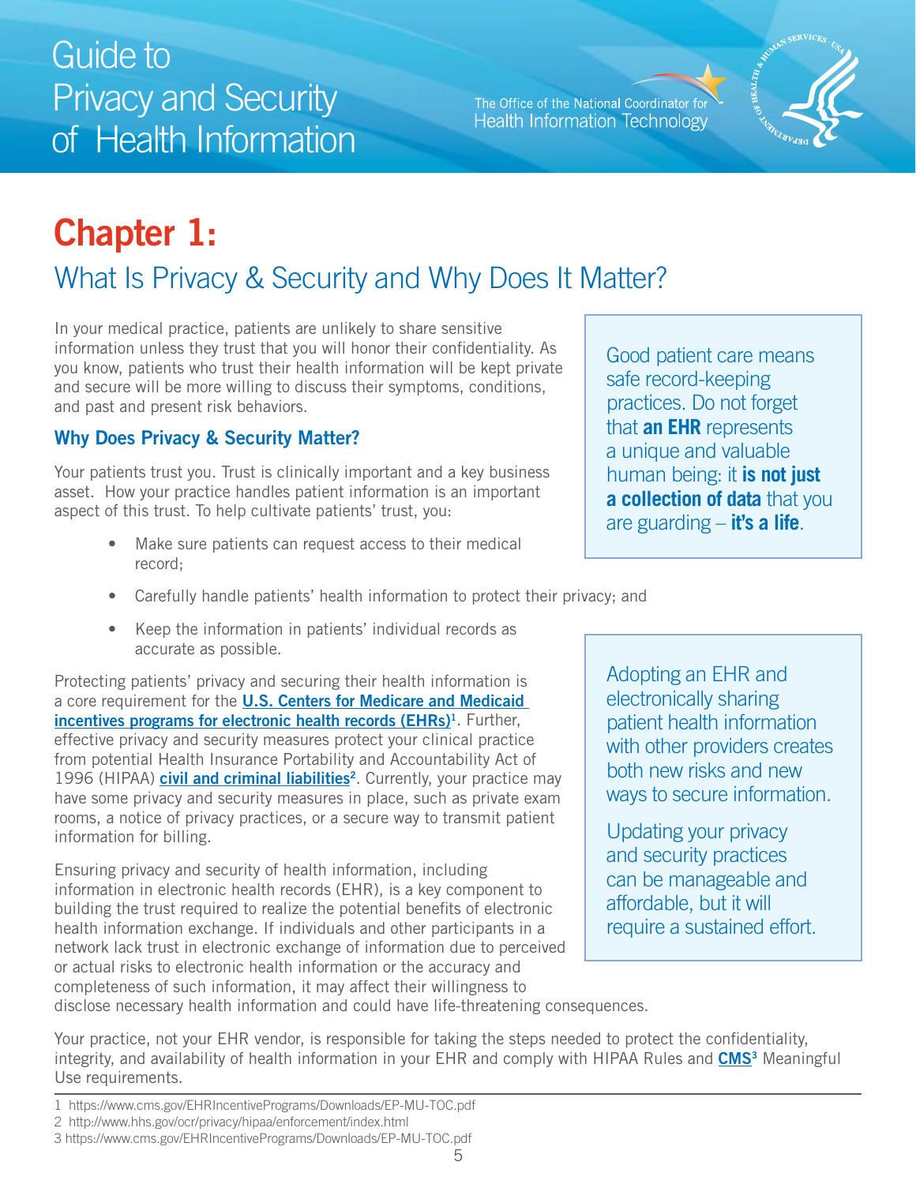# Chapter 1:

## What Is Privacy & Security and Why Does It Matter?

In your medical practice, patients are unlikely to share sensitive information unless they trust that you will honor their confidentiality. As you know, patients who trust their health information will be kept private and secure will be more willing to discuss their symptoms, conditions, and past and present risk behaviors.

> Good patient care means safe record-keeping practices. Do not forget that **an EHR** represents a unique and valuable human being: it **is not just a collection of data** that you are guarding – **it's a life**.

### Why Does Privacy & Security Matter?

Your patients trust you. Trust is clinically important and a key business asset. How your practice handles patient information is an important aspect of this trust. To help cultivate patients' trust, you:

- Make sure patients can request access to their medical record;
- Carefully handle patients' health information to protect their privacy; and
- Keep the information in patients' individual records as accurate as possible.

Protecting patients' privacy and securing their health information is a core requirement for the **U.S. Centers for Medicare and Medicaid incentives programs for electronic health records (EHRs)**[1]. Further, effective privacy and security measures protect your clinical practice from potential Health Insurance Portability and Accountability Act of 1996 (HIPAA) **civil and criminal liabilities**[2]. Currently, your practice may have some privacy and security measures in place, such as private exam rooms, a notice of privacy practices, or a secure way to transmit patient information for billing.

> Adopting an EHR and electronically sharing patient health information with other providers creates both new risks and new ways to secure information.
>
> Updating your privacy and security practices can be manageable and affordable, but it will require a sustained effort.

Ensuring privacy and security of health information, including information in electronic health records (EHR), is a key component to building the trust required to realize the potential benefits of electronic health information exchange. If individuals and other participants in a network lack trust in electronic exchange of information due to perceived or actual risks to electronic health information or the accuracy and completeness of such information, it may affect their willingness to disclose necessary health information and could have life-threatening consequences.

Your practice, not your EHR vendor, is responsible for taking the steps needed to protect the confidentiality, integrity, and availability of health information in your EHR and comply with HIPAA Rules and **CMS**[3] Meaningful Use requirements.

---

1 https://www.cms.gov/EHRIncentivePrograms/Downloads/EP-MU-TOC.pdf
2 http://www.hhs.gov/ocr/privacy/hipaa/enforcement/index.html
3 https://www.cms.gov/EHRIncentivePrograms/Downloads/EP-MU-TOC.pdf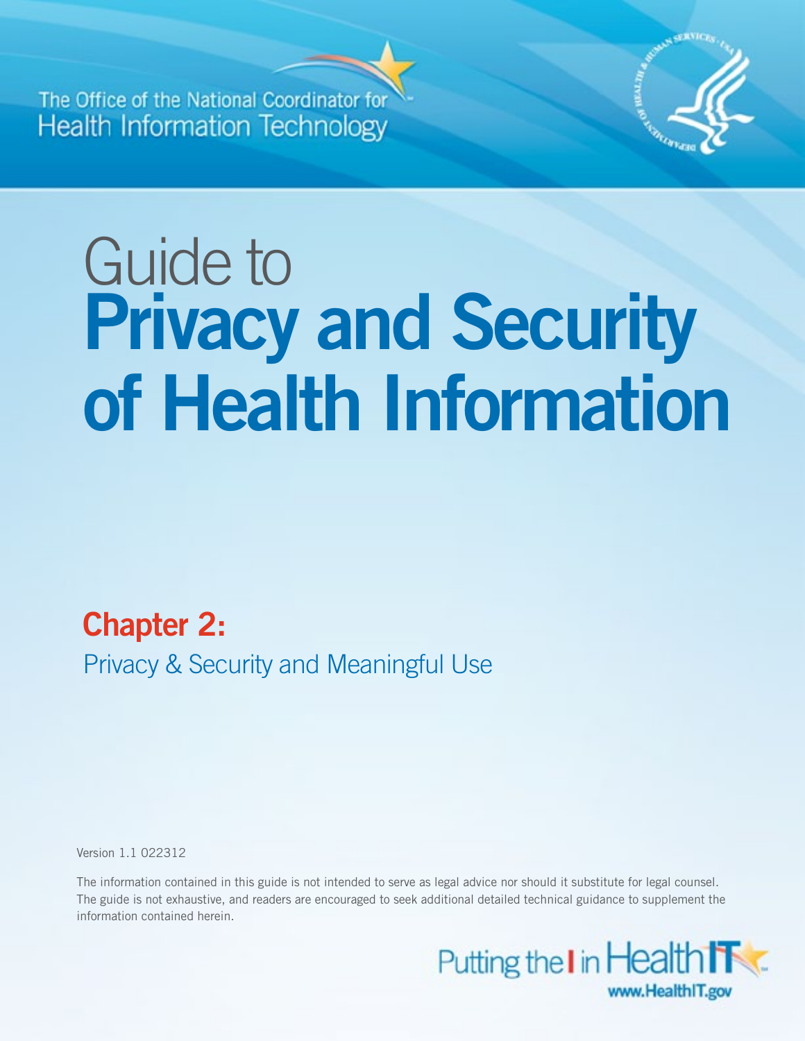The Office of the National Coordinator for
Health Information Technology

# Guide to **Privacy and Security of Health Information**

## Chapter 2:

Privacy & Security and Meaningful Use

Version 1.1 022312

The information contained in this guide is not intended to serve as legal advice nor should it substitute for legal counsel. The guide is not exhaustive, and readers are encouraged to seek additional detailed technical guidance to supplement the information contained herein.

Putting the I in Health IT

www.HealthIT.gov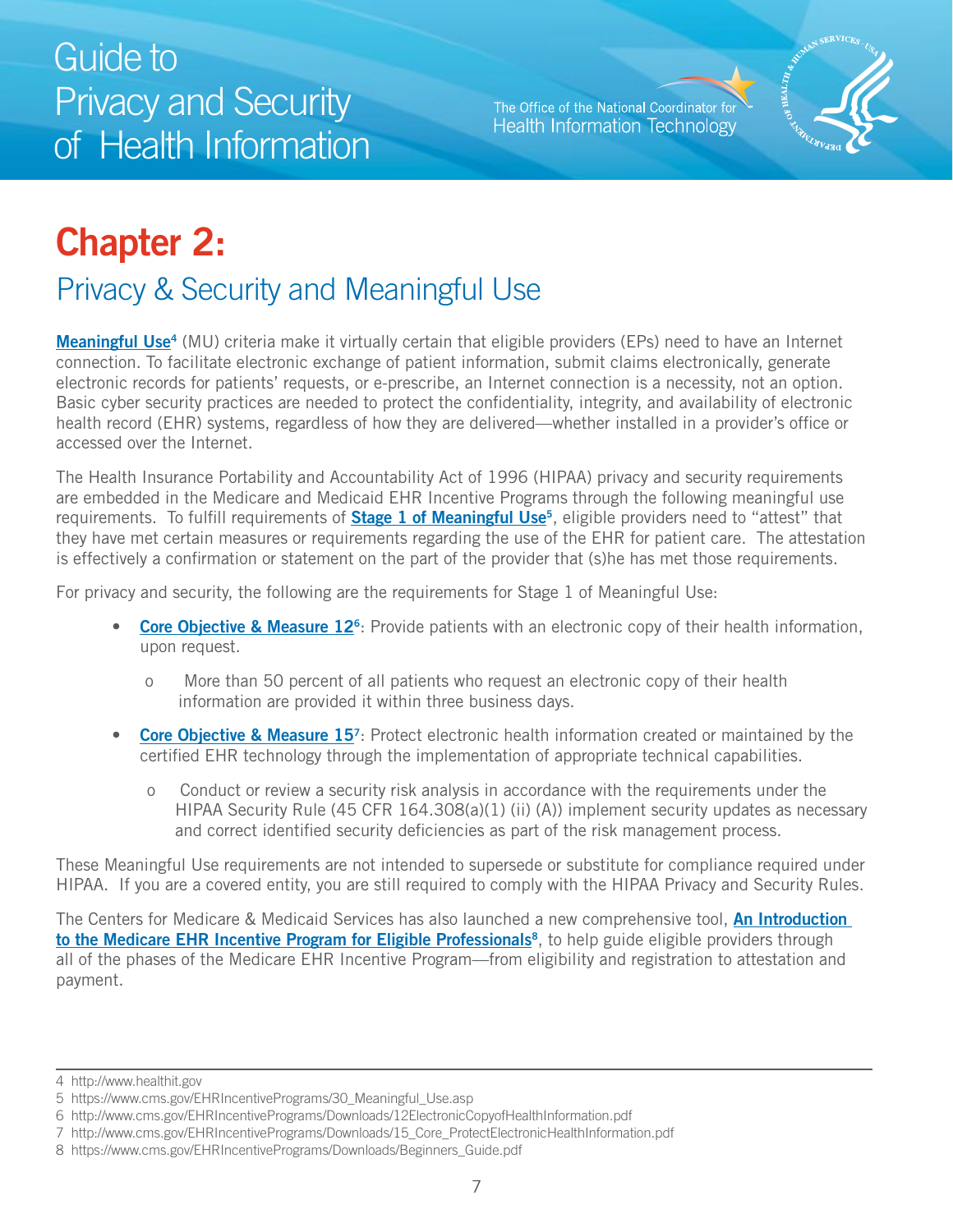# Chapter 2:

## Privacy & Security and Meaningful Use

**Meaningful Use**[4] (MU) criteria make it virtually certain that eligible providers (EPs) need to have an Internet connection. To facilitate electronic exchange of patient information, submit claims electronically, generate electronic records for patients' requests, or e-prescribe, an Internet connection is a necessity, not an option. Basic cyber security practices are needed to protect the confidentiality, integrity, and availability of electronic health record (EHR) systems, regardless of how they are delivered—whether installed in a provider's office or accessed over the Internet.

The Health Insurance Portability and Accountability Act of 1996 (HIPAA) privacy and security requirements are embedded in the Medicare and Medicaid EHR Incentive Programs through the following meaningful use requirements. To fulfill requirements of **Stage 1 of Meaningful Use**[5], eligible providers need to "attest" that they have met certain measures or requirements regarding the use of the EHR for patient care. The attestation is effectively a confirmation or statement on the part of the provider that (s)he has met those requirements.

For privacy and security, the following are the requirements for Stage 1 of Meaningful Use:

- Core Objective & Measure 12[6]: Provide patients with an electronic copy of their health information, upon request.
  - More than 50 percent of all patients who request an electronic copy of their health information are provided it within three business days.
- Core Objective & Measure 15[7]: Protect electronic health information created or maintained by the certified EHR technology through the implementation of appropriate technical capabilities.
  - Conduct or review a security risk analysis in accordance with the requirements under the HIPAA Security Rule (45 CFR 164.308(a)(1) (ii) (A)) implement security updates as necessary and correct identified security deficiencies as part of the risk management process.

These Meaningful Use requirements are not intended to supersede or substitute for compliance required under HIPAA. If you are a covered entity, you are still required to comply with the HIPAA Privacy and Security Rules.

The Centers for Medicare & Medicaid Services has also launched a new comprehensive tool, **An Introduction to the Medicare EHR Incentive Program for Eligible Professionals**[8], to help guide eligible providers through all of the phases of the Medicare EHR Incentive Program—from eligibility and registration to attestation and payment.

---

4 http://www.healthit.gov

5 https://www.cms.gov/EHRIncentivePrograms/30_Meaningful_Use.asp

6 http://www.cms.gov/EHRIncentivePrograms/Downloads/12ElectronicCopyofHealthInformation.pdf

7 http://www.cms.gov/EHRIncentivePrograms/Downloads/15_Core_ProtectElectronicHealthInformation.pdf

8 https://www.cms.gov/EHRIncentivePrograms/Downloads/Beginners_Guide.pdf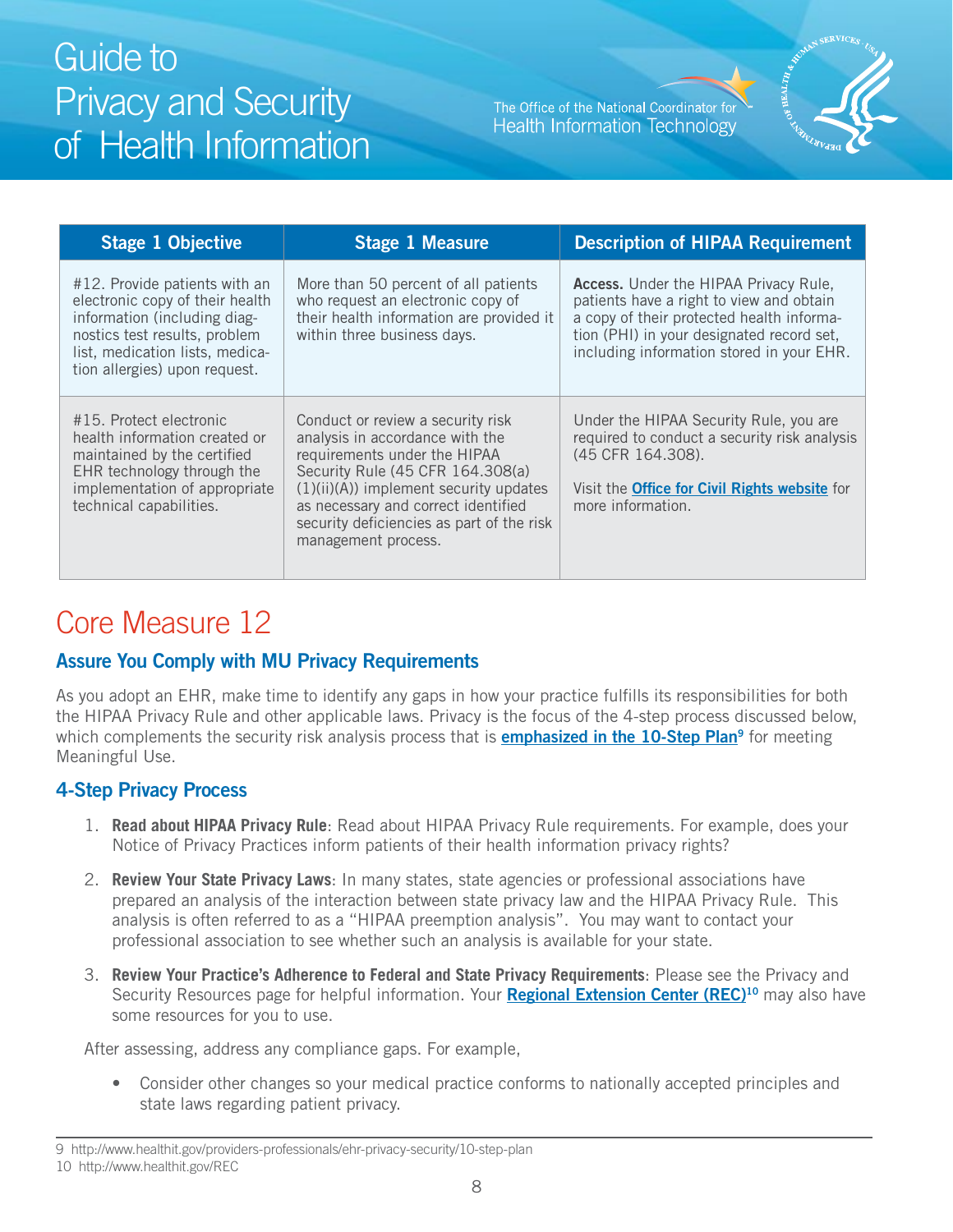| Stage 1 Objective | Stage 1 Measure | Description of HIPAA Requirement |
|---|---|---|
| #12. Provide patients with an electronic copy of their health information (including diagnostics test results, problem list, medication lists, medication allergies) upon request. | More than 50 percent of all patients who request an electronic copy of their health information are provided it within three business days. | **Access.** Under the HIPAA Privacy Rule, patients have a right to view and obtain a copy of their protected health information (PHI) in your designated record set, including information stored in your EHR. |
| #15. Protect electronic health information created or maintained by the certified EHR technology through the implementation of appropriate technical capabilities. | Conduct or review a security risk analysis in accordance with the requirements under the HIPAA Security Rule (45 CFR 164.308(a)(1)(ii)(A)) implement security updates as necessary and correct identified security deficiencies as part of the risk management process. | Under the HIPAA Security Rule, you are required to conduct a security risk analysis (45 CFR 164.308). Visit the **Office for Civil Rights website** for more information. |

# Core Measure 12

## Assure You Comply with MU Privacy Requirements

As you adopt an EHR, make time to identify any gaps in how your practice fulfills its responsibilities for both the HIPAA Privacy Rule and other applicable laws. Privacy is the focus of the 4-step process discussed below, which complements the security risk analysis process that is **emphasized in the 10-Step Plan**[9] for meeting Meaningful Use.

## 4-Step Privacy Process

1. **Read about HIPAA Privacy Rule**: Read about HIPAA Privacy Rule requirements. For example, does your Notice of Privacy Practices inform patients of their health information privacy rights?

2. **Review Your State Privacy Laws**: In many states, state agencies or professional associations have prepared an analysis of the interaction between state privacy law and the HIPAA Privacy Rule. This analysis is often referred to as a "HIPAA preemption analysis". You may want to contact your professional association to see whether such an analysis is available for your state.

3. **Review Your Practice's Adherence to Federal and State Privacy Requirements**: Please see the Privacy and Security Resources page for helpful information. Your **Regional Extension Center (REC)**[10] may also have some resources for you to use.

After assessing, address any compliance gaps. For example,

- Consider other changes so your medical practice conforms to nationally accepted principles and state laws regarding patient privacy.

9 http://www.healthit.gov/providers-professionals/ehr-privacy-security/10-step-plan
10 http://www.healthit.gov/REC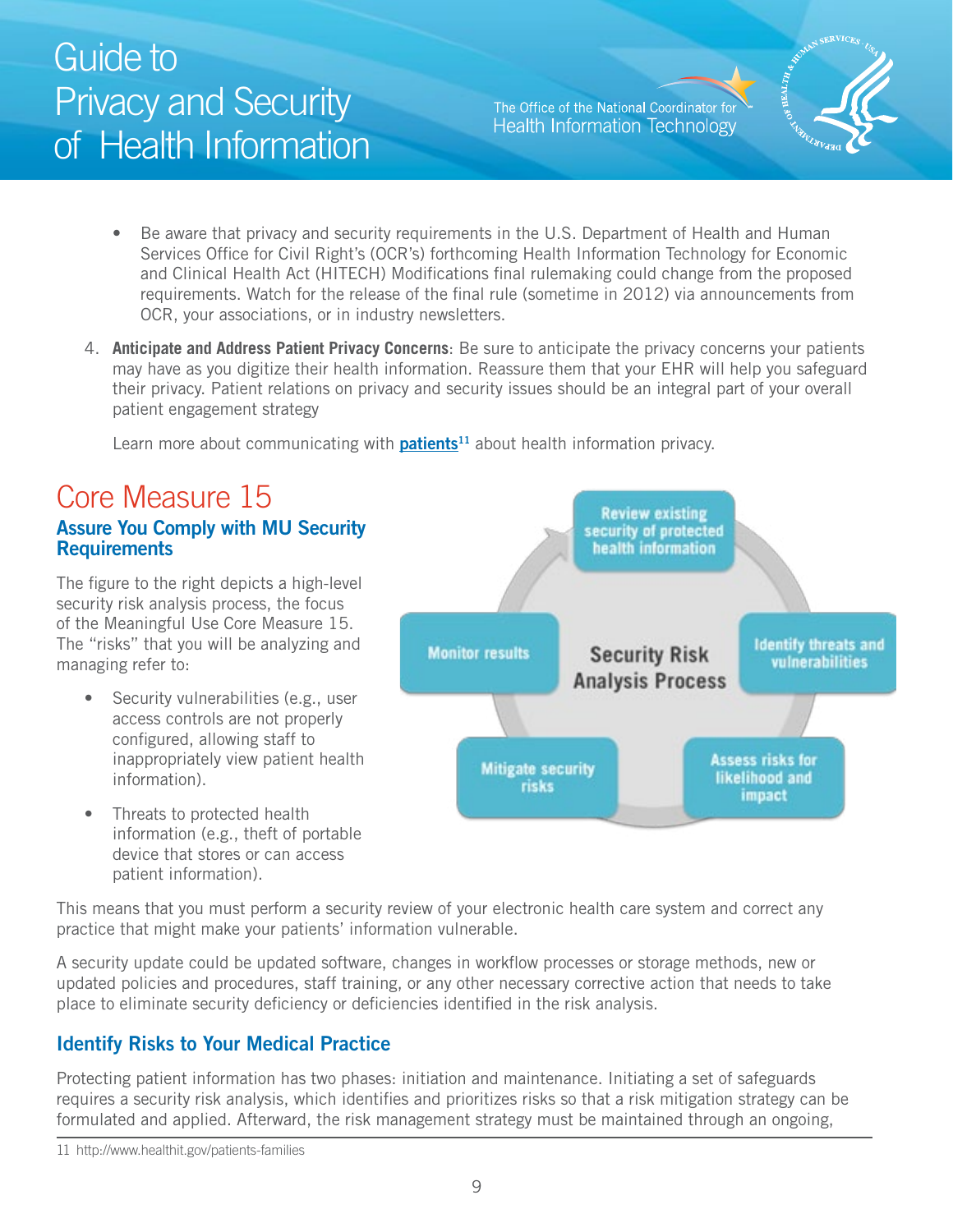- Be aware that privacy and security requirements in the U.S. Department of Health and Human Services Office for Civil Right's (OCR's) forthcoming Health Information Technology for Economic and Clinical Health Act (HITECH) Modifications final rulemaking could change from the proposed requirements. Watch for the release of the final rule (sometime in 2012) via announcements from OCR, your associations, or in industry newsletters.

4. **Anticipate and Address Patient Privacy Concerns**: Be sure to anticipate the privacy concerns your patients may have as you digitize their health information. Reassure them that your EHR will help you safeguard their privacy. Patient relations on privacy and security issues should be an integral part of your overall patient engagement strategy

   Learn more about communicating with **patients**[11] about health information privacy.

# Core Measure 15

## Assure You Comply with MU Security Requirements

The figure to the right depicts a high-level security risk analysis process, the focus of the Meaningful Use Core Measure 15. The "risks" that you will be analyzing and managing refer to:

- Security vulnerabilities (e.g., user access controls are not properly configured, allowing staff to inappropriately view patient health information).
- Threats to protected health information (e.g., theft of portable device that stores or can access patient information).

**Security Risk Analysis Process**

- Review existing security of protected health information
- Identify threats and vulnerabilities
- Assess risks for likelihood and impact
- Mitigate security risks
- Monitor results

This means that you must perform a security review of your electronic health care system and correct any practice that might make your patients' information vulnerable.

A security update could be updated software, changes in workflow processes or storage methods, new or updated policies and procedures, staff training, or any other necessary corrective action that needs to take place to eliminate security deficiency or deficiencies identified in the risk analysis.

## Identify Risks to Your Medical Practice

Protecting patient information has two phases: initiation and maintenance. Initiating a set of safeguards requires a security risk analysis, which identifies and prioritizes risks so that a risk mitigation strategy can be formulated and applied. Afterward, the risk management strategy must be maintained through an ongoing,

11 http://www.healthit.gov/patients-families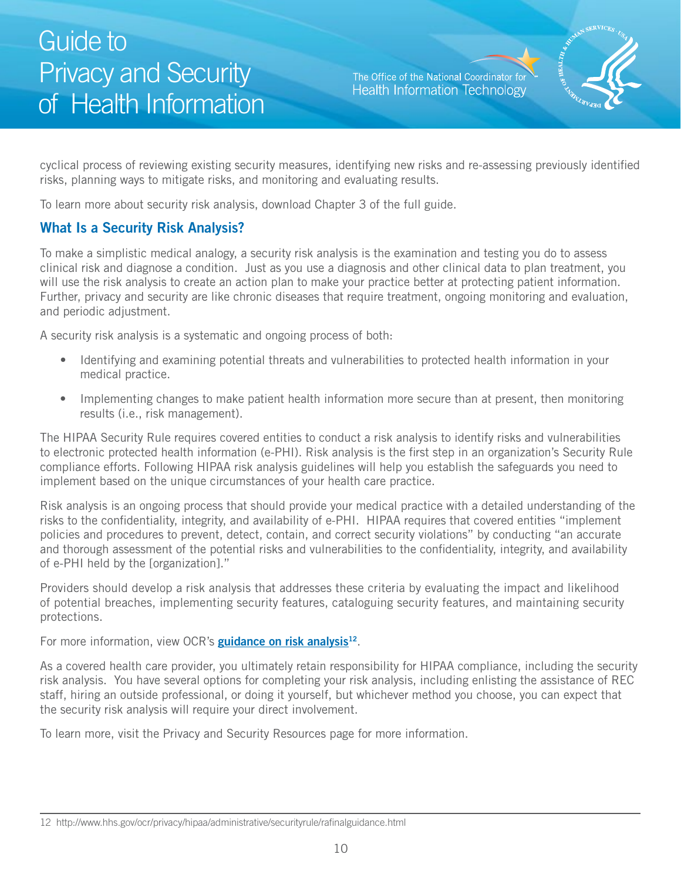cyclical process of reviewing existing security measures, identifying new risks and re-assessing previously identified risks, planning ways to mitigate risks, and monitoring and evaluating results.

To learn more about security risk analysis, download Chapter 3 of the full guide.

## What Is a Security Risk Analysis?

To make a simplistic medical analogy, a security risk analysis is the examination and testing you do to assess clinical risk and diagnose a condition. Just as you use a diagnosis and other clinical data to plan treatment, you will use the risk analysis to create an action plan to make your practice better at protecting patient information. Further, privacy and security are like chronic diseases that require treatment, ongoing monitoring and evaluation, and periodic adjustment.

A security risk analysis is a systematic and ongoing process of both:

- Identifying and examining potential threats and vulnerabilities to protected health information in your medical practice.
- Implementing changes to make patient health information more secure than at present, then monitoring results (i.e., risk management).

The HIPAA Security Rule requires covered entities to conduct a risk analysis to identify risks and vulnerabilities to electronic protected health information (e-PHI). Risk analysis is the first step in an organization's Security Rule compliance efforts. Following HIPAA risk analysis guidelines will help you establish the safeguards you need to implement based on the unique circumstances of your health care practice.

Risk analysis is an ongoing process that should provide your medical practice with a detailed understanding of the risks to the confidentiality, integrity, and availability of e-PHI. HIPAA requires that covered entities "implement policies and procedures to prevent, detect, contain, and correct security violations" by conducting "an accurate and thorough assessment of the potential risks and vulnerabilities to the confidentiality, integrity, and availability of e-PHI held by the [organization]."

Providers should develop a risk analysis that addresses these criteria by evaluating the impact and likelihood of potential breaches, implementing security features, cataloguing security features, and maintaining security protections.

For more information, view OCR's **guidance on risk analysis**[12].

As a covered health care provider, you ultimately retain responsibility for HIPAA compliance, including the security risk analysis. You have several options for completing your risk analysis, including enlisting the assistance of REC staff, hiring an outside professional, or doing it yourself, but whichever method you choose, you can expect that the security risk analysis will require your direct involvement.

To learn more, visit the Privacy and Security Resources page for more information.

---

12 http://www.hhs.gov/ocr/privacy/hipaa/administrative/securityrule/rafinalguidance.html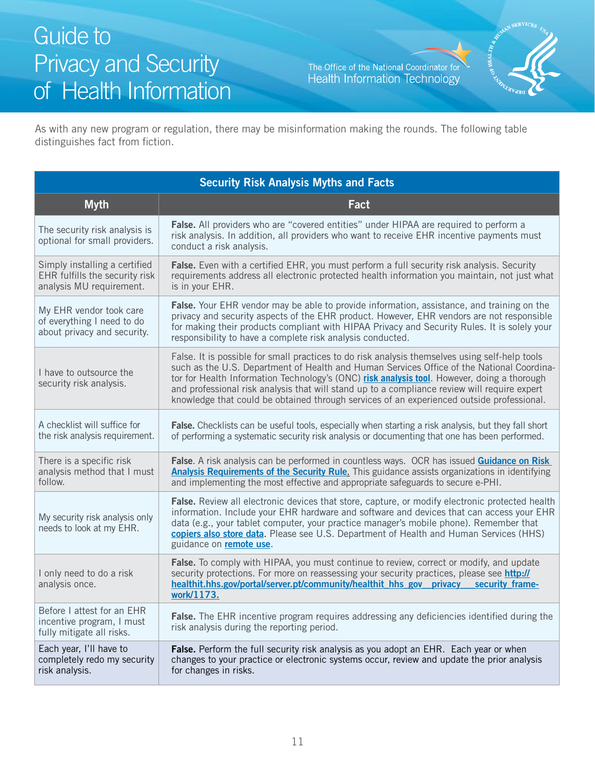# Guide to Privacy and Security of Health Information

The Office of the National Coordinator for Health Information Technology

As with any new program or regulation, there may be misinformation making the rounds. The following table distinguishes fact from fiction.

**Security Risk Analysis Myths and Facts**

| Myth | Fact |
|---|---|
| The security risk analysis is optional for small providers. | **False.** All providers who are "covered entities" under HIPAA are required to perform a risk analysis. In addition, all providers who want to receive EHR incentive payments must conduct a risk analysis. |
| Simply installing a certified EHR fulfills the security risk analysis MU requirement. | **False.** Even with a certified EHR, you must perform a full security risk analysis. Security requirements address all electronic protected health information you maintain, not just what is in your EHR. |
| My EHR vendor took care of everything I need to do about privacy and security. | **False.** Your EHR vendor may be able to provide information, assistance, and training on the privacy and security aspects of the EHR product. However, EHR vendors are not responsible for making their products compliant with HIPAA Privacy and Security Rules. It is solely your responsibility to have a complete risk analysis conducted. |
| I have to outsource the security risk analysis. | False. It is possible for small practices to do risk analysis themselves using self-help tools such as the U.S. Department of Health and Human Services Office of the National Coordinator for Health Information Technology's (ONC) **risk analysis tool**. However, doing a thorough and professional risk analysis that will stand up to a compliance review will require expert knowledge that could be obtained through services of an experienced outside professional. |
| A checklist will suffice for the risk analysis requirement. | **False.** Checklists can be useful tools, especially when starting a risk analysis, but they fall short of performing a systematic security risk analysis or documenting that one has been performed. |
| There is a specific risk analysis method that I must follow. | **False**. A risk analysis can be performed in countless ways. OCR has issued **Guidance on Risk Analysis Requirements of the Security Rule.** This guidance assists organizations in identifying and implementing the most effective and appropriate safeguards to secure e-PHI. |
| My security risk analysis only needs to look at my EHR. | **False.** Review all electronic devices that store, capture, or modify electronic protected health information. Include your EHR hardware and software and devices that can access your EHR data (e.g., your tablet computer, your practice manager's mobile phone). Remember that **copiers also store data**. Please see U.S. Department of Health and Human Services (HHS) guidance on **remote use**. |
| I only need to do a risk analysis once. | **False.** To comply with HIPAA, you must continue to review, correct or modify, and update security protections. For more on reassessing your security practices, please see **http://healthit.hhs.gov/portal/server.pt/community/healthit_hhs_gov__privacy___security_framework/1173.** |
| Before I attest for an EHR incentive program, I must fully mitigate all risks. | **False.** The EHR incentive program requires addressing any deficiencies identified during the risk analysis during the reporting period. |
| Each year, I'll have to completely redo my security risk analysis. | **False.** Perform the full security risk analysis as you adopt an EHR. Each year or when changes to your practice or electronic systems occur, review and update the prior analysis for changes in risks. |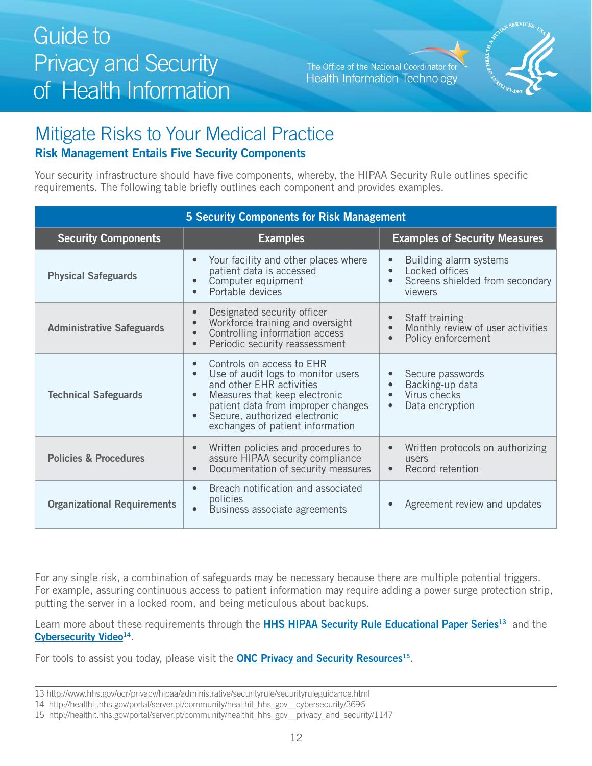# Mitigate Risks to Your Medical Practice

## Risk Management Entails Five Security Components

Your security infrastructure should have five components, whereby, the HIPAA Security Rule outlines specific requirements. The following table briefly outlines each component and provides examples.

| 5 Security Components for Risk Management | | |
|---|---|---|
| **Security Components** | **Examples** | **Examples of Security Measures** |
| **Physical Safeguards** | • Your facility and other places where patient data is accessed<br>• Computer equipment<br>• Portable devices | • Building alarm systems<br>• Locked offices<br>• Screens shielded from secondary viewers |
| **Administrative Safeguards** | • Designated security officer<br>• Workforce training and oversight<br>• Controlling information access<br>• Periodic security reassessment | • Staff training<br>• Monthly review of user activities<br>• Policy enforcement |
| **Technical Safeguards** | • Controls on access to EHR<br>• Use of audit logs to monitor users and other EHR activities<br>• Measures that keep electronic patient data from improper changes<br>• Secure, authorized electronic exchanges of patient information | • Secure passwords<br>• Backing-up data<br>• Virus checks<br>• Data encryption |
| **Policies & Procedures** | • Written policies and procedures to assure HIPAA security compliance<br>• Documentation of security measures | • Written protocols on authorizing users<br>• Record retention |
| **Organizational Requirements** | • Breach notification and associated policies<br>• Business associate agreements | • Agreement review and updates |

For any single risk, a combination of safeguards may be necessary because there are multiple potential triggers. For example, assuring continuous access to patient information may require adding a power surge protection strip, putting the server in a locked room, and being meticulous about backups.

Learn more about these requirements through the **HHS HIPAA Security Rule Educational Paper Series**[13] and the **Cybersecurity Video**[14].

For tools to assist you today, please visit the **ONC Privacy and Security Resources**[15].

---

13 http://www.hhs.gov/ocr/privacy/hipaa/administrative/securityrule/securityruleguidance.html

14 http://healthit.hhs.gov/portal/server.pt/community/healthit_hhs_gov__cybersecurity/3696

15 http://healthit.hhs.gov/portal/server.pt/community/healthit_hhs_gov__privacy_and_security/1147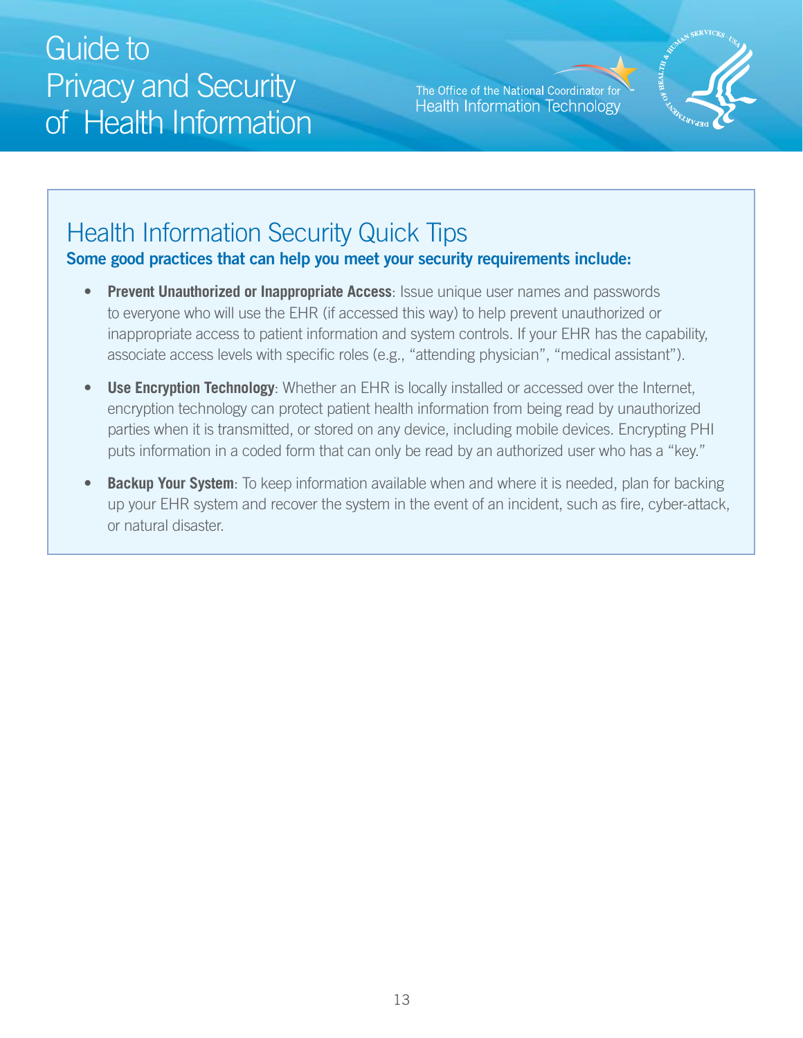## Health Information Security Quick Tips

**Some good practices that can help you meet your security requirements include:**

- **Prevent Unauthorized or Inappropriate Access**: Issue unique user names and passwords to everyone who will use the EHR (if accessed this way) to help prevent unauthorized or inappropriate access to patient information and system controls. If your EHR has the capability, associate access levels with specific roles (e.g., “attending physician”, “medical assistant”).
- **Use Encryption Technology**: Whether an EHR is locally installed or accessed over the Internet, encryption technology can protect patient health information from being read by unauthorized parties when it is transmitted, or stored on any device, including mobile devices. Encrypting PHI puts information in a coded form that can only be read by an authorized user who has a “key.”
- **Backup Your System**: To keep information available when and where it is needed, plan for backing up your EHR system and recover the system in the event of an incident, such as fire, cyber-attack, or natural disaster.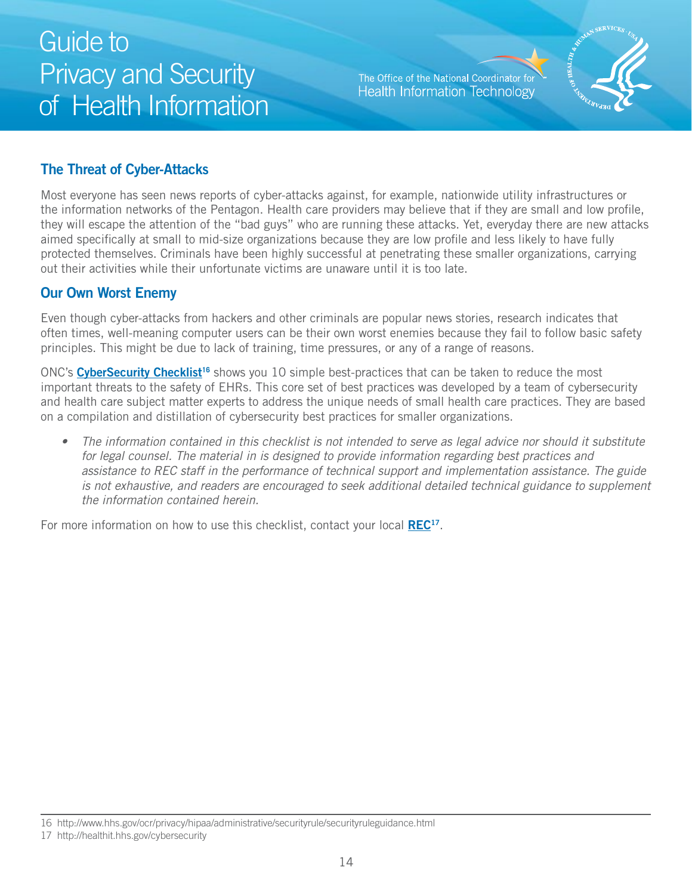## The Threat of Cyber-Attacks

Most everyone has seen news reports of cyber-attacks against, for example, nationwide utility infrastructures or the information networks of the Pentagon. Health care providers may believe that if they are small and low profile, they will escape the attention of the "bad guys" who are running these attacks. Yet, everyday there are new attacks aimed specifically at small to mid-size organizations because they are low profile and less likely to have fully protected themselves. Criminals have been highly successful at penetrating these smaller organizations, carrying out their activities while their unfortunate victims are unaware until it is too late.

## Our Own Worst Enemy

Even though cyber-attacks from hackers and other criminals are popular news stories, research indicates that often times, well-meaning computer users can be their own worst enemies because they fail to follow basic safety principles. This might be due to lack of training, time pressures, or any of a range of reasons.

ONC's **CyberSecurity Checklist**[16] shows you 10 simple best-practices that can be taken to reduce the most important threats to the safety of EHRs. This core set of best practices was developed by a team of cybersecurity and health care subject matter experts to address the unique needs of small health care practices. They are based on a compilation and distillation of cybersecurity best practices for smaller organizations.

- *The information contained in this checklist is not intended to serve as legal advice nor should it substitute for legal counsel. The material in is designed to provide information regarding best practices and assistance to REC staff in the performance of technical support and implementation assistance. The guide is not exhaustive, and readers are encouraged to seek additional detailed technical guidance to supplement the information contained herein.*

For more information on how to use this checklist, contact your local **REC**[17].

---

16 http://www.hhs.gov/ocr/privacy/hipaa/administrative/securityrule/securityruleguidance.html

17 http://healthit.hhs.gov/cybersecurity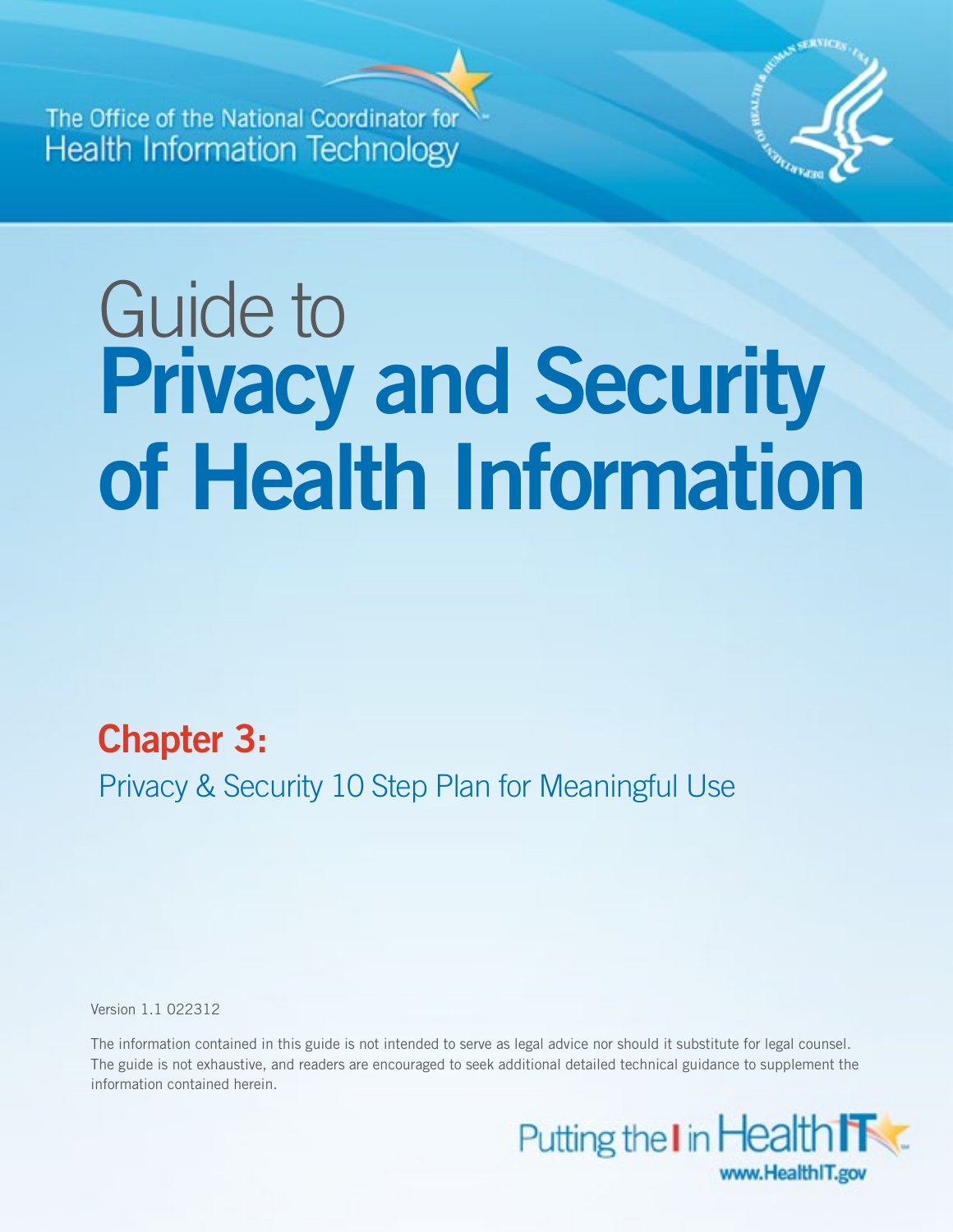The Office of the National Coordinator for Health Information Technology

# Guide to Privacy and Security of Health Information

## Chapter 3:

Privacy & Security 10 Step Plan for Meaningful Use

Version 1.1 022312

The information contained in this guide is not intended to serve as legal advice nor should it substitute for legal counsel. The guide is not exhaustive, and readers are encouraged to seek additional detailed technical guidance to supplement the information contained herein.

Putting the I in Health IT

www.HealthIT.gov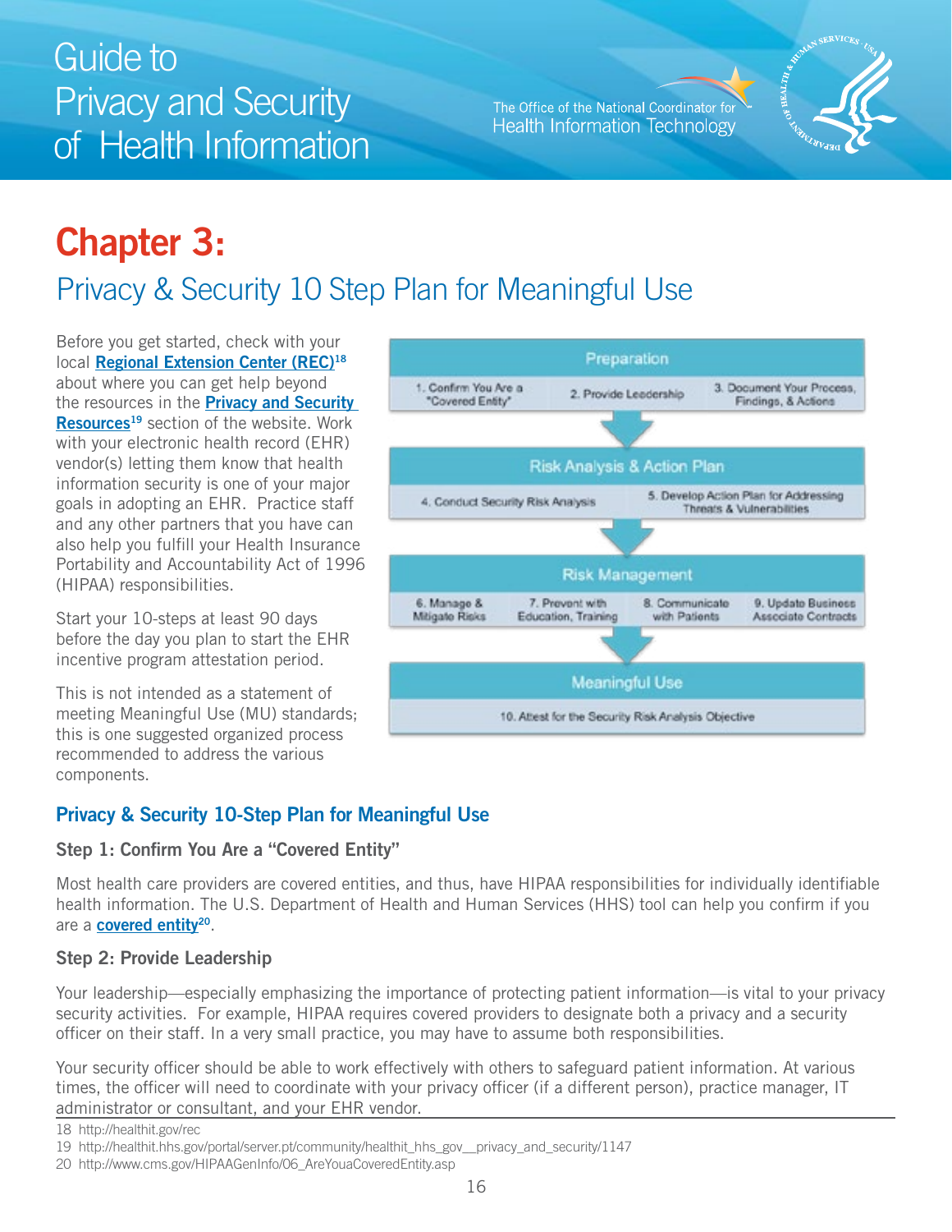# Chapter 3:

## Privacy & Security 10 Step Plan for Meaningful Use

Before you get started, check with your local **Regional Extension Center (REC)**[18] about where you can get help beyond the resources in the **Privacy and Security Resources**[19] section of the website. Work with your electronic health record (EHR) vendor(s) letting them know that health information security is one of your major goals in adopting an EHR. Practice staff and any other partners that you have can also help you fulfill your Health Insurance Portability and Accountability Act of 1996 (HIPAA) responsibilities.

Start your 10-steps at least 90 days before the day you plan to start the EHR incentive program attestation period.

This is not intended as a statement of meeting Meaningful Use (MU) standards; this is one suggested organized process recommended to address the various components.

**Preparation**
- 1. Confirm You Are a "Covered Entity"
- 2. Provide Leadership
- 3. Document Your Process, Findings, & Actions

**Risk Analysis & Action Plan**
- 4. Conduct Security Risk Analysis
- 5. Develop Action Plan for Addressing Threats & Vulnerabilities

**Risk Management**
- 6. Manage & Mitigate Risks
- 7. Prevent with Education, Training
- 8. Communicate with Patients
- 9. Update Business Associate Contracts

**Meaningful Use**
- 10. Attest for the Security Risk Analysis Objective

### Privacy & Security 10-Step Plan for Meaningful Use

#### Step 1: Confirm You Are a "Covered Entity"

Most health care providers are covered entities, and thus, have HIPAA responsibilities for individually identifiable health information. The U.S. Department of Health and Human Services (HHS) tool can help you confirm if you are a **covered entity**[20].

#### Step 2: Provide Leadership

Your leadership—especially emphasizing the importance of protecting patient information—is vital to your privacy security activities. For example, HIPAA requires covered providers to designate both a privacy and a security officer on their staff. In a very small practice, you may have to assume both responsibilities.

Your security officer should be able to work effectively with others to safeguard patient information. At various times, the officer will need to coordinate with your privacy officer (if a different person), practice manager, IT administrator or consultant, and your EHR vendor.

18 http://healthit.gov/rec

19 http://healthit.hhs.gov/portal/server.pt/community/healthit_hhs_gov__privacy_and_security/1147

20 http://www.cms.gov/HIPAAGenInfo/06_AreYouaCoveredEntity.asp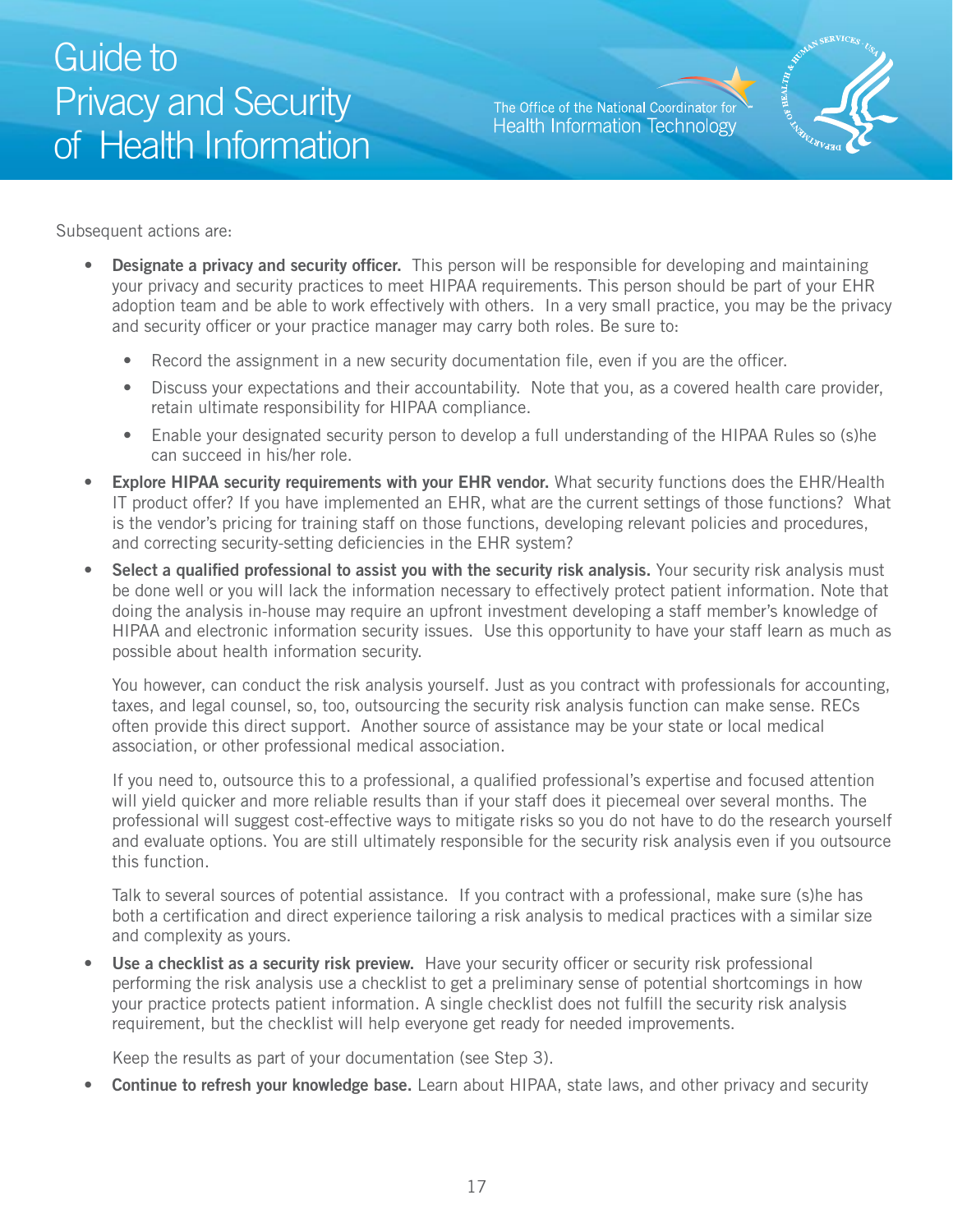Subsequent actions are:

- **Designate a privacy and security officer.** This person will be responsible for developing and maintaining your privacy and security practices to meet HIPAA requirements. This person should be part of your EHR adoption team and be able to work effectively with others. In a very small practice, you may be the privacy and security officer or your practice manager may carry both roles. Be sure to:
  - Record the assignment in a new security documentation file, even if you are the officer.
  - Discuss your expectations and their accountability. Note that you, as a covered health care provider, retain ultimate responsibility for HIPAA compliance.
  - Enable your designated security person to develop a full understanding of the HIPAA Rules so (s)he can succeed in his/her role.
- **Explore HIPAA security requirements with your EHR vendor.** What security functions does the EHR/Health IT product offer? If you have implemented an EHR, what are the current settings of those functions? What is the vendor's pricing for training staff on those functions, developing relevant policies and procedures, and correcting security-setting deficiencies in the EHR system?
- **Select a qualified professional to assist you with the security risk analysis.** Your security risk analysis must be done well or you will lack the information necessary to effectively protect patient information. Note that doing the analysis in-house may require an upfront investment developing a staff member's knowledge of HIPAA and electronic information security issues. Use this opportunity to have your staff learn as much as possible about health information security.

  You however, can conduct the risk analysis yourself. Just as you contract with professionals for accounting, taxes, and legal counsel, so, too, outsourcing the security risk analysis function can make sense. RECs often provide this direct support. Another source of assistance may be your state or local medical association, or other professional medical association.

  If you need to, outsource this to a professional, a qualified professional's expertise and focused attention will yield quicker and more reliable results than if your staff does it piecemeal over several months. The professional will suggest cost-effective ways to mitigate risks so you do not have to do the research yourself and evaluate options. You are still ultimately responsible for the security risk analysis even if you outsource this function.

  Talk to several sources of potential assistance. If you contract with a professional, make sure (s)he has both a certification and direct experience tailoring a risk analysis to medical practices with a similar size and complexity as yours.
- **Use a checklist as a security risk preview.** Have your security officer or security risk professional performing the risk analysis use a checklist to get a preliminary sense of potential shortcomings in how your practice protects patient information. A single checklist does not fulfill the security risk analysis requirement, but the checklist will help everyone get ready for needed improvements.

  Keep the results as part of your documentation (see Step 3).
- **Continue to refresh your knowledge base.** Learn about HIPAA, state laws, and other privacy and security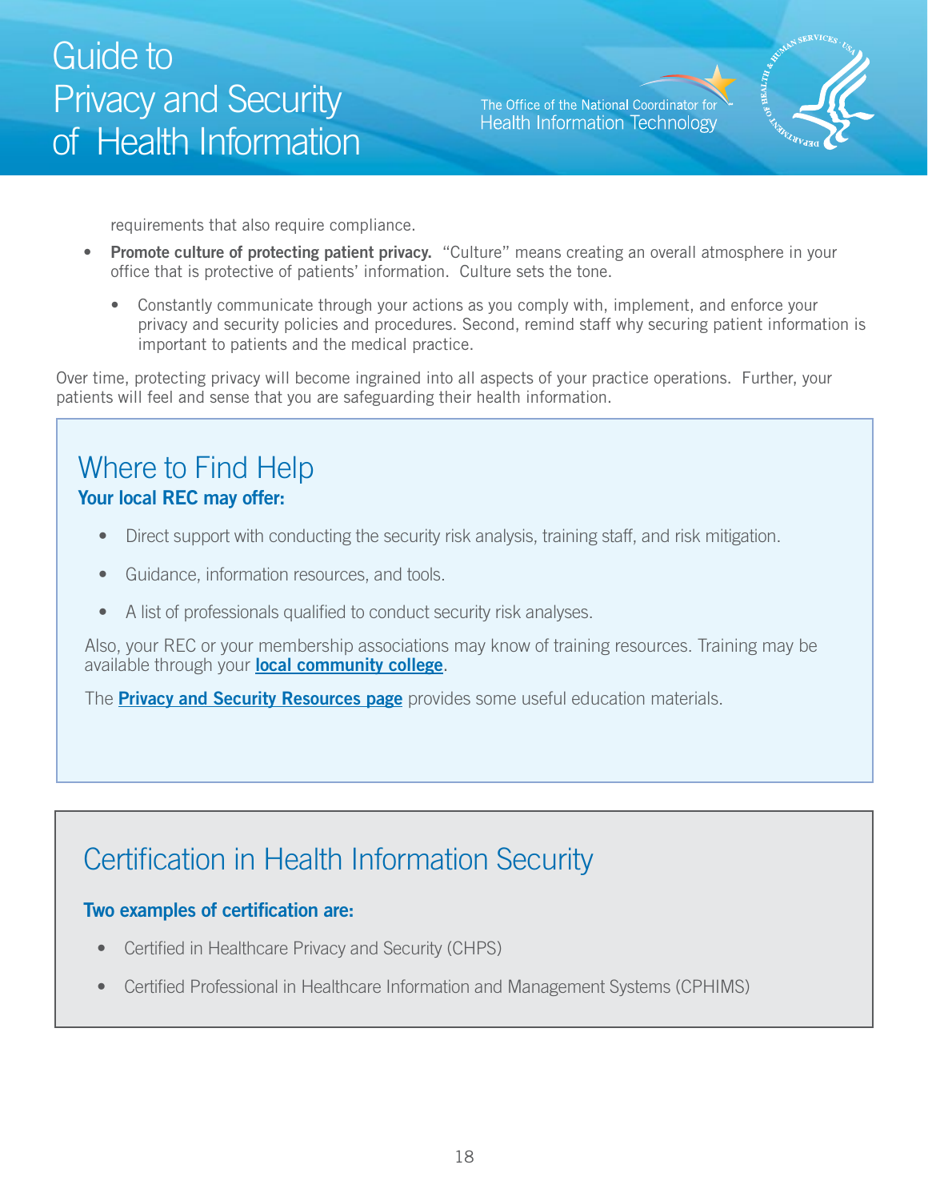requirements that also require compliance.

- **Promote culture of protecting patient privacy.** "Culture" means creating an overall atmosphere in your office that is protective of patients' information. Culture sets the tone.
    - Constantly communicate through your actions as you comply with, implement, and enforce your privacy and security policies and procedures. Second, remind staff why securing patient information is important to patients and the medical practice.

Over time, protecting privacy will become ingrained into all aspects of your practice operations. Further, your patients will feel and sense that you are safeguarding their health information.

## Where to Find Help

**Your local REC may offer:**

- Direct support with conducting the security risk analysis, training staff, and risk mitigation.
- Guidance, information resources, and tools.
- A list of professionals qualified to conduct security risk analyses.

Also, your REC or your membership associations may know of training resources. Training may be available through your **local community college**.

The **Privacy and Security Resources page** provides some useful education materials.

## Certification in Health Information Security

**Two examples of certification are:**

- Certified in Healthcare Privacy and Security (CHPS)
- Certified Professional in Healthcare Information and Management Systems (CPHIMS)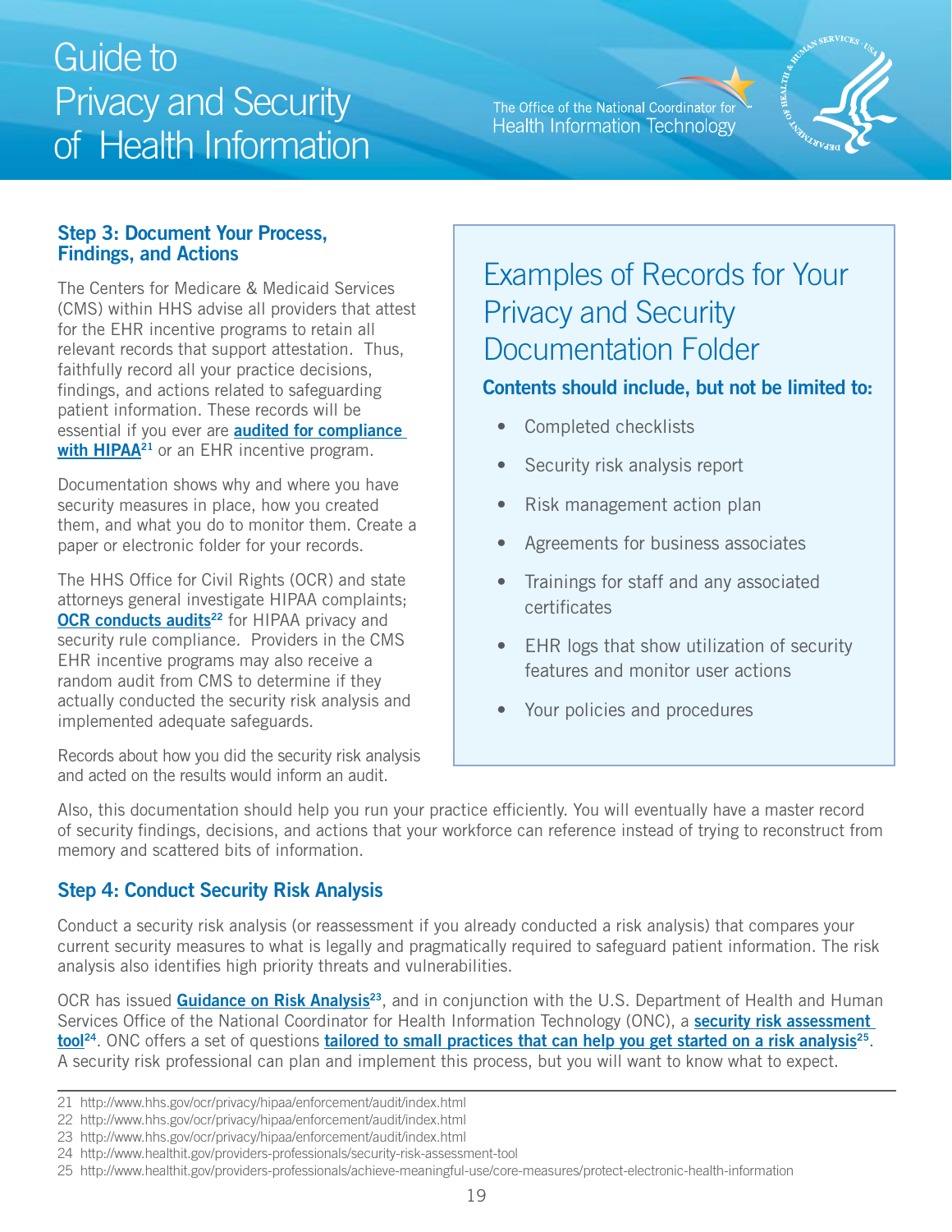## Step 3: Document Your Process, Findings, and Actions

The Centers for Medicare & Medicaid Services (CMS) within HHS advise all providers that attest for the EHR incentive programs to retain all relevant records that support attestation. Thus, faithfully record all your practice decisions, findings, and actions related to safeguarding patient information. These records will be essential if you ever are **audited for compliance with HIPAA**[21] or an EHR incentive program.

Documentation shows why and where you have security measures in place, how you created them, and what you do to monitor them. Create a paper or electronic folder for your records.

The HHS Office for Civil Rights (OCR) and state attorneys general investigate HIPAA complaints; **OCR conducts audits**[22] for HIPAA privacy and security rule compliance. Providers in the CMS EHR incentive programs may also receive a random audit from CMS to determine if they actually conducted the security risk analysis and implemented adequate safeguards.

Records about how you did the security risk analysis and acted on the results would inform an audit.

> ### Examples of Records for Your Privacy and Security Documentation Folder
>
> **Contents should include, but not be limited to:**
>
> - Completed checklists
> - Security risk analysis report
> - Risk management action plan
> - Agreements for business associates
> - Trainings for staff and any associated certificates
> - EHR logs that show utilization of security features and monitor user actions
> - Your policies and procedures

Also, this documentation should help you run your practice efficiently. You will eventually have a master record of security findings, decisions, and actions that your workforce can reference instead of trying to reconstruct from memory and scattered bits of information.

## Step 4: Conduct Security Risk Analysis

Conduct a security risk analysis (or reassessment if you already conducted a risk analysis) that compares your current security measures to what is legally and pragmatically required to safeguard patient information. The risk analysis also identifies high priority threats and vulnerabilities.

OCR has issued **Guidance on Risk Analysis**[23], and in conjunction with the U.S. Department of Health and Human Services Office of the National Coordinator for Health Information Technology (ONC), a **security risk assessment tool**[24]. ONC offers a set of questions **tailored to small practices that can help you get started on a risk analysis**[25]. A security risk professional can plan and implement this process, but you will want to know what to expect.

21 http://www.hhs.gov/ocr/privacy/hipaa/enforcement/audit/index.html
22 http://www.hhs.gov/ocr/privacy/hipaa/enforcement/audit/index.html
23 http://www.hhs.gov/ocr/privacy/hipaa/enforcement/audit/index.html
24 http://www.healthit.gov/providers-professionals/security-risk-assessment-tool
25 http://www.healthit.gov/providers-professionals/achieve-meaningful-use/core-measures/protect-electronic-health-information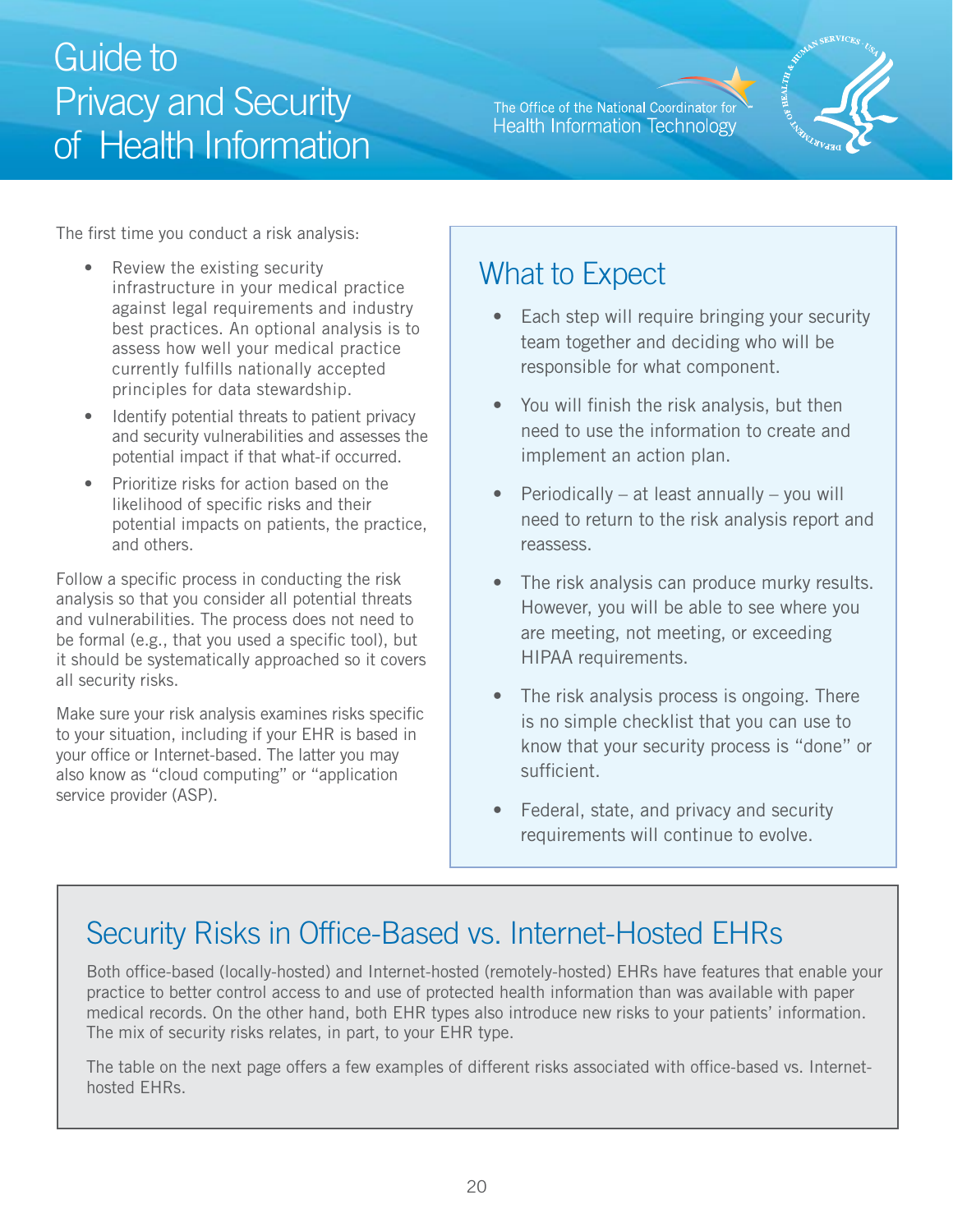The first time you conduct a risk analysis:

- Review the existing security infrastructure in your medical practice against legal requirements and industry best practices. An optional analysis is to assess how well your medical practice currently fulfills nationally accepted principles for data stewardship.
- Identify potential threats to patient privacy and security vulnerabilities and assesses the potential impact if that what-if occurred.
- Prioritize risks for action based on the likelihood of specific risks and their potential impacts on patients, the practice, and others.

Follow a specific process in conducting the risk analysis so that you consider all potential threats and vulnerabilities. The process does not need to be formal (e.g., that you used a specific tool), but it should be systematically approached so it covers all security risks.

Make sure your risk analysis examines risks specific to your situation, including if your EHR is based in your office or Internet-based. The latter you may also know as "cloud computing" or "application service provider (ASP).

## What to Expect

- Each step will require bringing your security team together and deciding who will be responsible for what component.
- You will finish the risk analysis, but then need to use the information to create and implement an action plan.
- Periodically – at least annually – you will need to return to the risk analysis report and reassess.
- The risk analysis can produce murky results. However, you will be able to see where you are meeting, not meeting, or exceeding HIPAA requirements.
- The risk analysis process is ongoing. There is no simple checklist that you can use to know that your security process is "done" or sufficient.
- Federal, state, and privacy and security requirements will continue to evolve.

## Security Risks in Office-Based vs. Internet-Hosted EHRs

Both office-based (locally-hosted) and Internet-hosted (remotely-hosted) EHRs have features that enable your practice to better control access to and use of protected health information than was available with paper medical records. On the other hand, both EHR types also introduce new risks to your patients' information. The mix of security risks relates, in part, to your EHR type.

The table on the next page offers a few examples of different risks associated with office-based vs. Internet-hosted EHRs.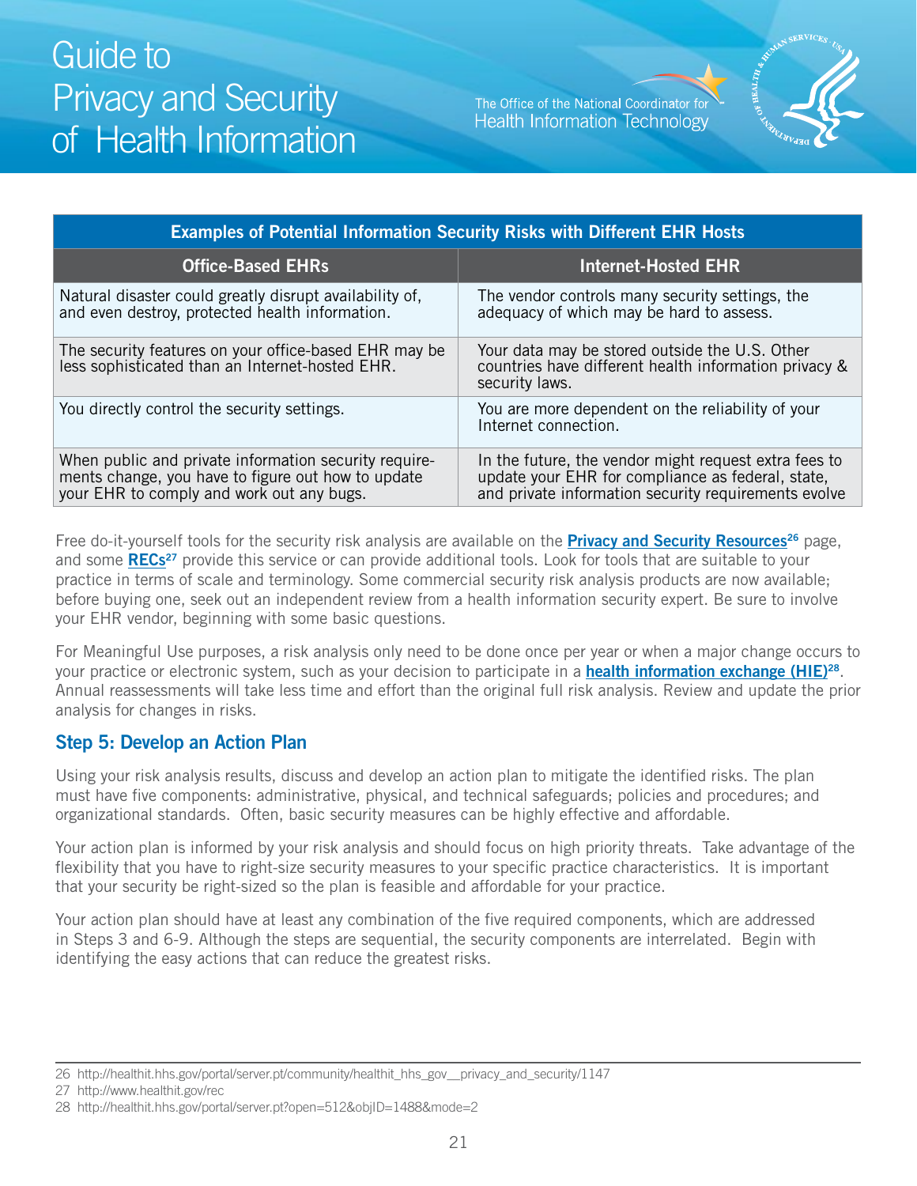| Examples of Potential Information Security Risks with Different EHR Hosts | |
|---|---|
| **Office-Based EHRs** | **Internet-Hosted EHR** |
| Natural disaster could greatly disrupt availability of, and even destroy, protected health information. | The vendor controls many security settings, the adequacy of which may be hard to assess. |
| The security features on your office-based EHR may be less sophisticated than an Internet-hosted EHR. | Your data may be stored outside the U.S. Other countries have different health information privacy & security laws. |
| You directly control the security settings. | You are more dependent on the reliability of your Internet connection. |
| When public and private information security requirements change, you have to figure out how to update your EHR to comply and work out any bugs. | In the future, the vendor might request extra fees to update your EHR for compliance as federal, state, and private information security requirements evolve |

Free do-it-yourself tools for the security risk analysis are available on the **Privacy and Security Resources**[26] page, and some **RECs**[27] provide this service or can provide additional tools. Look for tools that are suitable to your practice in terms of scale and terminology. Some commercial security risk analysis products are now available; before buying one, seek out an independent review from a health information security expert. Be sure to involve your EHR vendor, beginning with some basic questions.

For Meaningful Use purposes, a risk analysis only need to be done once per year or when a major change occurs to your practice or electronic system, such as your decision to participate in a **health information exchange (HIE)**[28]. Annual reassessments will take less time and effort than the original full risk analysis. Review and update the prior analysis for changes in risks.

## Step 5: Develop an Action Plan

Using your risk analysis results, discuss and develop an action plan to mitigate the identified risks. The plan must have five components: administrative, physical, and technical safeguards; policies and procedures; and organizational standards. Often, basic security measures can be highly effective and affordable.

Your action plan is informed by your risk analysis and should focus on high priority threats. Take advantage of the flexibility that you have to right-size security measures to your specific practice characteristics. It is important that your security be right-sized so the plan is feasible and affordable for your practice.

Your action plan should have at least any combination of the five required components, which are addressed in Steps 3 and 6-9. Although the steps are sequential, the security components are interrelated. Begin with identifying the easy actions that can reduce the greatest risks.

---

26 http://healthit.hhs.gov/portal/server.pt/community/healthit_hhs_gov__privacy_and_security/1147

27 http://www.healthit.gov/rec

28 http://healthit.hhs.gov/portal/server.pt?open=512&objID=1488&mode=2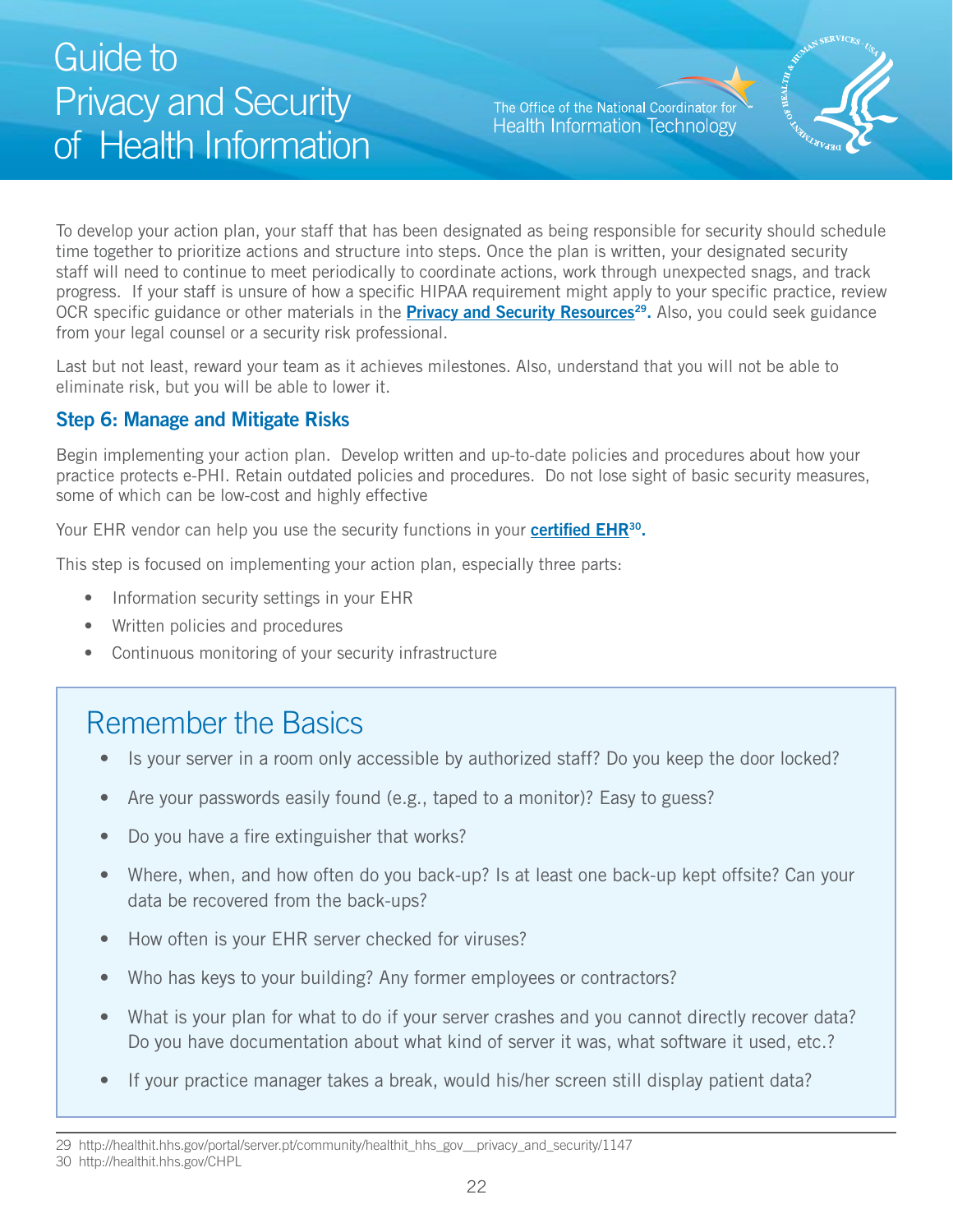To develop your action plan, your staff that has been designated as being responsible for security should schedule time together to prioritize actions and structure into steps. Once the plan is written, your designated security staff will need to continue to meet periodically to coordinate actions, work through unexpected snags, and track progress. If your staff is unsure of how a specific HIPAA requirement might apply to your specific practice, review OCR specific guidance or other materials in the **Privacy and Security Resources**[29]**.** Also, you could seek guidance from your legal counsel or a security risk professional.

Last but not least, reward your team as it achieves milestones. Also, understand that you will not be able to eliminate risk, but you will be able to lower it.

### Step 6: Manage and Mitigate Risks

Begin implementing your action plan. Develop written and up-to-date policies and procedures about how your practice protects e-PHI. Retain outdated policies and procedures. Do not lose sight of basic security measures, some of which can be low-cost and highly effective

Your EHR vendor can help you use the security functions in your **certified EHR**[30]**.**

This step is focused on implementing your action plan, especially three parts:

- Information security settings in your EHR
- Written policies and procedures
- Continuous monitoring of your security infrastructure

## Remember the Basics

- Is your server in a room only accessible by authorized staff? Do you keep the door locked?
- Are your passwords easily found (e.g., taped to a monitor)? Easy to guess?
- Do you have a fire extinguisher that works?
- Where, when, and how often do you back-up? Is at least one back-up kept offsite? Can your data be recovered from the back-ups?
- How often is your EHR server checked for viruses?
- Who has keys to your building? Any former employees or contractors?
- What is your plan for what to do if your server crashes and you cannot directly recover data? Do you have documentation about what kind of server it was, what software it used, etc.?
- If your practice manager takes a break, would his/her screen still display patient data?

---

29 http://healthit.hhs.gov/portal/server.pt/community/healthit_hhs_gov__privacy_and_security/1147
30 http://healthit.hhs.gov/CHPL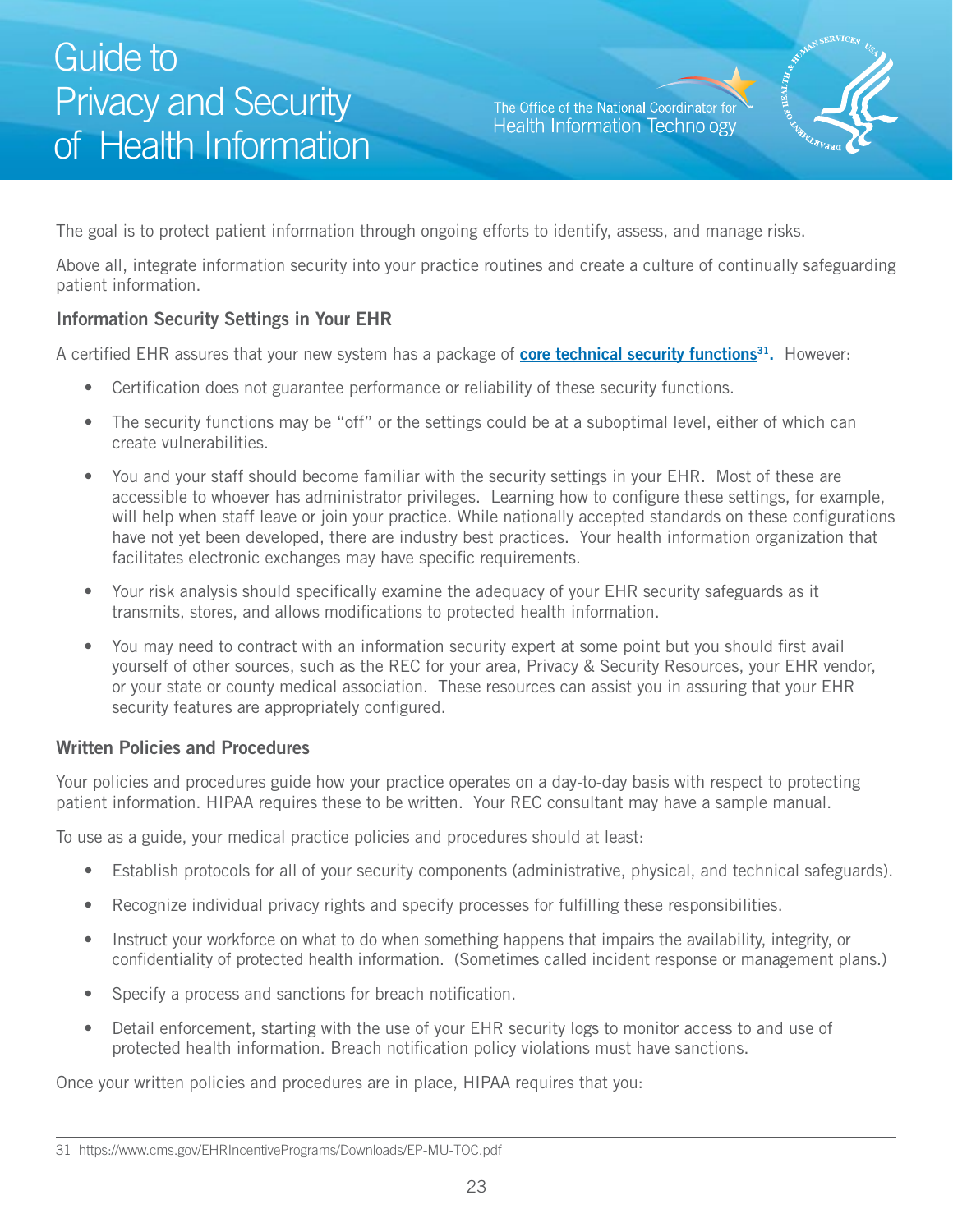The goal is to protect patient information through ongoing efforts to identify, assess, and manage risks.

Above all, integrate information security into your practice routines and create a culture of continually safeguarding patient information.

### Information Security Settings in Your EHR

A certified EHR assures that your new system has a package of **core technical security functions**[31]**.** However:

- Certification does not guarantee performance or reliability of these security functions.
- The security functions may be "off" or the settings could be at a suboptimal level, either of which can create vulnerabilities.
- You and your staff should become familiar with the security settings in your EHR. Most of these are accessible to whoever has administrator privileges. Learning how to configure these settings, for example, will help when staff leave or join your practice. While nationally accepted standards on these configurations have not yet been developed, there are industry best practices. Your health information organization that facilitates electronic exchanges may have specific requirements.
- Your risk analysis should specifically examine the adequacy of your EHR security safeguards as it transmits, stores, and allows modifications to protected health information.
- You may need to contract with an information security expert at some point but you should first avail yourself of other sources, such as the REC for your area, Privacy & Security Resources, your EHR vendor, or your state or county medical association. These resources can assist you in assuring that your EHR security features are appropriately configured.

### Written Policies and Procedures

Your policies and procedures guide how your practice operates on a day-to-day basis with respect to protecting patient information. HIPAA requires these to be written. Your REC consultant may have a sample manual.

To use as a guide, your medical practice policies and procedures should at least:

- Establish protocols for all of your security components (administrative, physical, and technical safeguards).
- Recognize individual privacy rights and specify processes for fulfilling these responsibilities.
- Instruct your workforce on what to do when something happens that impairs the availability, integrity, or confidentiality of protected health information. (Sometimes called incident response or management plans.)
- Specify a process and sanctions for breach notification.
- Detail enforcement, starting with the use of your EHR security logs to monitor access to and use of protected health information. Breach notification policy violations must have sanctions.

Once your written policies and procedures are in place, HIPAA requires that you:

---

31 https://www.cms.gov/EHRIncentivePrograms/Downloads/EP-MU-TOC.pdf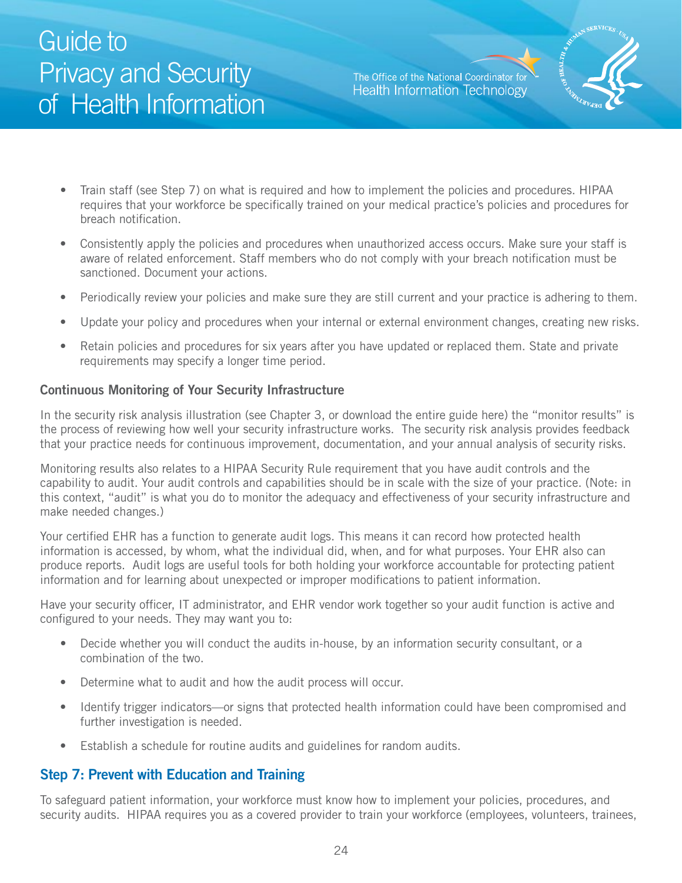- Train staff (see Step 7) on what is required and how to implement the policies and procedures. HIPAA requires that your workforce be specifically trained on your medical practice's policies and procedures for breach notification.
- Consistently apply the policies and procedures when unauthorized access occurs. Make sure your staff is aware of related enforcement. Staff members who do not comply with your breach notification must be sanctioned. Document your actions.
- Periodically review your policies and make sure they are still current and your practice is adhering to them.
- Update your policy and procedures when your internal or external environment changes, creating new risks.
- Retain policies and procedures for six years after you have updated or replaced them. State and private requirements may specify a longer time period.

### Continuous Monitoring of Your Security Infrastructure

In the security risk analysis illustration (see Chapter 3, or download the entire guide here) the "monitor results" is the process of reviewing how well your security infrastructure works. The security risk analysis provides feedback that your practice needs for continuous improvement, documentation, and your annual analysis of security risks.

Monitoring results also relates to a HIPAA Security Rule requirement that you have audit controls and the capability to audit. Your audit controls and capabilities should be in scale with the size of your practice. (Note: in this context, "audit" is what you do to monitor the adequacy and effectiveness of your security infrastructure and make needed changes.)

Your certified EHR has a function to generate audit logs. This means it can record how protected health information is accessed, by whom, what the individual did, when, and for what purposes. Your EHR also can produce reports. Audit logs are useful tools for both holding your workforce accountable for protecting patient information and for learning about unexpected or improper modifications to patient information.

Have your security officer, IT administrator, and EHR vendor work together so your audit function is active and configured to your needs. They may want you to:

- Decide whether you will conduct the audits in-house, by an information security consultant, or a combination of the two.
- Determine what to audit and how the audit process will occur.
- Identify trigger indicators—or signs that protected health information could have been compromised and further investigation is needed.
- Establish a schedule for routine audits and guidelines for random audits.

## Step 7: Prevent with Education and Training

To safeguard patient information, your workforce must know how to implement your policies, procedures, and security audits. HIPAA requires you as a covered provider to train your workforce (employees, volunteers, trainees,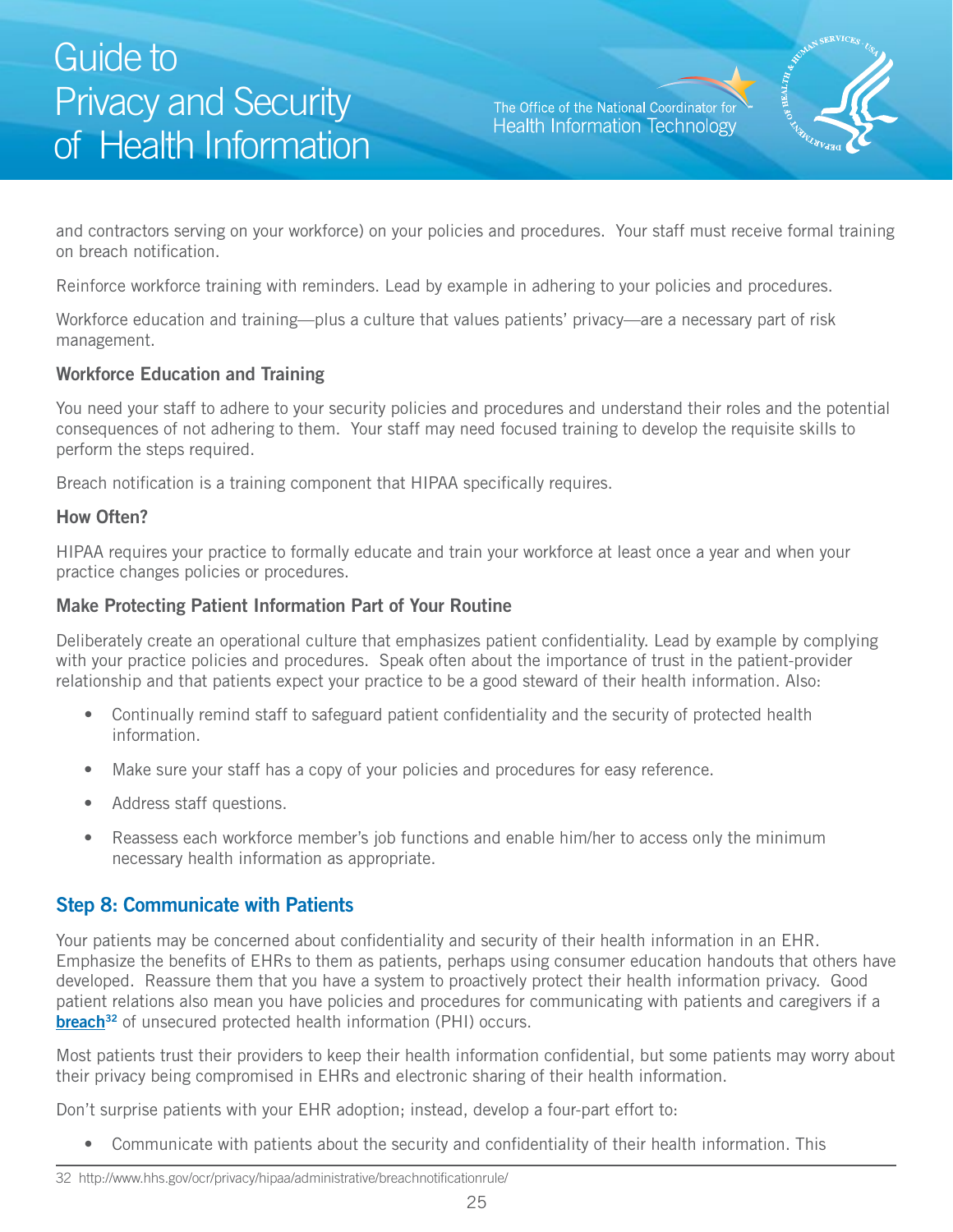and contractors serving on your workforce) on your policies and procedures. Your staff must receive formal training on breach notification.

Reinforce workforce training with reminders. Lead by example in adhering to your policies and procedures.

Workforce education and training—plus a culture that values patients' privacy—are a necessary part of risk management.

### Workforce Education and Training

You need your staff to adhere to your security policies and procedures and understand their roles and the potential consequences of not adhering to them. Your staff may need focused training to develop the requisite skills to perform the steps required.

Breach notification is a training component that HIPAA specifically requires.

### How Often?

HIPAA requires your practice to formally educate and train your workforce at least once a year and when your practice changes policies or procedures.

### Make Protecting Patient Information Part of Your Routine

Deliberately create an operational culture that emphasizes patient confidentiality. Lead by example by complying with your practice policies and procedures. Speak often about the importance of trust in the patient-provider relationship and that patients expect your practice to be a good steward of their health information. Also:

- Continually remind staff to safeguard patient confidentiality and the security of protected health information.
- Make sure your staff has a copy of your policies and procedures for easy reference.
- Address staff questions.
- Reassess each workforce member's job functions and enable him/her to access only the minimum necessary health information as appropriate.

## Step 8: Communicate with Patients

Your patients may be concerned about confidentiality and security of their health information in an EHR. Emphasize the benefits of EHRs to them as patients, perhaps using consumer education handouts that others have developed. Reassure them that you have a system to proactively protect their health information privacy. Good patient relations also mean you have policies and procedures for communicating with patients and caregivers if a **breach**[32] of unsecured protected health information (PHI) occurs.

Most patients trust their providers to keep their health information confidential, but some patients may worry about their privacy being compromised in EHRs and electronic sharing of their health information.

Don't surprise patients with your EHR adoption; instead, develop a four-part effort to:

- Communicate with patients about the security and confidentiality of their health information. This

32 http://www.hhs.gov/ocr/privacy/hipaa/administrative/breachnotificationrule/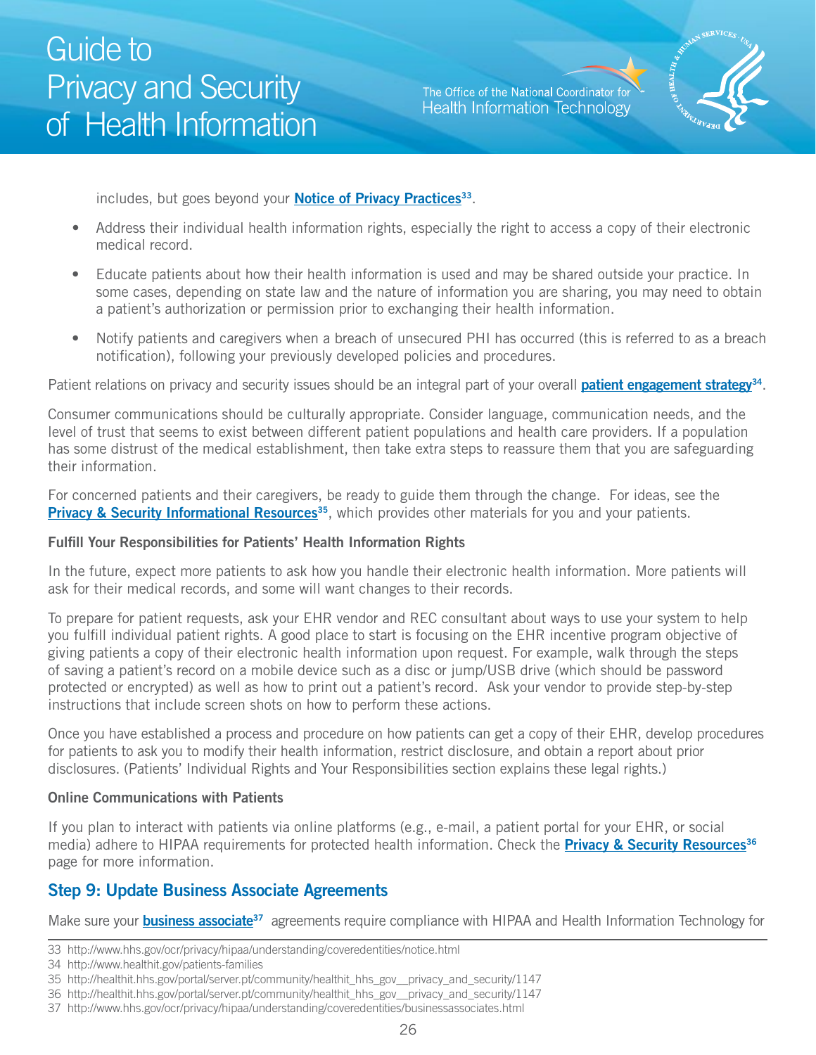includes, but goes beyond your **Notice of Privacy Practices**[33].

- Address their individual health information rights, especially the right to access a copy of their electronic medical record.
- Educate patients about how their health information is used and may be shared outside your practice. In some cases, depending on state law and the nature of information you are sharing, you may need to obtain a patient's authorization or permission prior to exchanging their health information.
- Notify patients and caregivers when a breach of unsecured PHI has occurred (this is referred to as a breach notification), following your previously developed policies and procedures.

Patient relations on privacy and security issues should be an integral part of your overall **patient engagement strategy**[34].

Consumer communications should be culturally appropriate. Consider language, communication needs, and the level of trust that seems to exist between different patient populations and health care providers. If a population has some distrust of the medical establishment, then take extra steps to reassure them that you are safeguarding their information.

For concerned patients and their caregivers, be ready to guide them through the change. For ideas, see the **Privacy & Security Informational Resources**[35], which provides other materials for you and your patients.

**Fulfill Your Responsibilities for Patients' Health Information Rights**

In the future, expect more patients to ask how you handle their electronic health information. More patients will ask for their medical records, and some will want changes to their records.

To prepare for patient requests, ask your EHR vendor and REC consultant about ways to use your system to help you fulfill individual patient rights. A good place to start is focusing on the EHR incentive program objective of giving patients a copy of their electronic health information upon request. For example, walk through the steps of saving a patient's record on a mobile device such as a disc or jump/USB drive (which should be password protected or encrypted) as well as how to print out a patient's record. Ask your vendor to provide step-by-step instructions that include screen shots on how to perform these actions.

Once you have established a process and procedure on how patients can get a copy of their EHR, develop procedures for patients to ask you to modify their health information, restrict disclosure, and obtain a report about prior disclosures. (Patients' Individual Rights and Your Responsibilities section explains these legal rights.)

**Online Communications with Patients**

If you plan to interact with patients via online platforms (e.g., e-mail, a patient portal for your EHR, or social media) adhere to HIPAA requirements for protected health information. Check the **Privacy & Security Resources**[36] page for more information.

## Step 9: Update Business Associate Agreements

Make sure your **business associate**[37] agreements require compliance with HIPAA and Health Information Technology for

---

33 http://www.hhs.gov/ocr/privacy/hipaa/understanding/coveredentities/notice.html
34 http://www.healthit.gov/patients-families
35 http://healthit.hhs.gov/portal/server.pt/community/healthit_hhs_gov__privacy_and_security/1147
36 http://healthit.hhs.gov/portal/server.pt/community/healthit_hhs_gov__privacy_and_security/1147
37 http://www.hhs.gov/ocr/privacy/hipaa/understanding/coveredentities/businessassociates.html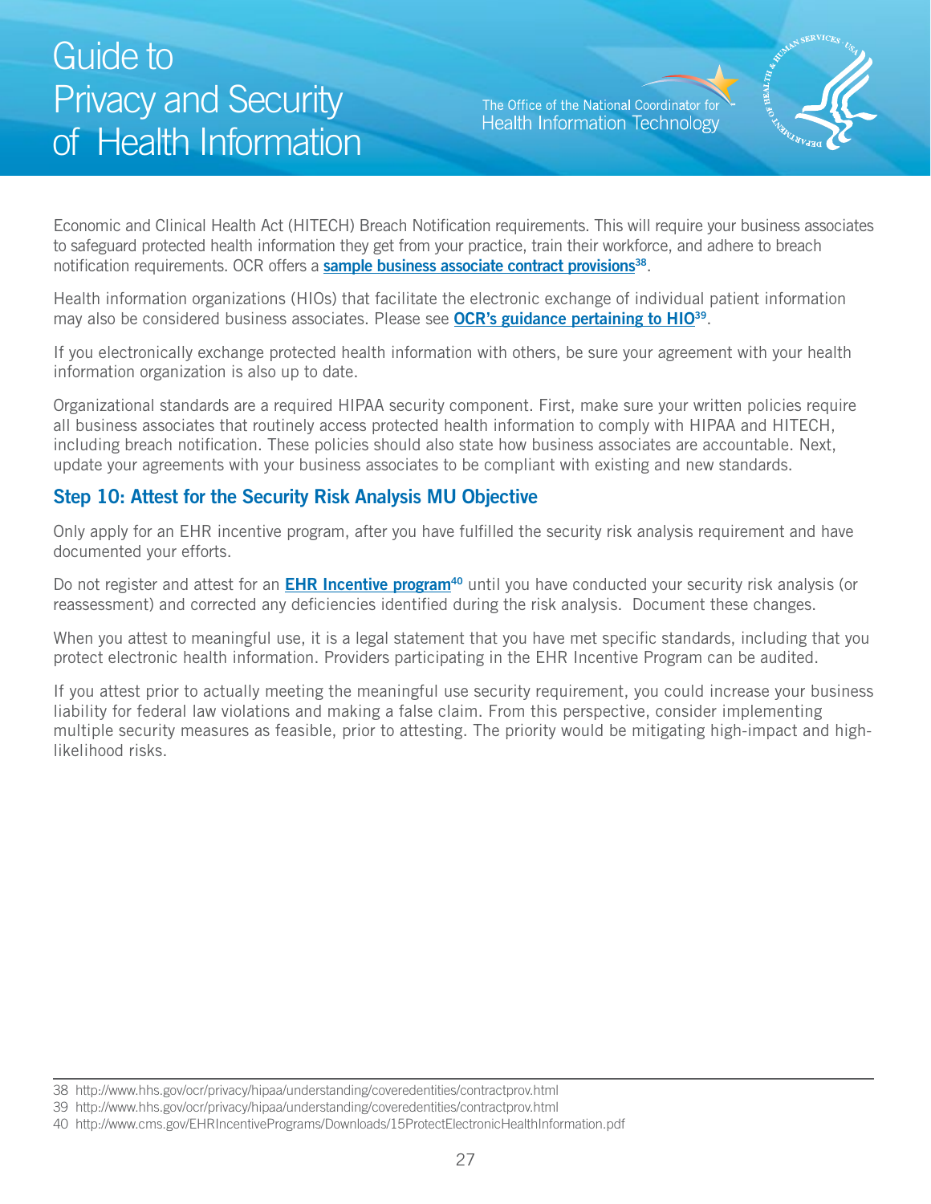Economic and Clinical Health Act (HITECH) Breach Notification requirements. This will require your business associates to safeguard protected health information they get from your practice, train their workforce, and adhere to breach notification requirements. OCR offers a **sample business associate contract provisions**[38].

Health information organizations (HIOs) that facilitate the electronic exchange of individual patient information may also be considered business associates. Please see **OCR's guidance pertaining to HIO**[39].

If you electronically exchange protected health information with others, be sure your agreement with your health information organization is also up to date.

Organizational standards are a required HIPAA security component. First, make sure your written policies require all business associates that routinely access protected health information to comply with HIPAA and HITECH, including breach notification. These policies should also state how business associates are accountable. Next, update your agreements with your business associates to be compliant with existing and new standards.

## Step 10: Attest for the Security Risk Analysis MU Objective

Only apply for an EHR incentive program, after you have fulfilled the security risk analysis requirement and have documented your efforts.

Do not register and attest for an **EHR Incentive program**[40] until you have conducted your security risk analysis (or reassessment) and corrected any deficiencies identified during the risk analysis. Document these changes.

When you attest to meaningful use, it is a legal statement that you have met specific standards, including that you protect electronic health information. Providers participating in the EHR Incentive Program can be audited.

If you attest prior to actually meeting the meaningful use security requirement, you could increase your business liability for federal law violations and making a false claim. From this perspective, consider implementing multiple security measures as feasible, prior to attesting. The priority would be mitigating high-impact and high-likelihood risks.

---

38 http://www.hhs.gov/ocr/privacy/hipaa/understanding/coveredentities/contractprov.html

39 http://www.hhs.gov/ocr/privacy/hipaa/understanding/coveredentities/contractprov.html

40 http://www.cms.gov/EHRIncentivePrograms/Downloads/15ProtectElectronicHealthInformation.pdf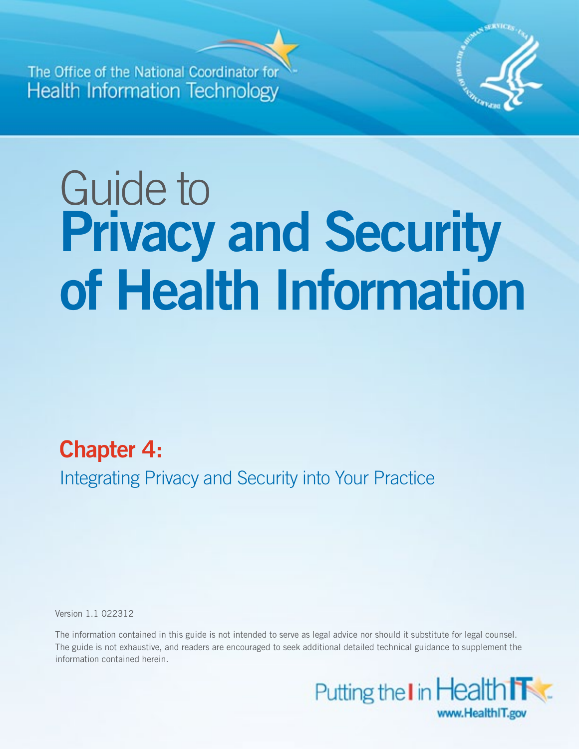The Office of the National Coordinator for Health Information Technology

# Guide to **Privacy and Security of Health Information**

## Chapter 4:

Integrating Privacy and Security into Your Practice

Version 1.1 022312

The information contained in this guide is not intended to serve as legal advice nor should it substitute for legal counsel. The guide is not exhaustive, and readers are encouraged to seek additional detailed technical guidance to supplement the information contained herein.

Putting the I in Health IT

www.HealthIT.gov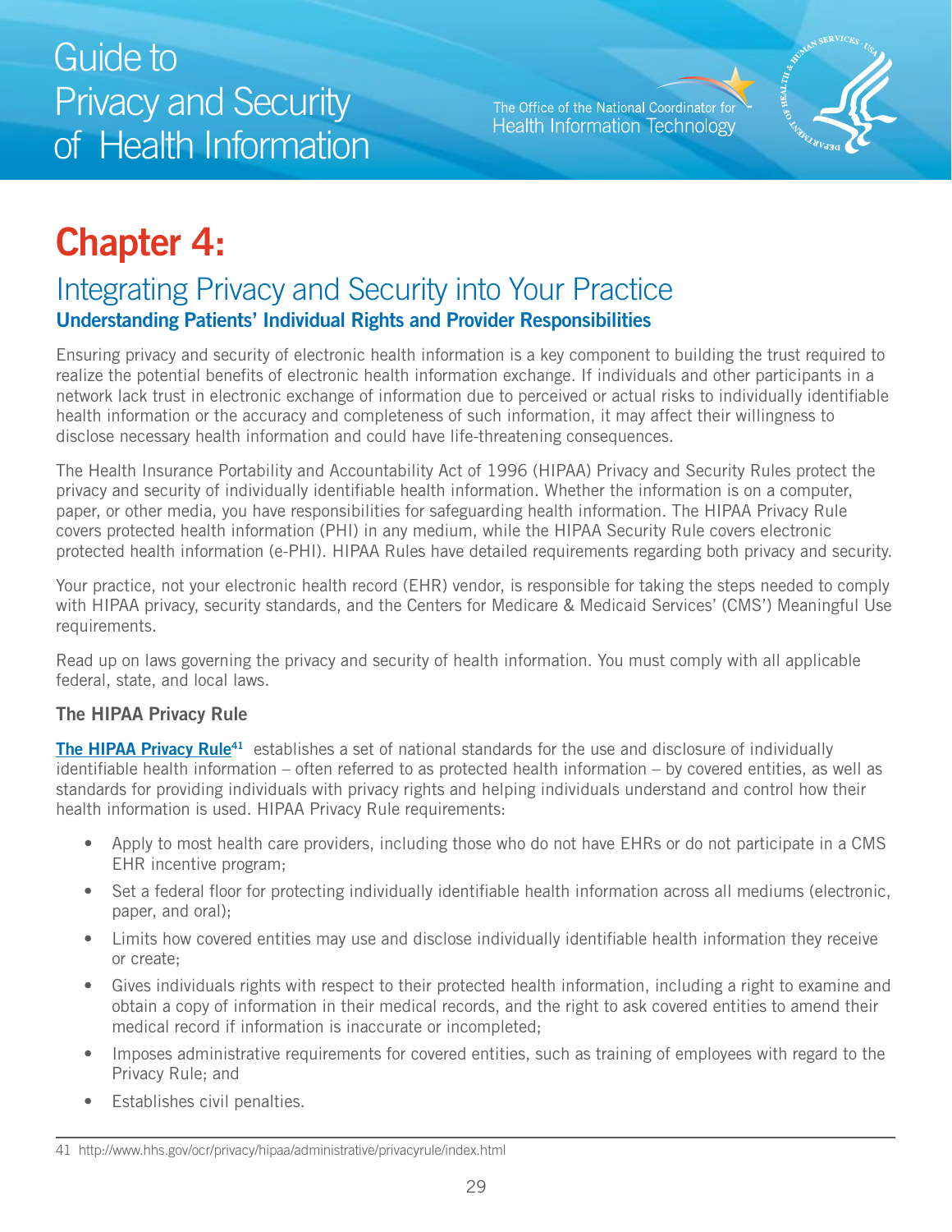# Chapter 4:

## Integrating Privacy and Security into Your Practice

### Understanding Patients' Individual Rights and Provider Responsibilities

Ensuring privacy and security of electronic health information is a key component to building the trust required to realize the potential benefits of electronic health information exchange. If individuals and other participants in a network lack trust in electronic exchange of information due to perceived or actual risks to individually identifiable health information or the accuracy and completeness of such information, it may affect their willingness to disclose necessary health information and could have life-threatening consequences.

The Health Insurance Portability and Accountability Act of 1996 (HIPAA) Privacy and Security Rules protect the privacy and security of individually identifiable health information. Whether the information is on a computer, paper, or other media, you have responsibilities for safeguarding health information. The HIPAA Privacy Rule covers protected health information (PHI) in any medium, while the HIPAA Security Rule covers electronic protected health information (e-PHI). HIPAA Rules have detailed requirements regarding both privacy and security.

Your practice, not your electronic health record (EHR) vendor, is responsible for taking the steps needed to comply with HIPAA privacy, security standards, and the Centers for Medicare & Medicaid Services' (CMS') Meaningful Use requirements.

Read up on laws governing the privacy and security of health information. You must comply with all applicable federal, state, and local laws.

#### The HIPAA Privacy Rule

**The HIPAA Privacy Rule**[41] establishes a set of national standards for the use and disclosure of individually identifiable health information – often referred to as protected health information – by covered entities, as well as standards for providing individuals with privacy rights and helping individuals understand and control how their health information is used. HIPAA Privacy Rule requirements:

- Apply to most health care providers, including those who do not have EHRs or do not participate in a CMS EHR incentive program;
- Set a federal floor for protecting individually identifiable health information across all mediums (electronic, paper, and oral);
- Limits how covered entities may use and disclose individually identifiable health information they receive or create;
- Gives individuals rights with respect to their protected health information, including a right to examine and obtain a copy of information in their medical records, and the right to ask covered entities to amend their medical record if information is inaccurate or incompleted;
- Imposes administrative requirements for covered entities, such as training of employees with regard to the Privacy Rule; and
- Establishes civil penalties.

41 http://www.hhs.gov/ocr/privacy/hipaa/administrative/privacyrule/index.html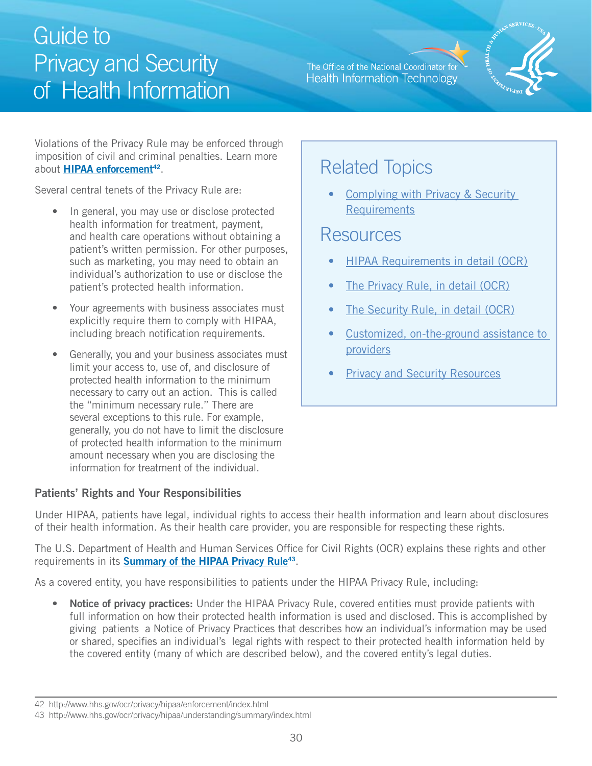Violations of the Privacy Rule may be enforced through imposition of civil and criminal penalties. Learn more about **HIPAA enforcement**[42].

Several central tenets of the Privacy Rule are:

- In general, you may use or disclose protected health information for treatment, payment, and health care operations without obtaining a patient's written permission. For other purposes, such as marketing, you may need to obtain an individual's authorization to use or disclose the patient's protected health information.
- Your agreements with business associates must explicitly require them to comply with HIPAA, including breach notification requirements.
- Generally, you and your business associates must limit your access to, use of, and disclosure of protected health information to the minimum necessary to carry out an action. This is called the "minimum necessary rule." There are several exceptions to this rule. For example, generally, you do not have to limit the disclosure of protected health information to the minimum amount necessary when you are disclosing the information for treatment of the individual.

## Related Topics

- Complying with Privacy & Security Requirements

## Resources

- HIPAA Requirements in detail (OCR)
- The Privacy Rule, in detail (OCR)
- The Security Rule, in detail (OCR)
- Customized, on-the-ground assistance to providers
- Privacy and Security Resources

### Patients' Rights and Your Responsibilities

Under HIPAA, patients have legal, individual rights to access their health information and learn about disclosures of their health information. As their health care provider, you are responsible for respecting these rights.

The U.S. Department of Health and Human Services Office for Civil Rights (OCR) explains these rights and other requirements in its **Summary of the HIPAA Privacy Rule**[43].

As a covered entity, you have responsibilities to patients under the HIPAA Privacy Rule, including:

- **Notice of privacy practices:** Under the HIPAA Privacy Rule, covered entities must provide patients with full information on how their protected health information is used and disclosed. This is accomplished by giving patients a Notice of Privacy Practices that describes how an individual's information may be used or shared, specifies an individual's legal rights with respect to their protected health information held by the covered entity (many of which are described below), and the covered entity's legal duties.

---

42 http://www.hhs.gov/ocr/privacy/hipaa/enforcement/index.html

43 http://www.hhs.gov/ocr/privacy/hipaa/understanding/summary/index.html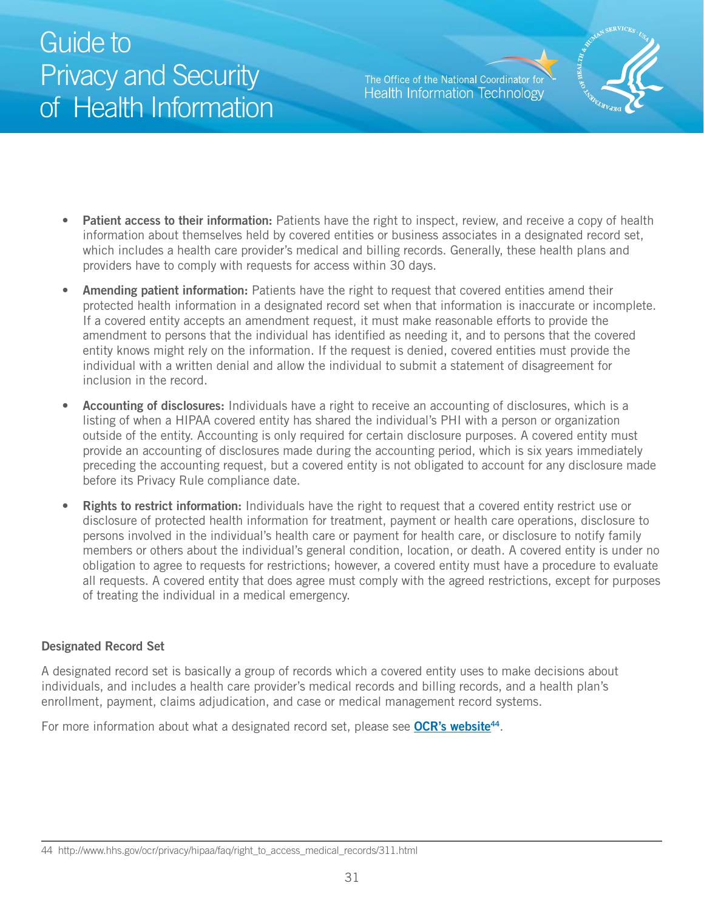- **Patient access to their information:** Patients have the right to inspect, review, and receive a copy of health information about themselves held by covered entities or business associates in a designated record set, which includes a health care provider's medical and billing records. Generally, these health plans and providers have to comply with requests for access within 30 days.
- **Amending patient information:** Patients have the right to request that covered entities amend their protected health information in a designated record set when that information is inaccurate or incomplete. If a covered entity accepts an amendment request, it must make reasonable efforts to provide the amendment to persons that the individual has identified as needing it, and to persons that the covered entity knows might rely on the information. If the request is denied, covered entities must provide the individual with a written denial and allow the individual to submit a statement of disagreement for inclusion in the record.
- **Accounting of disclosures:** Individuals have a right to receive an accounting of disclosures, which is a listing of when a HIPAA covered entity has shared the individual's PHI with a person or organization outside of the entity. Accounting is only required for certain disclosure purposes. A covered entity must provide an accounting of disclosures made during the accounting period, which is six years immediately preceding the accounting request, but a covered entity is not obligated to account for any disclosure made before its Privacy Rule compliance date.
- **Rights to restrict information:** Individuals have the right to request that a covered entity restrict use or disclosure of protected health information for treatment, payment or health care operations, disclosure to persons involved in the individual's health care or payment for health care, or disclosure to notify family members or others about the individual's general condition, location, or death. A covered entity is under no obligation to agree to requests for restrictions; however, a covered entity must have a procedure to evaluate all requests. A covered entity that does agree must comply with the agreed restrictions, except for purposes of treating the individual in a medical emergency.

### Designated Record Set

A designated record set is basically a group of records which a covered entity uses to make decisions about individuals, and includes a health care provider's medical records and billing records, and a health plan's enrollment, payment, claims adjudication, and case or medical management record systems.

For more information about what a designated record set, please see **OCR's website**[44].

44 http://www.hhs.gov/ocr/privacy/hipaa/faq/right_to_access_medical_records/311.html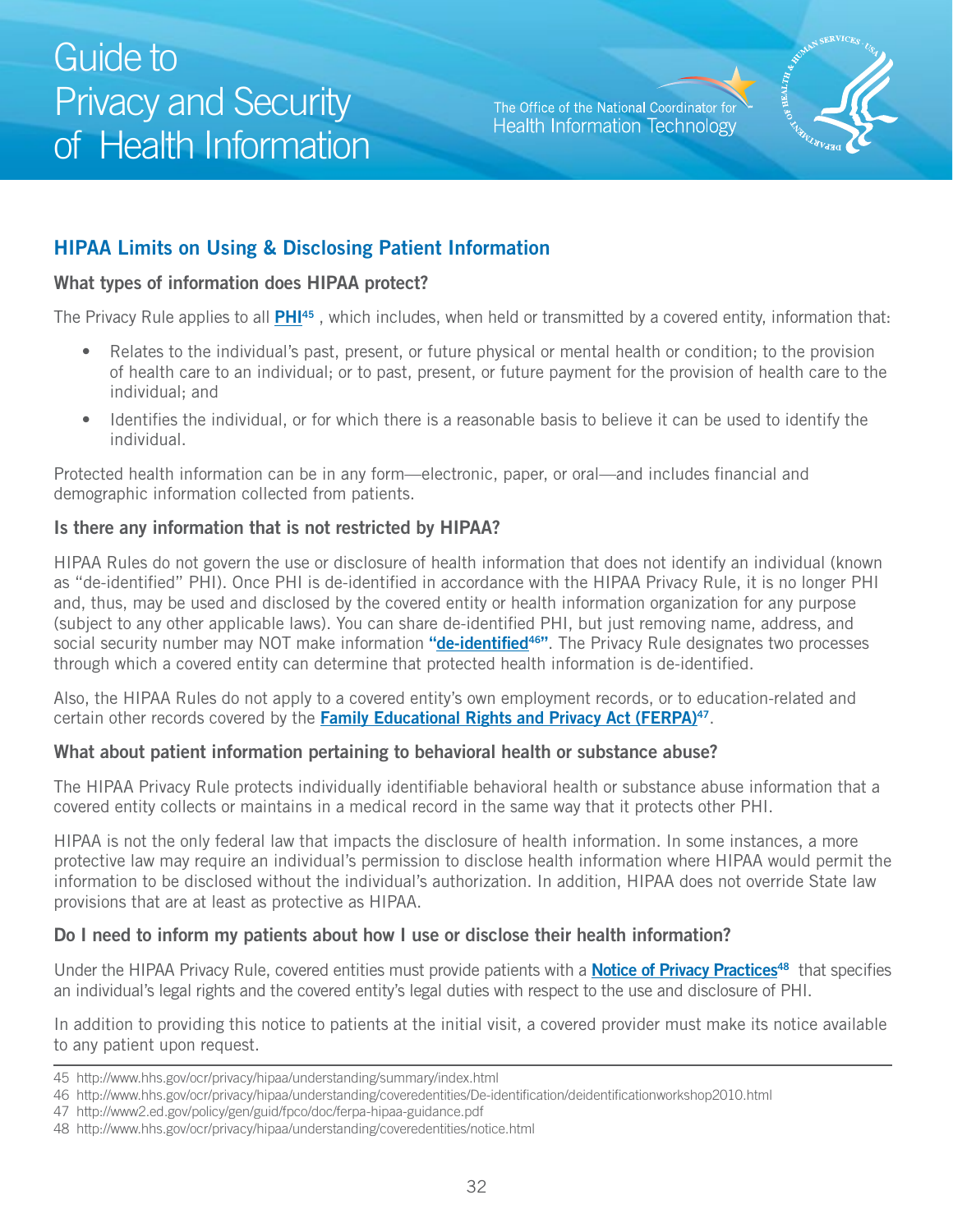## HIPAA Limits on Using & Disclosing Patient Information

### What types of information does HIPAA protect?

The Privacy Rule applies to all **PHI**[45] , which includes, when held or transmitted by a covered entity, information that:

- Relates to the individual's past, present, or future physical or mental health or condition; to the provision of health care to an individual; or to past, present, or future payment for the provision of health care to the individual; and
- Identifies the individual, or for which there is a reasonable basis to believe it can be used to identify the individual.

Protected health information can be in any form—electronic, paper, or oral—and includes financial and demographic information collected from patients.

### Is there any information that is not restricted by HIPAA?

HIPAA Rules do not govern the use or disclosure of health information that does not identify an individual (known as "de-identified" PHI). Once PHI is de-identified in accordance with the HIPAA Privacy Rule, it is no longer PHI and, thus, may be used and disclosed by the covered entity or health information organization for any purpose (subject to any other applicable laws). You can share de-identified PHI, but just removing name, address, and social security number may NOT make information **"de-identified[46]"**. The Privacy Rule designates two processes through which a covered entity can determine that protected health information is de-identified.

Also, the HIPAA Rules do not apply to a covered entity's own employment records, or to education-related and certain other records covered by the **Family Educational Rights and Privacy Act (FERPA)**[47].

### What about patient information pertaining to behavioral health or substance abuse?

The HIPAA Privacy Rule protects individually identifiable behavioral health or substance abuse information that a covered entity collects or maintains in a medical record in the same way that it protects other PHI.

HIPAA is not the only federal law that impacts the disclosure of health information. In some instances, a more protective law may require an individual's permission to disclose health information where HIPAA would permit the information to be disclosed without the individual's authorization. In addition, HIPAA does not override State law provisions that are at least as protective as HIPAA.

### Do I need to inform my patients about how I use or disclose their health information?

Under the HIPAA Privacy Rule, covered entities must provide patients with a **Notice of Privacy Practices**[48] that specifies an individual's legal rights and the covered entity's legal duties with respect to the use and disclosure of PHI.

In addition to providing this notice to patients at the initial visit, a covered provider must make its notice available to any patient upon request.

---

45 http://www.hhs.gov/ocr/privacy/hipaa/understanding/summary/index.html

46 http://www.hhs.gov/ocr/privacy/hipaa/understanding/coveredentities/De-identification/deidentificationworkshop2010.html

47 http://www2.ed.gov/policy/gen/guid/fpco/doc/ferpa-hipaa-guidance.pdf

48 http://www.hhs.gov/ocr/privacy/hipaa/understanding/coveredentities/notice.html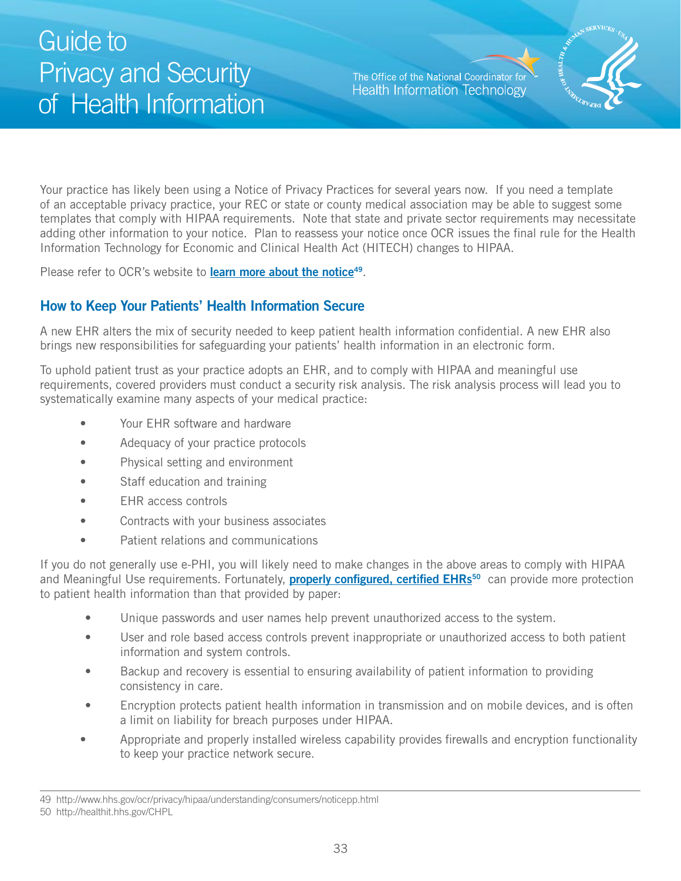Your practice has likely been using a Notice of Privacy Practices for several years now. If you need a template of an acceptable privacy practice, your REC or state or county medical association may be able to suggest some templates that comply with HIPAA requirements. Note that state and private sector requirements may necessitate adding other information to your notice. Plan to reassess your notice once OCR issues the final rule for the Health Information Technology for Economic and Clinical Health Act (HITECH) changes to HIPAA.

Please refer to OCR's website to **learn more about the notice**[49].

## How to Keep Your Patients' Health Information Secure

A new EHR alters the mix of security needed to keep patient health information confidential. A new EHR also brings new responsibilities for safeguarding your patients' health information in an electronic form.

To uphold patient trust as your practice adopts an EHR, and to comply with HIPAA and meaningful use requirements, covered providers must conduct a security risk analysis. The risk analysis process will lead you to systematically examine many aspects of your medical practice:

- Your EHR software and hardware
- Adequacy of your practice protocols
- Physical setting and environment
- Staff education and training
- EHR access controls
- Contracts with your business associates
- Patient relations and communications

If you do not generally use e-PHI, you will likely need to make changes in the above areas to comply with HIPAA and Meaningful Use requirements. Fortunately, **properly configured, certified EHRs**[50] can provide more protection to patient health information than that provided by paper:

- Unique passwords and user names help prevent unauthorized access to the system.
- User and role based access controls prevent inappropriate or unauthorized access to both patient information and system controls.
- Backup and recovery is essential to ensuring availability of patient information to providing consistency in care.
- Encryption protects patient health information in transmission and on mobile devices, and is often a limit on liability for breach purposes under HIPAA.
- Appropriate and properly installed wireless capability provides firewalls and encryption functionality to keep your practice network secure.

---

49 http://www.hhs.gov/ocr/privacy/hipaa/understanding/consumers/noticepp.html

50 http://healthit.hhs.gov/CHPL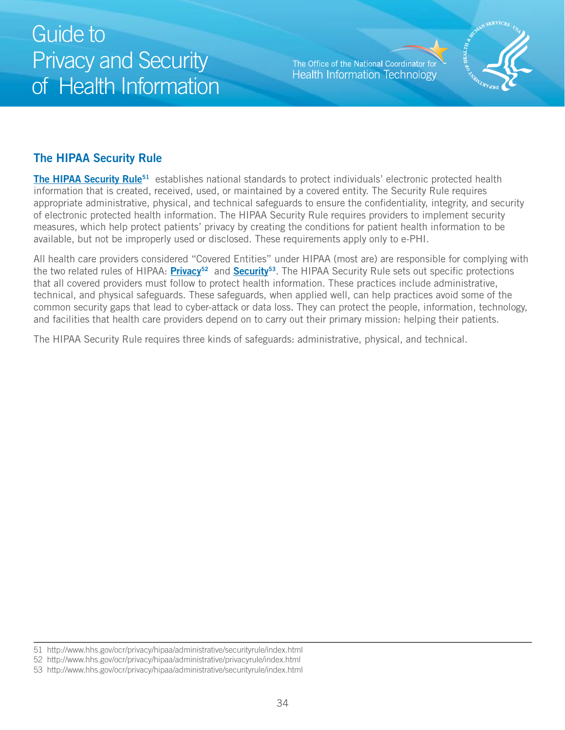## The HIPAA Security Rule

**The HIPAA Security Rule**[51] establishes national standards to protect individuals' electronic protected health information that is created, received, used, or maintained by a covered entity. The Security Rule requires appropriate administrative, physical, and technical safeguards to ensure the confidentiality, integrity, and security of electronic protected health information. The HIPAA Security Rule requires providers to implement security measures, which help protect patients' privacy by creating the conditions for patient health information to be available, but not be improperly used or disclosed. These requirements apply only to e-PHI.

All health care providers considered "Covered Entities" under HIPAA (most are) are responsible for complying with the two related rules of HIPAA: **Privacy**[52] and **Security**[53]. The HIPAA Security Rule sets out specific protections that all covered providers must follow to protect health information. These practices include administrative, technical, and physical safeguards. These safeguards, when applied well, can help practices avoid some of the common security gaps that lead to cyber-attack or data loss. They can protect the people, information, technology, and facilities that health care providers depend on to carry out their primary mission: helping their patients.

The HIPAA Security Rule requires three kinds of safeguards: administrative, physical, and technical.

---

51 http://www.hhs.gov/ocr/privacy/hipaa/administrative/securityrule/index.html

52 http://www.hhs.gov/ocr/privacy/hipaa/administrative/privacyrule/index.html

53 http://www.hhs.gov/ocr/privacy/hipaa/administrative/securityrule/index.html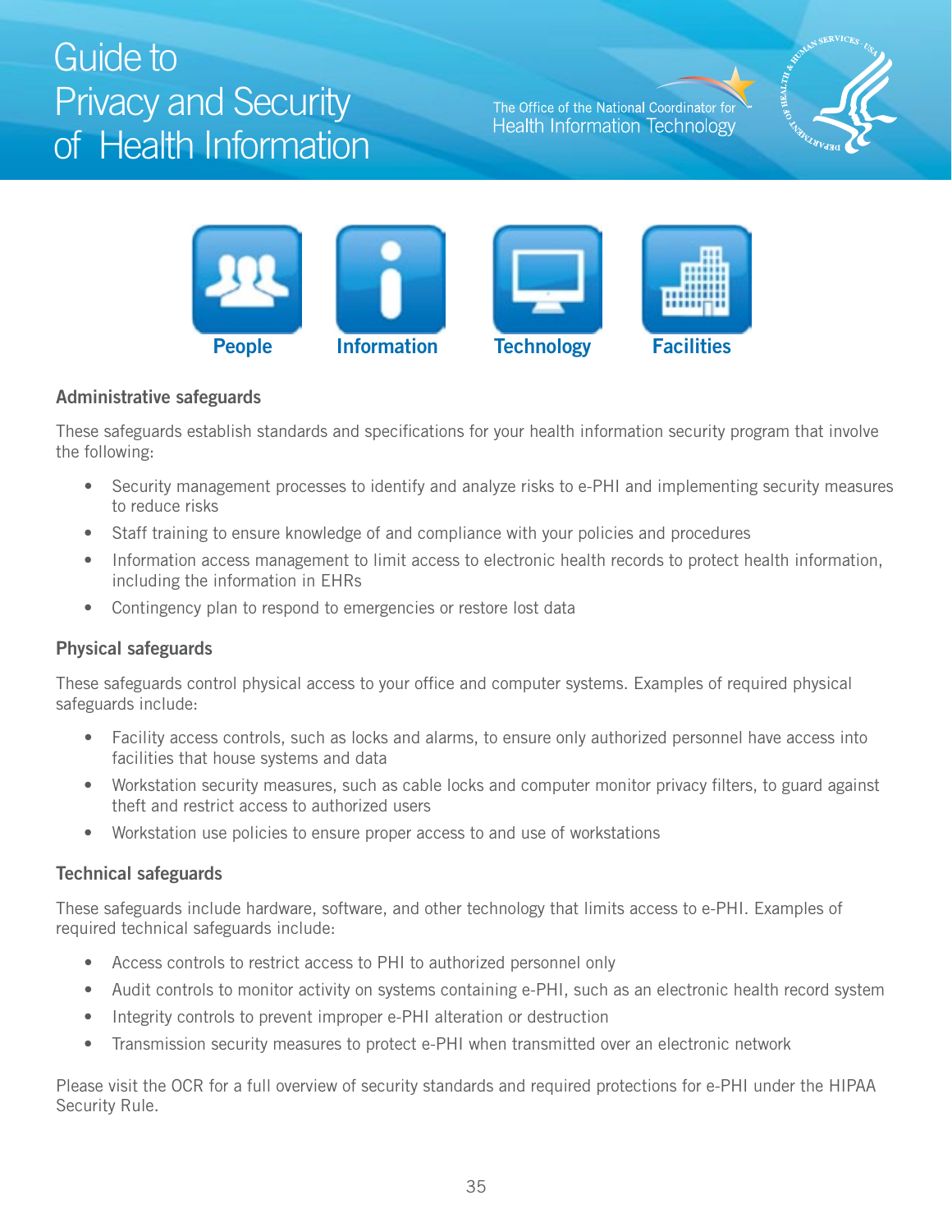People Information Technology Facilities

### Administrative safeguards

These safeguards establish standards and specifications for your health information security program that involve the following:

- Security management processes to identify and analyze risks to e-PHI and implementing security measures to reduce risks
- Staff training to ensure knowledge of and compliance with your policies and procedures
- Information access management to limit access to electronic health records to protect health information, including the information in EHRs
- Contingency plan to respond to emergencies or restore lost data

### Physical safeguards

These safeguards control physical access to your office and computer systems. Examples of required physical safeguards include:

- Facility access controls, such as locks and alarms, to ensure only authorized personnel have access into facilities that house systems and data
- Workstation security measures, such as cable locks and computer monitor privacy filters, to guard against theft and restrict access to authorized users
- Workstation use policies to ensure proper access to and use of workstations

### Technical safeguards

These safeguards include hardware, software, and other technology that limits access to e-PHI. Examples of required technical safeguards include:

- Access controls to restrict access to PHI to authorized personnel only
- Audit controls to monitor activity on systems containing e-PHI, such as an electronic health record system
- Integrity controls to prevent improper e-PHI alteration or destruction
- Transmission security measures to protect e-PHI when transmitted over an electronic network

Please visit the OCR for a full overview of security standards and required protections for e-PHI under the HIPAA Security Rule.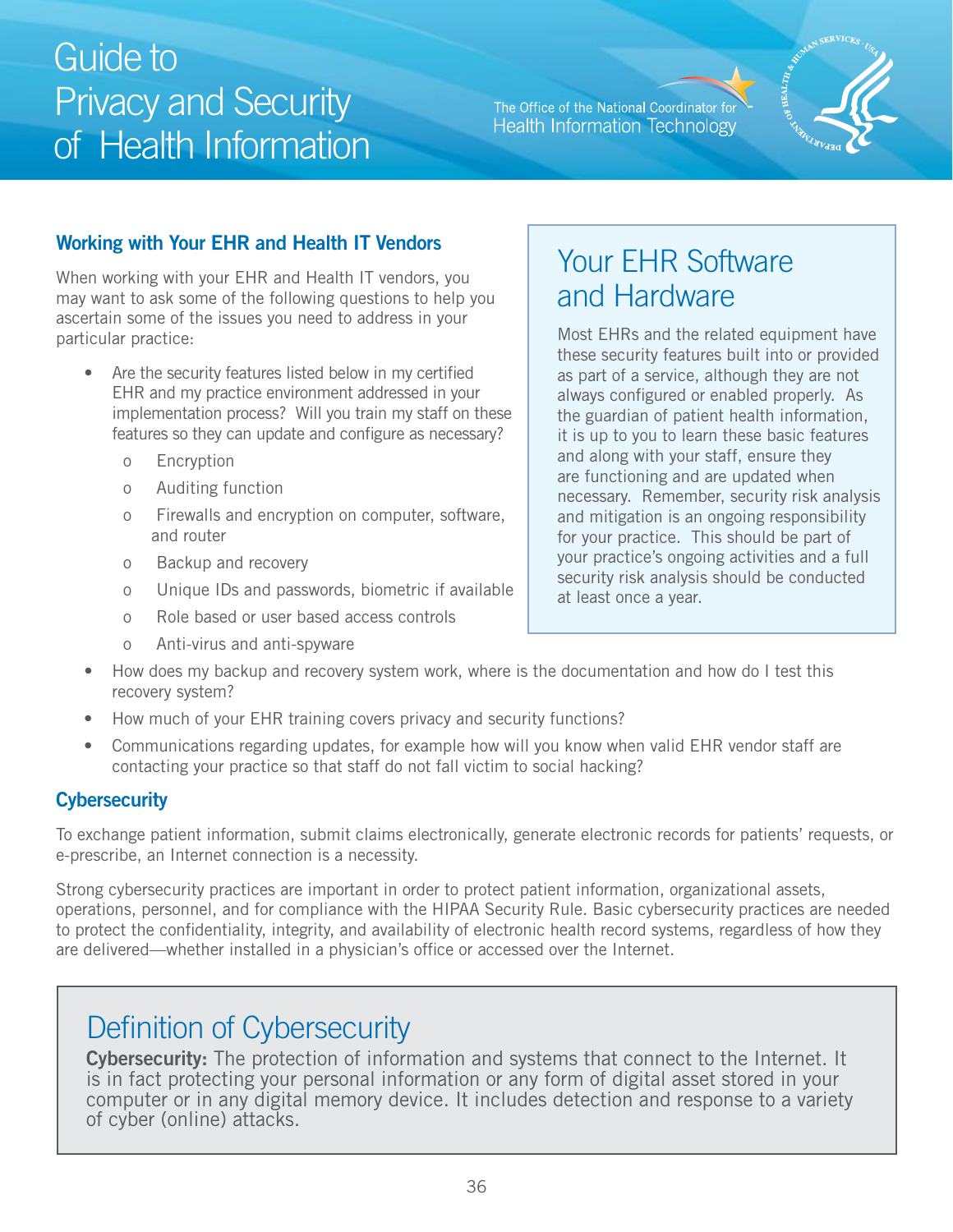## Working with Your EHR and Health IT Vendors

When working with your EHR and Health IT vendors, you may want to ask some of the following questions to help you ascertain some of the issues you need to address in your particular practice:

- Are the security features listed below in my certified EHR and my practice environment addressed in your implementation process? Will you train my staff on these features so they can update and configure as necessary?
  - Encryption
  - Auditing function
  - Firewalls and encryption on computer, software, and router
  - Backup and recovery
  - Unique IDs and passwords, biometric if available
  - Role based or user based access controls
  - Anti-virus and anti-spyware
- How does my backup and recovery system work, where is the documentation and how do I test this recovery system?
- How much of your EHR training covers privacy and security functions?
- Communications regarding updates, for example how will you know when valid EHR vendor staff are contacting your practice so that staff do not fall victim to social hacking?

## Your EHR Software and Hardware

Most EHRs and the related equipment have these security features built into or provided as part of a service, although they are not always configured or enabled properly. As the guardian of patient health information, it is up to you to learn these basic features and along with your staff, ensure they are functioning and are updated when necessary. Remember, security risk analysis and mitigation is an ongoing responsibility for your practice. This should be part of your practice's ongoing activities and a full security risk analysis should be conducted at least once a year.

## Cybersecurity

To exchange patient information, submit claims electronically, generate electronic records for patients' requests, or e-prescribe, an Internet connection is a necessity.

Strong cybersecurity practices are important in order to protect patient information, organizational assets, operations, personnel, and for compliance with the HIPAA Security Rule. Basic cybersecurity practices are needed to protect the confidentiality, integrity, and availability of electronic health record systems, regardless of how they are delivered—whether installed in a physician's office or accessed over the Internet.

## Definition of Cybersecurity

**Cybersecurity:** The protection of information and systems that connect to the Internet. It is in fact protecting your personal information or any form of digital asset stored in your computer or in any digital memory device. It includes detection and response to a variety of cyber (online) attacks.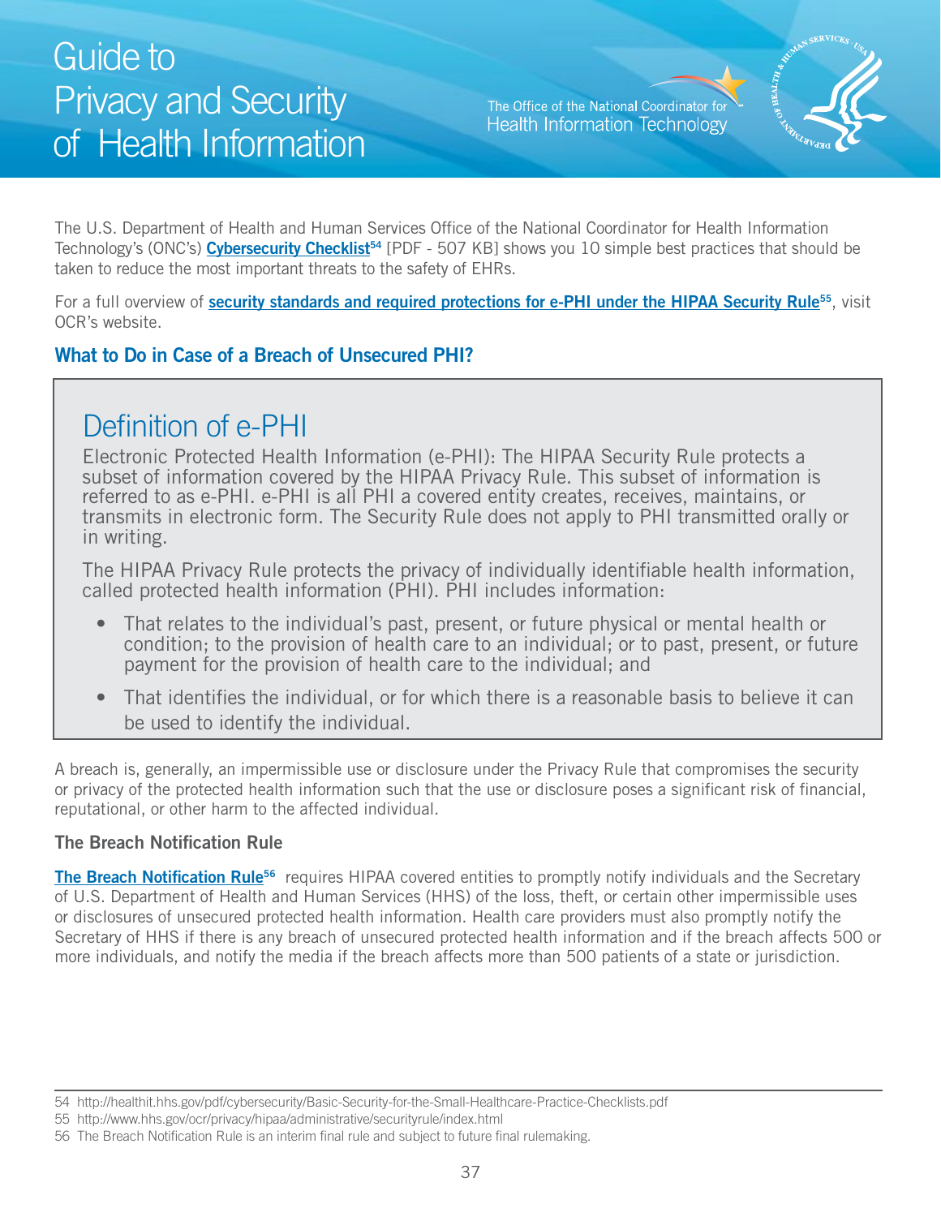The U.S. Department of Health and Human Services Office of the National Coordinator for Health Information Technology's (ONC's) **Cybersecurity Checklist**[54] [PDF - 507 KB] shows you 10 simple best practices that should be taken to reduce the most important threats to the safety of EHRs.

For a full overview of **security standards and required protections for e-PHI under the HIPAA Security Rule**[55], visit OCR's website.

### What to Do in Case of a Breach of Unsecured PHI?

## Definition of e-PHI

Electronic Protected Health Information (e-PHI): The HIPAA Security Rule protects a subset of information covered by the HIPAA Privacy Rule. This subset of information is referred to as e-PHI. e-PHI is all PHI a covered entity creates, receives, maintains, or transmits in electronic form. The Security Rule does not apply to PHI transmitted orally or in writing.

The HIPAA Privacy Rule protects the privacy of individually identifiable health information, called protected health information (PHI). PHI includes information:

- That relates to the individual's past, present, or future physical or mental health or condition; to the provision of health care to an individual; or to past, present, or future payment for the provision of health care to the individual; and
- That identifies the individual, or for which there is a reasonable basis to believe it can be used to identify the individual.

A breach is, generally, an impermissible use or disclosure under the Privacy Rule that compromises the security or privacy of the protected health information such that the use or disclosure poses a significant risk of financial, reputational, or other harm to the affected individual.

#### The Breach Notification Rule

**The Breach Notification Rule**[56] requires HIPAA covered entities to promptly notify individuals and the Secretary of U.S. Department of Health and Human Services (HHS) of the loss, theft, or certain other impermissible uses or disclosures of unsecured protected health information. Health care providers must also promptly notify the Secretary of HHS if there is any breach of unsecured protected health information and if the breach affects 500 or more individuals, and notify the media if the breach affects more than 500 patients of a state or jurisdiction.

---

54 http://healthit.hhs.gov/pdf/cybersecurity/Basic-Security-for-the-Small-Healthcare-Practice-Checklists.pdf

55 http://www.hhs.gov/ocr/privacy/hipaa/administrative/securityrule/index.html

56 The Breach Notification Rule is an interim final rule and subject to future final rulemaking.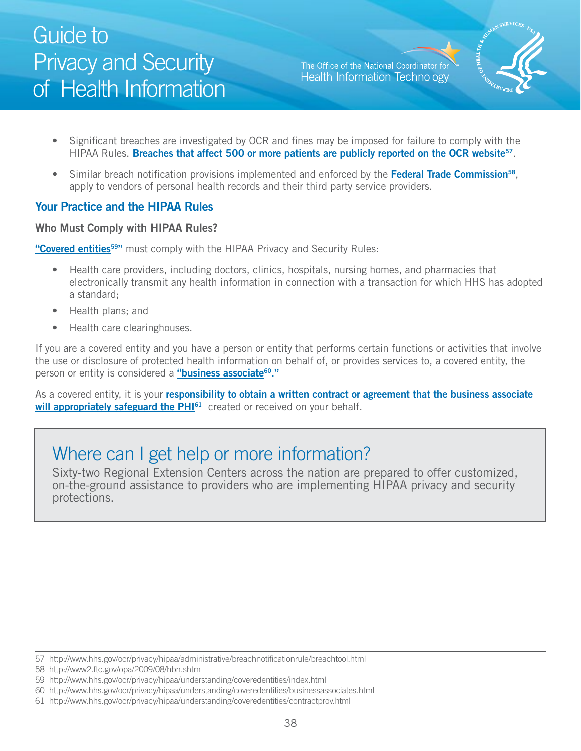- Significant breaches are investigated by OCR and fines may be imposed for failure to comply with the HIPAA Rules. **Breaches that affect 500 or more patients are publicly reported on the OCR website**[57].
- Similar breach notification provisions implemented and enforced by the **Federal Trade Commission**[58], apply to vendors of personal health records and their third party service providers.

## Your Practice and the HIPAA Rules

### Who Must Comply with HIPAA Rules?

**"Covered entities**[59]**"** must comply with the HIPAA Privacy and Security Rules:

- Health care providers, including doctors, clinics, hospitals, nursing homes, and pharmacies that electronically transmit any health information in connection with a transaction for which HHS has adopted a standard;
- Health plans; and
- Health care clearinghouses.

If you are a covered entity and you have a person or entity that performs certain functions or activities that involve the use or disclosure of protected health information on behalf of, or provides services to, a covered entity, the person or entity is considered a **"business associate**[60]**."**

As a covered entity, it is your **responsibility to obtain a written contract or agreement that the business associate will appropriately safeguard the PHI**[61] created or received on your behalf.

> ## Where can I get help or more information?
>
> Sixty-two Regional Extension Centers across the nation are prepared to offer customized, on-the-ground assistance to providers who are implementing HIPAA privacy and security protections.

57 http://www.hhs.gov/ocr/privacy/hipaa/administrative/breachnotificationrule/breachtool.html
58 http://www2.ftc.gov/opa/2009/08/hbn.shtm
59 http://www.hhs.gov/ocr/privacy/hipaa/understanding/coveredentities/index.html
60 http://www.hhs.gov/ocr/privacy/hipaa/understanding/coveredentities/businessassociates.html
61 http://www.hhs.gov/ocr/privacy/hipaa/understanding/coveredentities/contractprov.html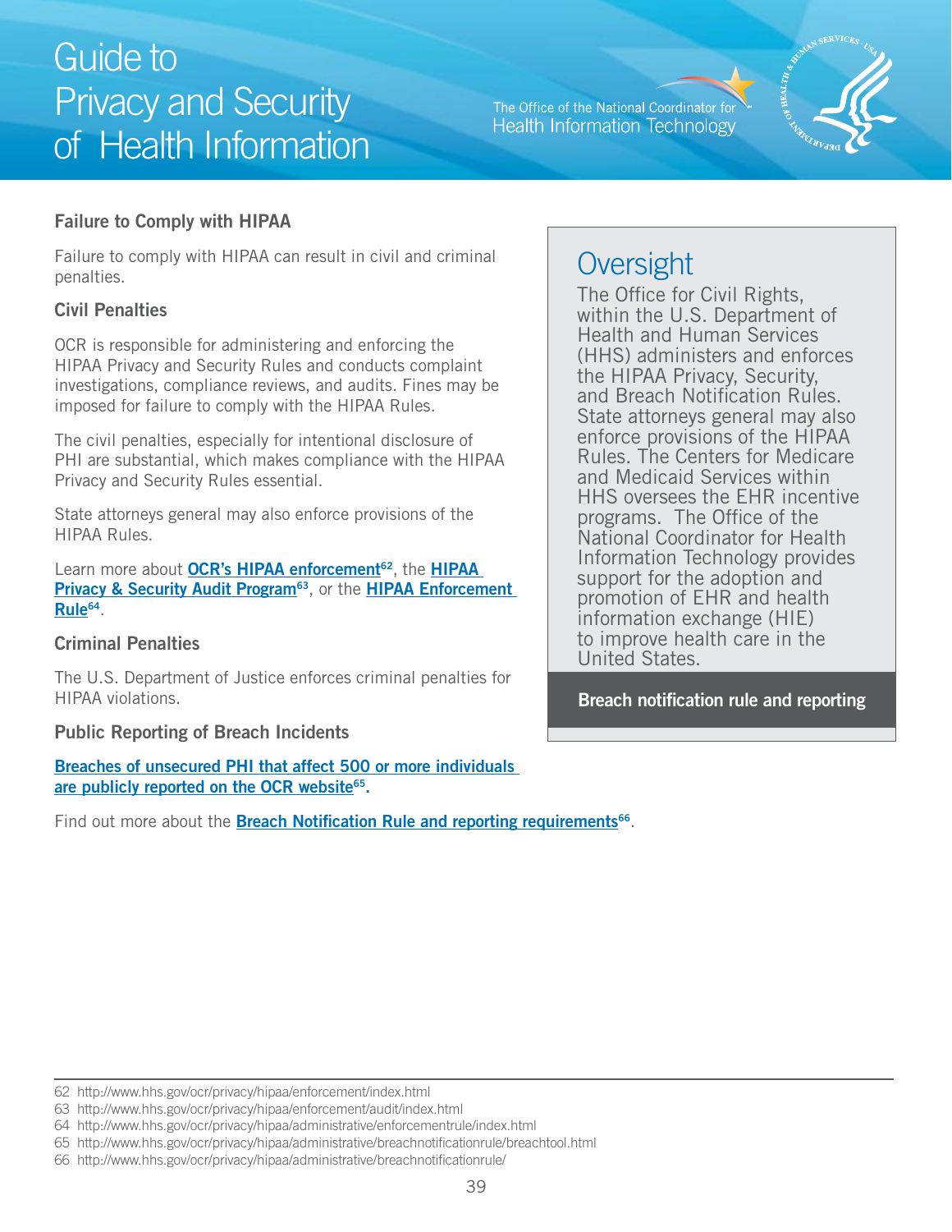### Failure to Comply with HIPAA

Failure to comply with HIPAA can result in civil and criminal penalties.

#### Civil Penalties

OCR is responsible for administering and enforcing the HIPAA Privacy and Security Rules and conducts complaint investigations, compliance reviews, and audits. Fines may be imposed for failure to comply with the HIPAA Rules.

The civil penalties, especially for intentional disclosure of PHI are substantial, which makes compliance with the HIPAA Privacy and Security Rules essential.

State attorneys general may also enforce provisions of the HIPAA Rules.

Learn more about **OCR's HIPAA enforcement**[62], the **HIPAA Privacy & Security Audit Program**[63], or the **HIPAA Enforcement Rule**[64].

#### Criminal Penalties

The U.S. Department of Justice enforces criminal penalties for HIPAA violations.

#### Public Reporting of Breach Incidents

**Breaches of unsecured PHI that affect 500 or more individuals are publicly reported on the OCR website**[65]**.**

Find out more about the **Breach Notification Rule and reporting requirements**[66].

## Oversight

The Office for Civil Rights, within the U.S. Department of Health and Human Services (HHS) administers and enforces the HIPAA Privacy, Security, and Breach Notification Rules. State attorneys general may also enforce provisions of the HIPAA Rules. The Centers for Medicare and Medicaid Services within HHS oversees the EHR incentive programs. The Office of the National Coordinator for Health Information Technology provides support for the adoption and promotion of EHR and health information exchange (HIE) to improve health care in the United States.

**Breach notification rule and reporting**

---

62 http://www.hhs.gov/ocr/privacy/hipaa/enforcement/index.html

63 http://www.hhs.gov/ocr/privacy/hipaa/enforcement/audit/index.html

64 http://www.hhs.gov/ocr/privacy/hipaa/administrative/enforcementrule/index.html

65 http://www.hhs.gov/ocr/privacy/hipaa/administrative/breachnotificationrule/breachtool.html

66 http://www.hhs.gov/ocr/privacy/hipaa/administrative/breachnotificationrule/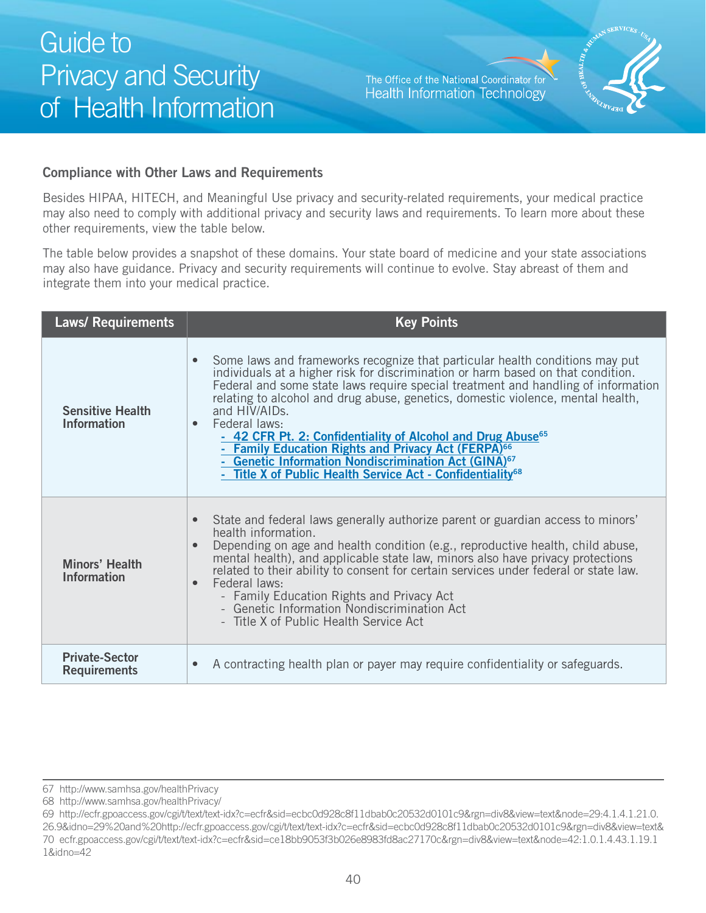## Compliance with Other Laws and Requirements

Besides HIPAA, HITECH, and Meaningful Use privacy and security-related requirements, your medical practice may also need to comply with additional privacy and security laws and requirements. To learn more about these other requirements, view the table below.

The table below provides a snapshot of these domains. Your state board of medicine and your state associations may also have guidance. Privacy and security requirements will continue to evolve. Stay abreast of them and integrate them into your medical practice.

| Laws/ Requirements | Key Points |
| --- | --- |
| **Sensitive Health Information** | • Some laws and frameworks recognize that particular health conditions may put individuals at a higher risk for discrimination or harm based on that condition. Federal and some state laws require special treatment and handling of information relating to alcohol and drug abuse, genetics, domestic violence, mental health, and HIV/AIDs.<br>• Federal laws:<br>- 42 CFR Pt. 2: Confidentiality of Alcohol and Drug Abuse[65]<br>- Family Education Rights and Privacy Act (FERPA)[66]<br>- Genetic Information Nondiscrimination Act (GINA)[67]<br>- Title X of Public Health Service Act - Confidentiality[68] |
| **Minors' Health Information** | • State and federal laws generally authorize parent or guardian access to minors' health information.<br>• Depending on age and health condition (e.g., reproductive health, child abuse, mental health), and applicable state law, minors also have privacy protections related to their ability to consent for certain services under federal or state law.<br>• Federal laws:<br>- Family Education Rights and Privacy Act<br>- Genetic Information Nondiscrimination Act<br>- Title X of Public Health Service Act |
| **Private-Sector Requirements** | • A contracting health plan or payer may require confidentiality or safeguards. |

67 http://www.samhsa.gov/healthPrivacy
68 http://www.samhsa.gov/healthPrivacy/
69 http://ecfr.gpoaccess.gov/cgi/t/text/text-idx?c=ecfr&sid=ecbc0d928c8f11dbab0c20532d0101c9&rgn=div8&view=text&node=29:4.1.4.1.21.0.26.9&idno=29%20and%20http://ecfr.gpoaccess.gov/cgi/t/text/text-idx?c=ecfr&sid=ecbc0d928c8f11dbab0c20532d0101c9&rgn=div8&view=text&
70 ecfr.gpoaccess.gov/cgi/t/text/text-idx?c=ecfr&sid=ce18bb9053f3b026e8983fd8ac27170c&rgn=div8&view=text&node=42:1.0.1.4.43.1.19.11&idno=42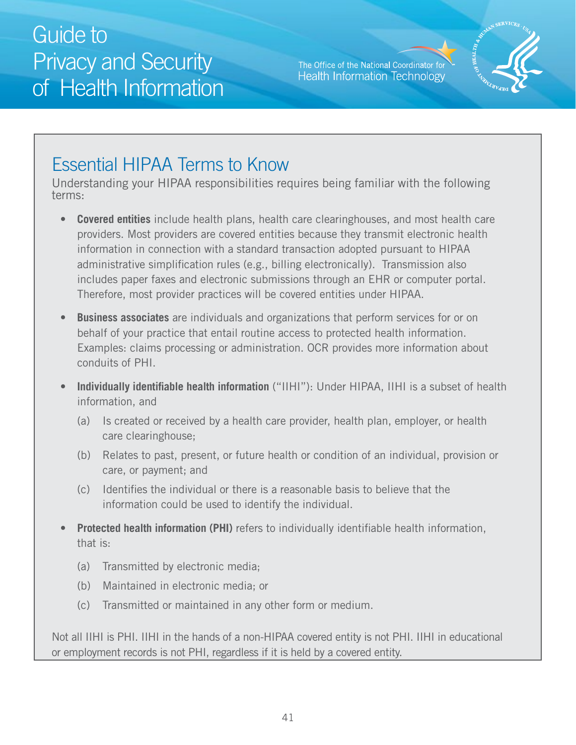## Essential HIPAA Terms to Know

Understanding your HIPAA responsibilities requires being familiar with the following terms:

- **Covered entities** include health plans, health care clearinghouses, and most health care providers. Most providers are covered entities because they transmit electronic health information in connection with a standard transaction adopted pursuant to HIPAA administrative simplification rules (e.g., billing electronically). Transmission also includes paper faxes and electronic submissions through an EHR or computer portal. Therefore, most provider practices will be covered entities under HIPAA.

- **Business associates** are individuals and organizations that perform services for or on behalf of your practice that entail routine access to protected health information. Examples: claims processing or administration. OCR provides more information about conduits of PHI.

- **Individually identifiable health information** ("IIHI"): Under HIPAA, IIHI is a subset of health information, and

  (a) Is created or received by a health care provider, health plan, employer, or health care clearinghouse;

  (b) Relates to past, present, or future health or condition of an individual, provision or care, or payment; and

  (c) Identifies the individual or there is a reasonable basis to believe that the information could be used to identify the individual.

- **Protected health information (PHI)** refers to individually identifiable health information, that is:

  (a) Transmitted by electronic media;

  (b) Maintained in electronic media; or

  (c) Transmitted or maintained in any other form or medium.

Not all IIHI is PHI. IIHI in the hands of a non-HIPAA covered entity is not PHI. IIHI in educational or employment records is not PHI, regardless if it is held by a covered entity.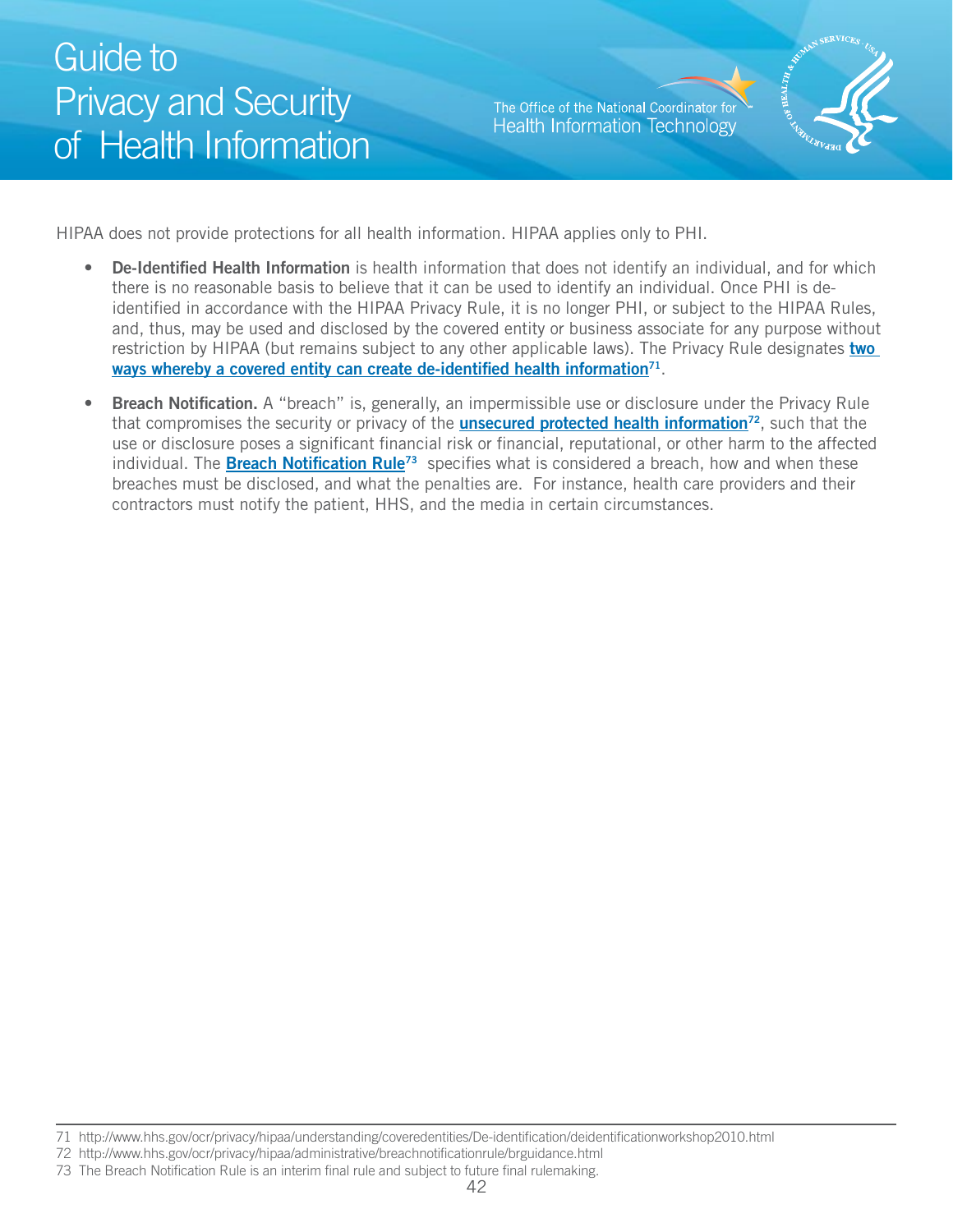HIPAA does not provide protections for all health information. HIPAA applies only to PHI.

- **De-Identified Health Information** is health information that does not identify an individual, and for which there is no reasonable basis to believe that it can be used to identify an individual. Once PHI is de-identified in accordance with the HIPAA Privacy Rule, it is no longer PHI, or subject to the HIPAA Rules, and, thus, may be used and disclosed by the covered entity or business associate for any purpose without restriction by HIPAA (but remains subject to any other applicable laws). The Privacy Rule designates **two ways whereby a covered entity can create de-identified health information**[71].

- **Breach Notification.** A "breach" is, generally, an impermissible use or disclosure under the Privacy Rule that compromises the security or privacy of the **unsecured protected health information**[72], such that the use or disclosure poses a significant financial risk or financial, reputational, or other harm to the affected individual. The **Breach Notification Rule**[73] specifies what is considered a breach, how and when these breaches must be disclosed, and what the penalties are. For instance, health care providers and their contractors must notify the patient, HHS, and the media in certain circumstances.

---

71 http://www.hhs.gov/ocr/privacy/hipaa/understanding/coveredentities/De-identification/deidentificationworkshop2010.html

72 http://www.hhs.gov/ocr/privacy/hipaa/administrative/breachnotificationrule/brguidance.html

73 The Breach Notification Rule is an interim final rule and subject to future final rulemaking.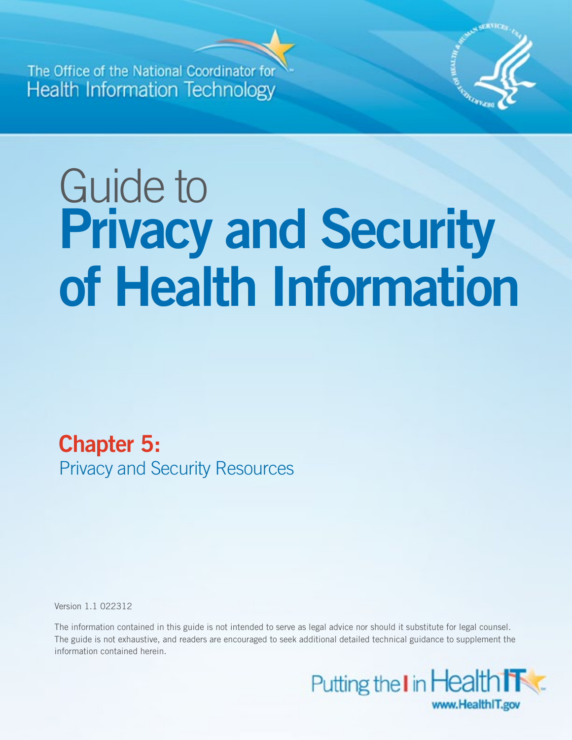The Office of the National Coordinator for
Health Information Technology

# Guide to Privacy and Security of Health Information

## Chapter 5:
Privacy and Security Resources

Version 1.1 022312

The information contained in this guide is not intended to serve as legal advice nor should it substitute for legal counsel. The guide is not exhaustive, and readers are encouraged to seek additional detailed technical guidance to supplement the information contained herein.

Putting the I in Health IT
www.HealthIT.gov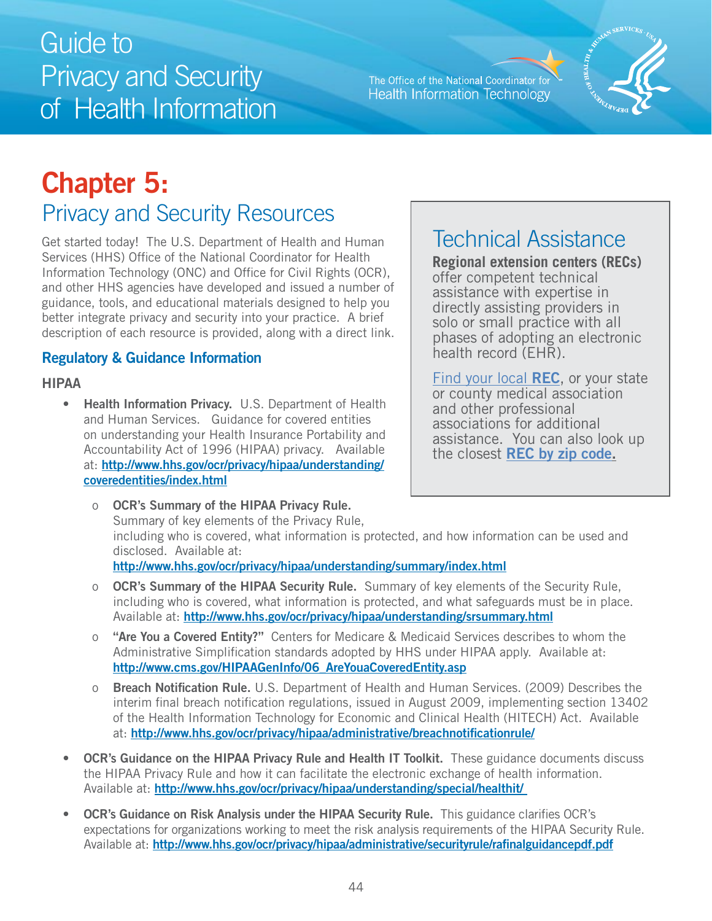# Chapter 5:
## Privacy and Security Resources

Get started today! The U.S. Department of Health and Human Services (HHS) Office of the National Coordinator for Health Information Technology (ONC) and Office for Civil Rights (OCR), and other HHS agencies have developed and issued a number of guidance, tools, and educational materials designed to help you better integrate privacy and security into your practice. A brief description of each resource is provided, along with a direct link.

### Regulatory & Guidance Information

#### HIPAA

- **Health Information Privacy.** U.S. Department of Health and Human Services. Guidance for covered entities on understanding your Health Insurance Portability and Accountability Act of 1996 (HIPAA) privacy. Available at: **http://www.hhs.gov/ocr/privacy/hipaa/understanding/coveredentities/index.html**
  - **OCR's Summary of the HIPAA Privacy Rule.** Summary of key elements of the Privacy Rule, including who is covered, what information is protected, and how information can be used and disclosed. Available at: **http://www.hhs.gov/ocr/privacy/hipaa/understanding/summary/index.html**
  - **OCR's Summary of the HIPAA Security Rule.** Summary of key elements of the Security Rule, including who is covered, what information is protected, and what safeguards must be in place. Available at: **http://www.hhs.gov/ocr/privacy/hipaa/understanding/srsummary.html**
  - **"Are You a Covered Entity?"** Centers for Medicare & Medicaid Services describes to whom the Administrative Simplification standards adopted by HHS under HIPAA apply. Available at: **http://www.cms.gov/HIPAAGenInfo/06_AreYouaCoveredEntity.asp**
  - **Breach Notification Rule.** U.S. Department of Health and Human Services. (2009) Describes the interim final breach notification regulations, issued in August 2009, implementing section 13402 of the Health Information Technology for Economic and Clinical Health (HITECH) Act. Available at: **http://www.hhs.gov/ocr/privacy/hipaa/administrative/breachnotificationrule/**
- **OCR's Guidance on the HIPAA Privacy Rule and Health IT Toolkit.** These guidance documents discuss the HIPAA Privacy Rule and how it can facilitate the electronic exchange of health information. Available at: **http://www.hhs.gov/ocr/privacy/hipaa/understanding/special/healthit/**
- **OCR's Guidance on Risk Analysis under the HIPAA Security Rule.** This guidance clarifies OCR's expectations for organizations working to meet the risk analysis requirements of the HIPAA Security Rule. Available at: **http://www.hhs.gov/ocr/privacy/hipaa/administrative/securityrule/rafinalguidancepdf.pdf**

> ## Technical Assistance
>
> **Regional extension centers (RECs)** offer competent technical assistance with expertise in directly assisting providers in solo or small practice with all phases of adopting an electronic health record (EHR).
>
> Find your local **REC**, or your state or county medical association and other professional associations for additional assistance. You can also look up the closest **REC by zip code.**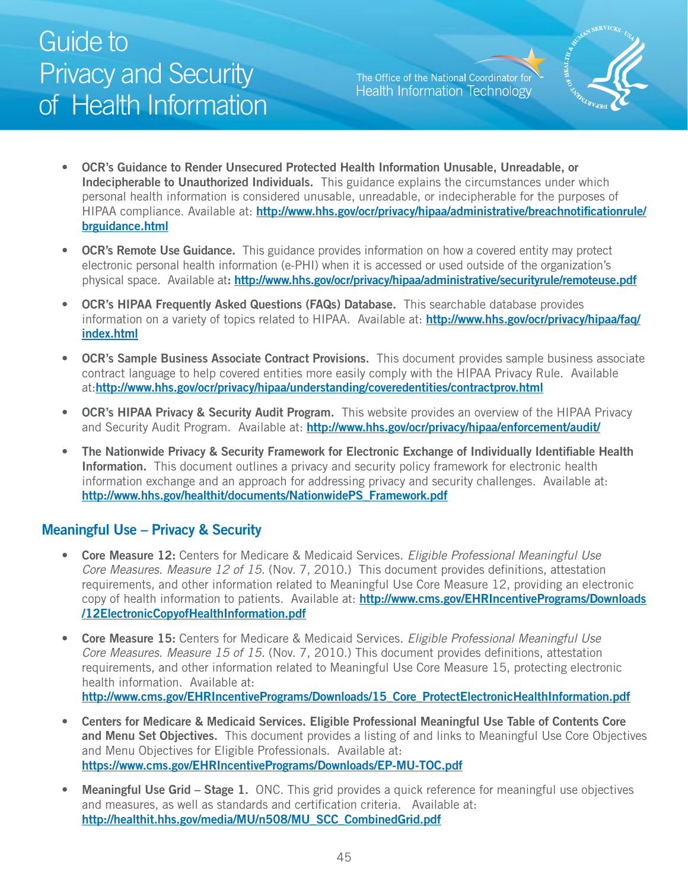- **OCR's Guidance to Render Unsecured Protected Health Information Unusable, Unreadable, or Indecipherable to Unauthorized Individuals.** This guidance explains the circumstances under which personal health information is considered unusable, unreadable, or indecipherable for the purposes of HIPAA compliance. Available at: **http://www.hhs.gov/ocr/privacy/hipaa/administrative/breachnotificationrule/brguidance.html**

- **OCR's Remote Use Guidance.** This guidance provides information on how a covered entity may protect electronic personal health information (e-PHI) when it is accessed or used outside of the organization's physical space. Available at**: http://www.hhs.gov/ocr/privacy/hipaa/administrative/securityrule/remoteuse.pdf**

- **OCR's HIPAA Frequently Asked Questions (FAQs) Database.** This searchable database provides information on a variety of topics related to HIPAA. Available at: **http://www.hhs.gov/ocr/privacy/hipaa/faq/index.html**

- **OCR's Sample Business Associate Contract Provisions.** This document provides sample business associate contract language to help covered entities more easily comply with the HIPAA Privacy Rule. Available at:**http://www.hhs.gov/ocr/privacy/hipaa/understanding/coveredentities/contractprov.html**

- **OCR's HIPAA Privacy & Security Audit Program.** This website provides an overview of the HIPAA Privacy and Security Audit Program. Available at: **http://www.hhs.gov/ocr/privacy/hipaa/enforcement/audit/**

- **The Nationwide Privacy & Security Framework for Electronic Exchange of Individually Identifiable Health Information.** This document outlines a privacy and security policy framework for electronic health information exchange and an approach for addressing privacy and security challenges. Available at: **http://www.hhs.gov/healthit/documents/NationwidePS_Framework.pdf**

## Meaningful Use – Privacy & Security

- **Core Measure 12:** Centers for Medicare & Medicaid Services. *Eligible Professional Meaningful Use Core Measures. Measure 12 of 15.* (Nov. 7, 2010.) This document provides definitions, attestation requirements, and other information related to Meaningful Use Core Measure 12, providing an electronic copy of health information to patients. Available at: **http://www.cms.gov/EHRIncentivePrograms/Downloads/12ElectronicCopyofHealthInformation.pdf**

- **Core Measure 15:** Centers for Medicare & Medicaid Services. *Eligible Professional Meaningful Use Core Measures. Measure 15 of 15.* (Nov. 7, 2010.) This document provides definitions, attestation requirements, and other information related to Meaningful Use Core Measure 15, protecting electronic health information. Available at: **http://www.cms.gov/EHRIncentivePrograms/Downloads/15_Core_ProtectElectronicHealthInformation.pdf**

- **Centers for Medicare & Medicaid Services. Eligible Professional Meaningful Use Table of Contents Core and Menu Set Objectives.** This document provides a listing of and links to Meaningful Use Core Objectives and Menu Objectives for Eligible Professionals. Available at: **https://www.cms.gov/EHRIncentivePrograms/Downloads/EP-MU-TOC.pdf**

- **Meaningful Use Grid – Stage 1.** ONC. This grid provides a quick reference for meaningful use objectives and measures, as well as standards and certification criteria. Available at: **http://healthit.hhs.gov/media/MU/n508/MU_SCC_CombinedGrid.pdf**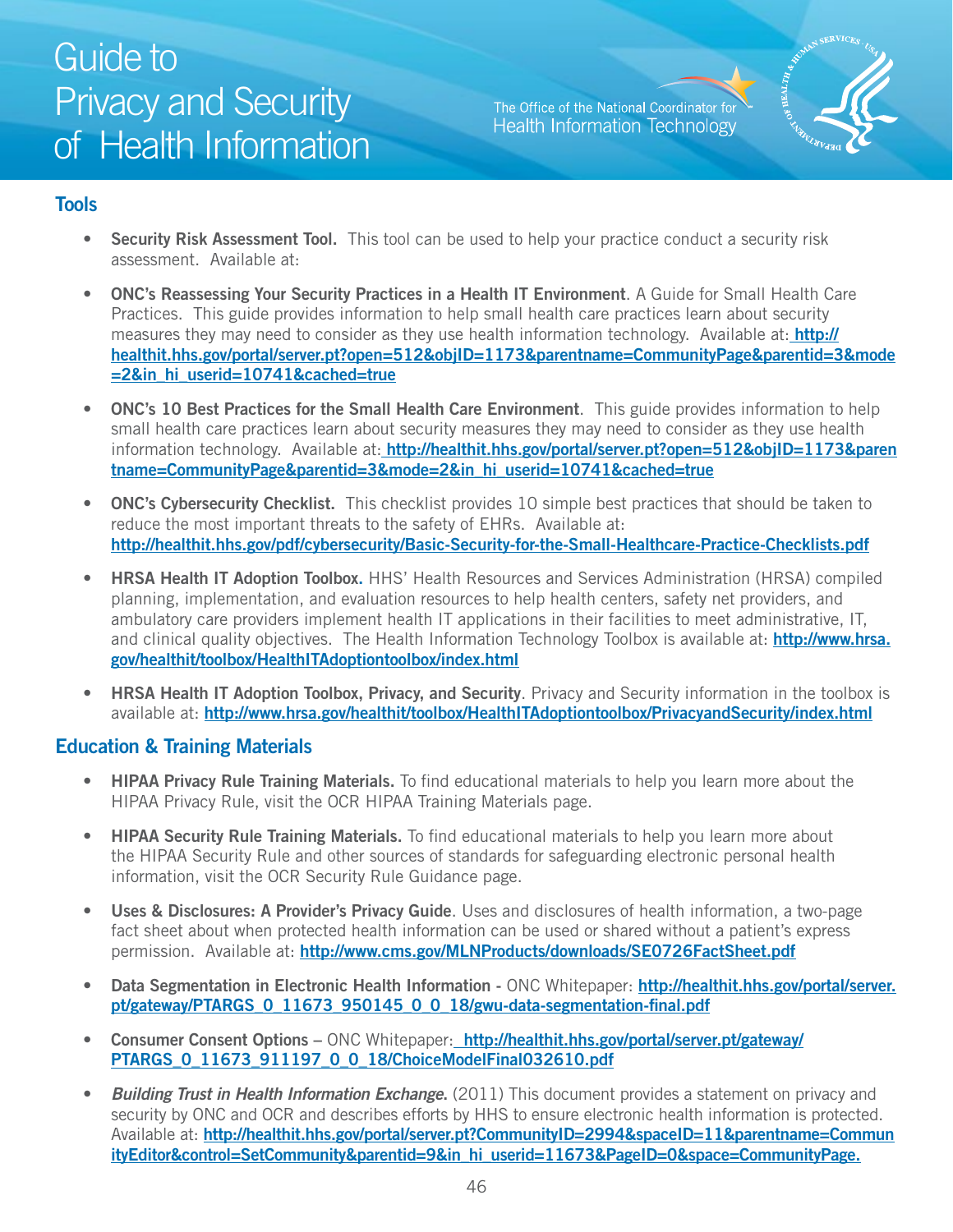## Tools

- **Security Risk Assessment Tool.** This tool can be used to help your practice conduct a security risk assessment. Available at:

- **ONC's Reassessing Your Security Practices in a Health IT Environment**. A Guide for Small Health Care Practices. This guide provides information to help small health care practices learn about security measures they may need to consider as they use health information technology. Available at: **http://healthit.hhs.gov/portal/server.pt?open=512&objID=1173&parentname=CommunityPage&parentid=3&mode=2&in_hi_userid=10741&cached=true**

- **ONC's 10 Best Practices for the Small Health Care Environment**. This guide provides information to help small health care practices learn about security measures they may need to consider as they use health information technology. Available at: **http://healthit.hhs.gov/portal/server.pt?open=512&objID=1173&parentname=CommunityPage&parentid=3&mode=2&in_hi_userid=10741&cached=true**

- **ONC's Cybersecurity Checklist.** This checklist provides 10 simple best practices that should be taken to reduce the most important threats to the safety of EHRs. Available at: **http://healthit.hhs.gov/pdf/cybersecurity/Basic-Security-for-the-Small-Healthcare-Practice-Checklists.pdf**

- **HRSA Health IT Adoption Toolbox.** HHS' Health Resources and Services Administration (HRSA) compiled planning, implementation, and evaluation resources to help health centers, safety net providers, and ambulatory care providers implement health IT applications in their facilities to meet administrative, IT, and clinical quality objectives. The Health Information Technology Toolbox is available at: **http://www.hrsa.gov/healthit/toolbox/HealthITAdoptiontoolbox/index.html**

- **HRSA Health IT Adoption Toolbox, Privacy, and Security**. Privacy and Security information in the toolbox is available at: **http://www.hrsa.gov/healthit/toolbox/HealthITAdoptiontoolbox/PrivacyandSecurity/index.html**

## Education & Training Materials

- **HIPAA Privacy Rule Training Materials.** To find educational materials to help you learn more about the HIPAA Privacy Rule, visit the OCR HIPAA Training Materials page.

- **HIPAA Security Rule Training Materials.** To find educational materials to help you learn more about the HIPAA Security Rule and other sources of standards for safeguarding electronic personal health information, visit the OCR Security Rule Guidance page.

- **Uses & Disclosures: A Provider's Privacy Guide**. Uses and disclosures of health information, a two-page fact sheet about when protected health information can be used or shared without a patient's express permission. Available at: **http://www.cms.gov/MLNProducts/downloads/SE0726FactSheet.pdf**

- **Data Segmentation in Electronic Health Information -** ONC Whitepaper: **http://healthit.hhs.gov/portal/server.pt/gateway/PTARGS_0_11673_950145_0_0_18/gwu-data-segmentation-final.pdf**

- **Consumer Consent Options** – ONC Whitepaper: **http://healthit.hhs.gov/portal/server.pt/gateway/PTARGS_0_11673_911197_0_0_18/ChoiceModelFinal032610.pdf**

- ***Building Trust in Health Information Exchange.*** (2011) This document provides a statement on privacy and security by ONC and OCR and describes efforts by HHS to ensure electronic health information is protected. Available at: **http://healthit.hhs.gov/portal/server.pt?CommunityID=2994&spaceID=11&parentname=CommunityEditor&control=SetCommunity&parentid=9&in_hi_userid=11673&PageID=0&space=CommunityPage.**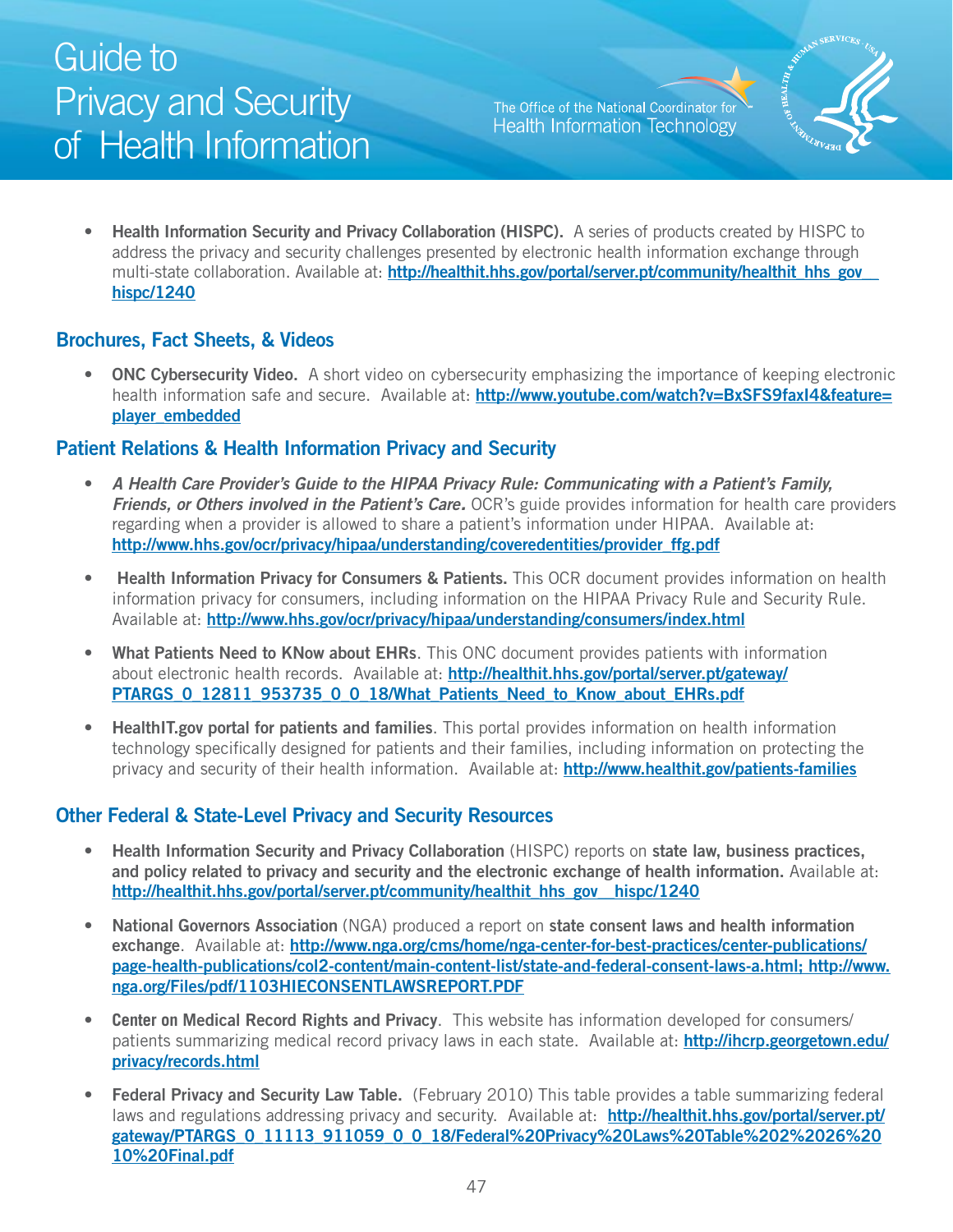- **Health Information Security and Privacy Collaboration (HISPC).** A series of products created by HISPC to address the privacy and security challenges presented by electronic health information exchange through multi-state collaboration. Available at: **http://healthit.hhs.gov/portal/server.pt/community/healthit_hhs_gov__hispc/1240**

## Brochures, Fact Sheets, & Videos

- **ONC Cybersecurity Video.** A short video on cybersecurity emphasizing the importance of keeping electronic health information safe and secure. Available at: **http://www.youtube.com/watch?v=BxSFS9faxI4&feature=player_embedded**

## Patient Relations & Health Information Privacy and Security

- ***A Health Care Provider's Guide to the HIPAA Privacy Rule: Communicating with a Patient's Family, Friends, or Others involved in the Patient's Care.*** OCR's guide provides information for health care providers regarding when a provider is allowed to share a patient's information under HIPAA. Available at: **http://www.hhs.gov/ocr/privacy/hipaa/understanding/coveredentities/provider_ffg.pdf**
- **Health Information Privacy for Consumers & Patients.** This OCR document provides information on health information privacy for consumers, including information on the HIPAA Privacy Rule and Security Rule. Available at: **http://www.hhs.gov/ocr/privacy/hipaa/understanding/consumers/index.html**
- **What Patients Need to KNow about EHRs**. This ONC document provides patients with information about electronic health records. Available at: **http://healthit.hhs.gov/portal/server.pt/gateway/PTARGS_0_12811_953735_0_0_18/What_Patients_Need_to_Know_about_EHRs.pdf**
- **HealthIT.gov portal for patients and families**. This portal provides information on health information technology specifically designed for patients and their families, including information on protecting the privacy and security of their health information. Available at: **http://www.healthit.gov/patients-families**

## Other Federal & State-Level Privacy and Security Resources

- **Health Information Security and Privacy Collaboration** (HISPC) reports on **state law, business practices, and policy related to privacy and security and the electronic exchange of health information.** Available at: **http://healthit.hhs.gov/portal/server.pt/community/healthit_hhs_gov__hispc/1240**
- **National Governors Association** (NGA) produced a report on **state consent laws and health information exchange**. Available at: **http://www.nga.org/cms/home/nga-center-for-best-practices/center-publications/page-health-publications/col2-content/main-content-list/state-and-federal-consent-laws-a.html; http://www.nga.org/Files/pdf/1103HIECONSENTLAWSREPORT.PDF**
- **Center on Medical Record Rights and Privacy**. This website has information developed for consumers/patients summarizing medical record privacy laws in each state. Available at: **http://ihcrp.georgetown.edu/privacy/records.html**
- **Federal Privacy and Security Law Table.** (February 2010) This table provides a table summarizing federal laws and regulations addressing privacy and security. Available at: **http://healthit.hhs.gov/portal/server.pt/gateway/PTARGS_0_11113_911059_0_0_18/Federal%20Privacy%20Laws%20Table%202%2026%2010%20Final.pdf**